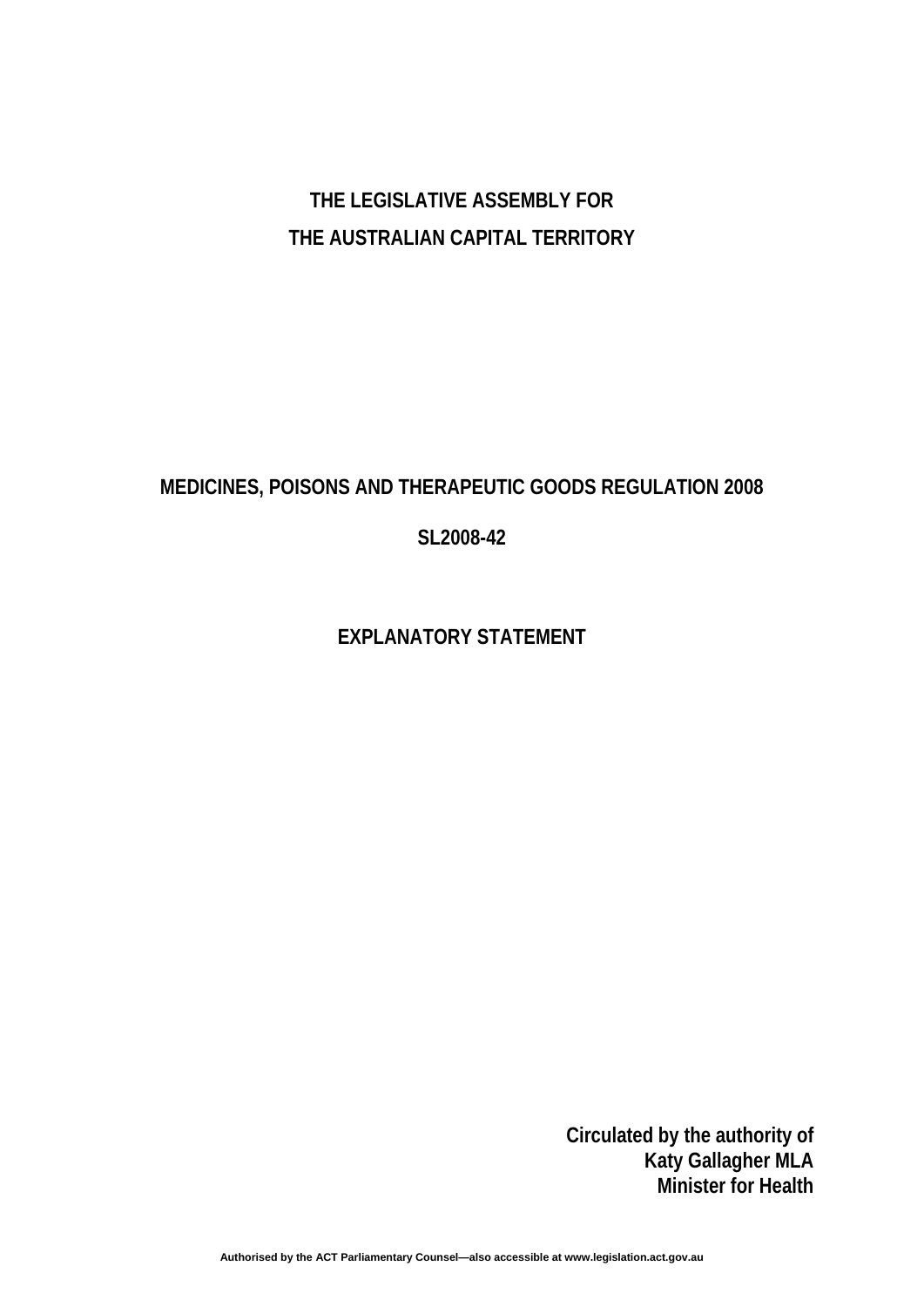# THE LEGISLATIVE ASSEMBLY FOR THE AUSTRALIAN CAPITAL TERRITORY

## MEDICINES, POISONS AND THERAPEUTIC GOODS REGULATION 2008

## SL2008-42

## EXPLANATORY STATEMENT

**Circulated by the authority of**
**Katy Gallagher MLA**
**Minister for Health**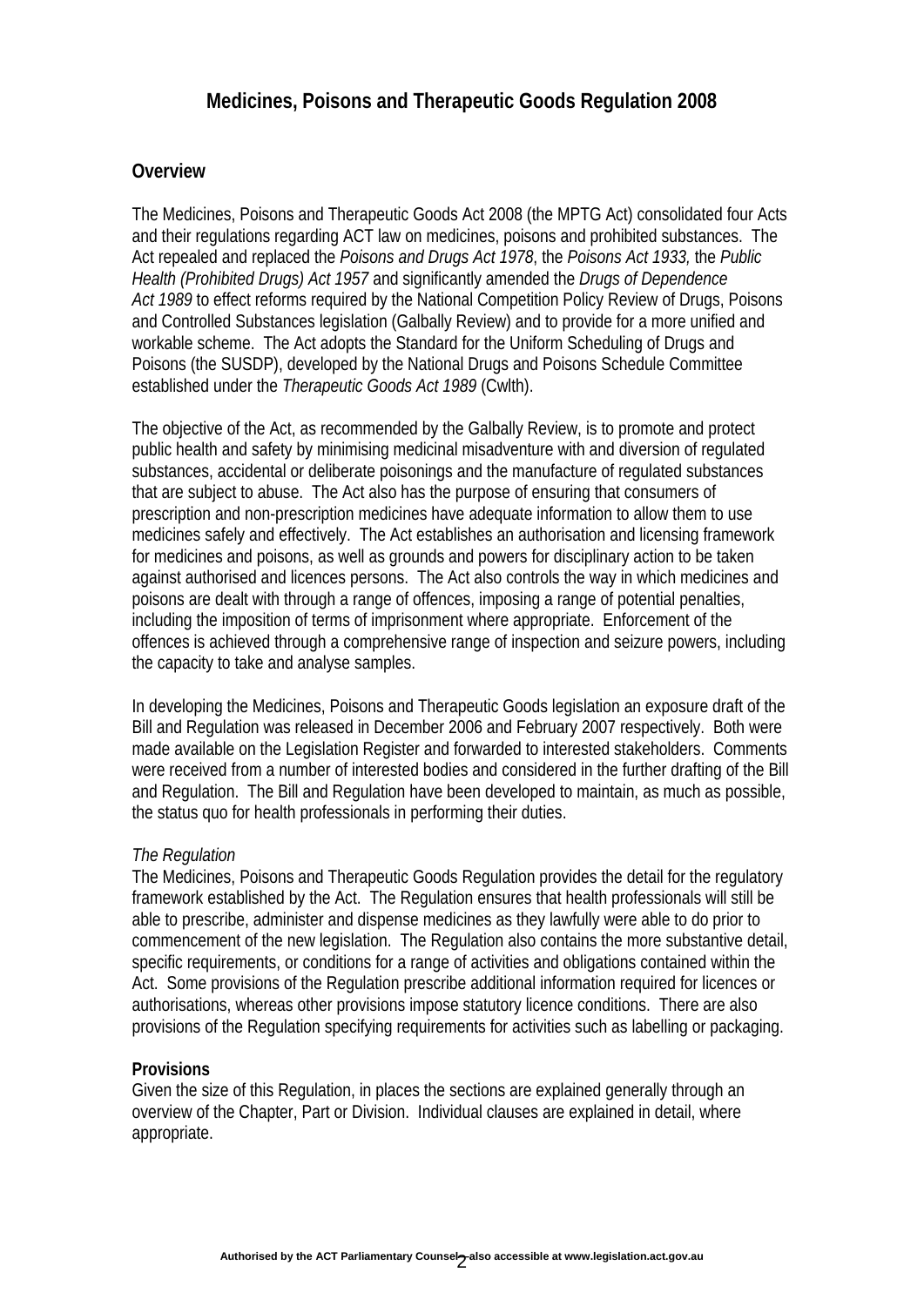# Medicines, Poisons and Therapeutic Goods Regulation 2008

## Overview

The Medicines, Poisons and Therapeutic Goods Act 2008 (the MPTG Act) consolidated four Acts and their regulations regarding ACT law on medicines, poisons and prohibited substances. The Act repealed and replaced the *Poisons and Drugs Act 1978*, the *Poisons Act 1933,* the *Public Health (Prohibited Drugs) Act 1957* and significantly amended the *Drugs of Dependence Act 1989* to effect reforms required by the National Competition Policy Review of Drugs, Poisons and Controlled Substances legislation (Galbally Review) and to provide for a more unified and workable scheme. The Act adopts the Standard for the Uniform Scheduling of Drugs and Poisons (the SUSDP), developed by the National Drugs and Poisons Schedule Committee established under the *Therapeutic Goods Act 1989* (Cwlth).

The objective of the Act, as recommended by the Galbally Review, is to promote and protect public health and safety by minimising medicinal misadventure with and diversion of regulated substances, accidental or deliberate poisonings and the manufacture of regulated substances that are subject to abuse. The Act also has the purpose of ensuring that consumers of prescription and non-prescription medicines have adequate information to allow them to use medicines safely and effectively. The Act establishes an authorisation and licensing framework for medicines and poisons, as well as grounds and powers for disciplinary action to be taken against authorised and licences persons. The Act also controls the way in which medicines and poisons are dealt with through a range of offences, imposing a range of potential penalties, including the imposition of terms of imprisonment where appropriate. Enforcement of the offences is achieved through a comprehensive range of inspection and seizure powers, including the capacity to take and analyse samples.

In developing the Medicines, Poisons and Therapeutic Goods legislation an exposure draft of the Bill and Regulation was released in December 2006 and February 2007 respectively. Both were made available on the Legislation Register and forwarded to interested stakeholders. Comments were received from a number of interested bodies and considered in the further drafting of the Bill and Regulation. The Bill and Regulation have been developed to maintain, as much as possible, the status quo for health professionals in performing their duties.

*The Regulation*

The Medicines, Poisons and Therapeutic Goods Regulation provides the detail for the regulatory framework established by the Act. The Regulation ensures that health professionals will still be able to prescribe, administer and dispense medicines as they lawfully were able to do prior to commencement of the new legislation. The Regulation also contains the more substantive detail, specific requirements, or conditions for a range of activities and obligations contained within the Act. Some provisions of the Regulation prescribe additional information required for licences or authorisations, whereas other provisions impose statutory licence conditions. There are also provisions of the Regulation specifying requirements for activities such as labelling or packaging.

## Provisions

Given the size of this Regulation, in places the sections are explained generally through an overview of the Chapter, Part or Division. Individual clauses are explained in detail, where appropriate.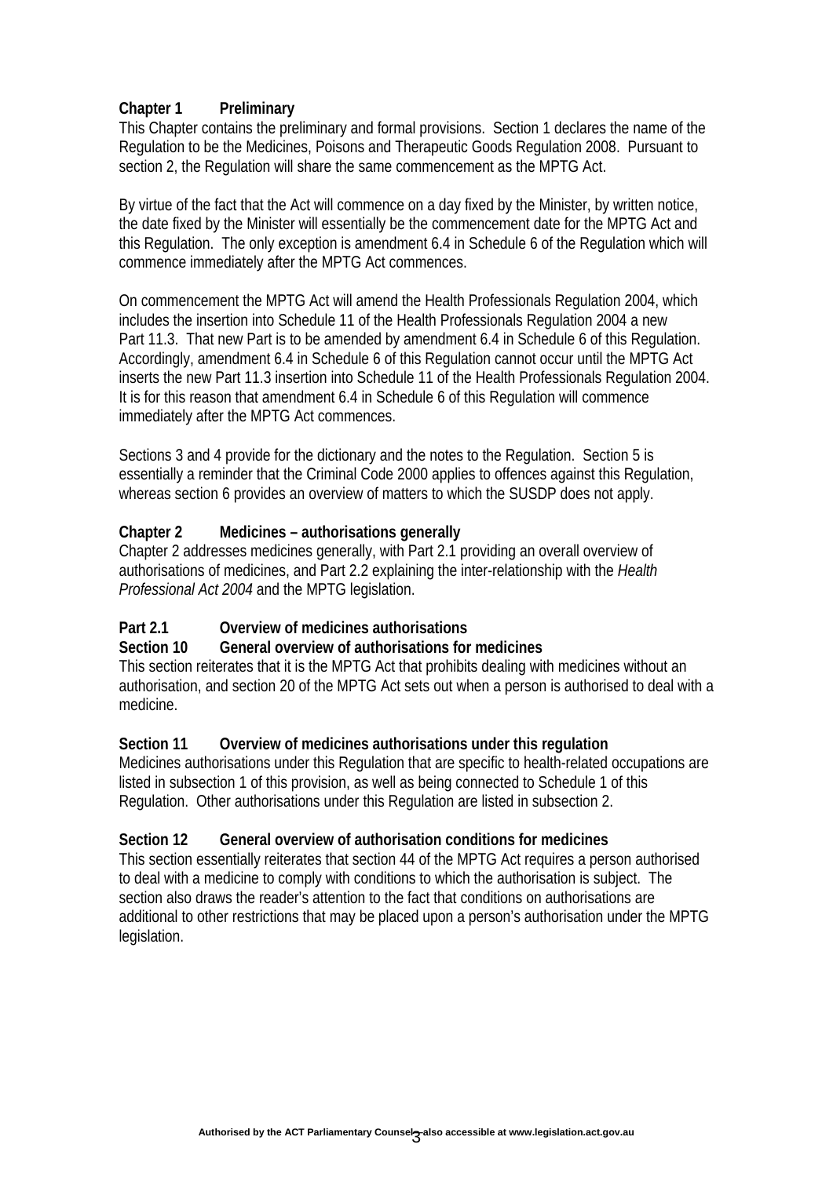**Chapter 1 Preliminary**

This Chapter contains the preliminary and formal provisions. Section 1 declares the name of the Regulation to be the Medicines, Poisons and Therapeutic Goods Regulation 2008. Pursuant to section 2, the Regulation will share the same commencement as the MPTG Act.

By virtue of the fact that the Act will commence on a day fixed by the Minister, by written notice, the date fixed by the Minister will essentially be the commencement date for the MPTG Act and this Regulation. The only exception is amendment 6.4 in Schedule 6 of the Regulation which will commence immediately after the MPTG Act commences.

On commencement the MPTG Act will amend the Health Professionals Regulation 2004, which includes the insertion into Schedule 11 of the Health Professionals Regulation 2004 a new Part 11.3. That new Part is to be amended by amendment 6.4 in Schedule 6 of this Regulation. Accordingly, amendment 6.4 in Schedule 6 of this Regulation cannot occur until the MPTG Act inserts the new Part 11.3 insertion into Schedule 11 of the Health Professionals Regulation 2004. It is for this reason that amendment 6.4 in Schedule 6 of this Regulation will commence immediately after the MPTG Act commences.

Sections 3 and 4 provide for the dictionary and the notes to the Regulation. Section 5 is essentially a reminder that the Criminal Code 2000 applies to offences against this Regulation, whereas section 6 provides an overview of matters to which the SUSDP does not apply.

**Chapter 2 Medicines – authorisations generally**

Chapter 2 addresses medicines generally, with Part 2.1 providing an overall overview of authorisations of medicines, and Part 2.2 explaining the inter-relationship with the *Health Professional Act 2004* and the MPTG legislation.

**Part 2.1 Overview of medicines authorisations**

**Section 10 General overview of authorisations for medicines**

This section reiterates that it is the MPTG Act that prohibits dealing with medicines without an authorisation, and section 20 of the MPTG Act sets out when a person is authorised to deal with a medicine.

**Section 11 Overview of medicines authorisations under this regulation**

Medicines authorisations under this Regulation that are specific to health-related occupations are listed in subsection 1 of this provision, as well as being connected to Schedule 1 of this Regulation. Other authorisations under this Regulation are listed in subsection 2.

**Section 12 General overview of authorisation conditions for medicines**

This section essentially reiterates that section 44 of the MPTG Act requires a person authorised to deal with a medicine to comply with conditions to which the authorisation is subject. The section also draws the reader's attention to the fact that conditions on authorisations are additional to other restrictions that may be placed upon a person's authorisation under the MPTG legislation.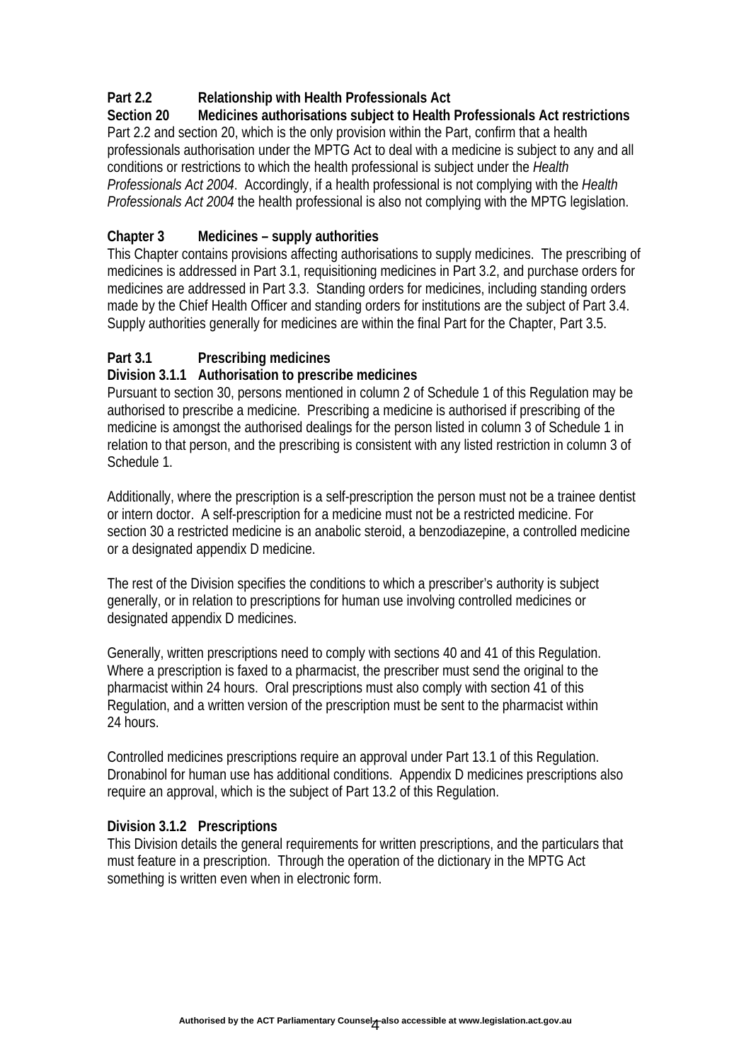**Part 2.2 Relationship with Health Professionals Act**

**Section 20 Medicines authorisations subject to Health Professionals Act restrictions**

Part 2.2 and section 20, which is the only provision within the Part, confirm that a health professionals authorisation under the MPTG Act to deal with a medicine is subject to any and all conditions or restrictions to which the health professional is subject under the *Health Professionals Act 2004*. Accordingly, if a health professional is not complying with the *Health Professionals Act 2004* the health professional is also not complying with the MPTG legislation.

**Chapter 3 Medicines – supply authorities**

This Chapter contains provisions affecting authorisations to supply medicines. The prescribing of medicines is addressed in Part 3.1, requisitioning medicines in Part 3.2, and purchase orders for medicines are addressed in Part 3.3. Standing orders for medicines, including standing orders made by the Chief Health Officer and standing orders for institutions are the subject of Part 3.4. Supply authorities generally for medicines are within the final Part for the Chapter, Part 3.5.

**Part 3.1 Prescribing medicines**

**Division 3.1.1 Authorisation to prescribe medicines**

Pursuant to section 30, persons mentioned in column 2 of Schedule 1 of this Regulation may be authorised to prescribe a medicine. Prescribing a medicine is authorised if prescribing of the medicine is amongst the authorised dealings for the person listed in column 3 of Schedule 1 in relation to that person, and the prescribing is consistent with any listed restriction in column 3 of Schedule 1.

Additionally, where the prescription is a self-prescription the person must not be a trainee dentist or intern doctor. A self-prescription for a medicine must not be a restricted medicine. For section 30 a restricted medicine is an anabolic steroid, a benzodiazepine, a controlled medicine or a designated appendix D medicine.

The rest of the Division specifies the conditions to which a prescriber's authority is subject generally, or in relation to prescriptions for human use involving controlled medicines or designated appendix D medicines.

Generally, written prescriptions need to comply with sections 40 and 41 of this Regulation. Where a prescription is faxed to a pharmacist, the prescriber must send the original to the pharmacist within 24 hours. Oral prescriptions must also comply with section 41 of this Regulation, and a written version of the prescription must be sent to the pharmacist within 24 hours.

Controlled medicines prescriptions require an approval under Part 13.1 of this Regulation. Dronabinol for human use has additional conditions. Appendix D medicines prescriptions also require an approval, which is the subject of Part 13.2 of this Regulation.

**Division 3.1.2 Prescriptions**

This Division details the general requirements for written prescriptions, and the particulars that must feature in a prescription. Through the operation of the dictionary in the MPTG Act something is written even when in electronic form.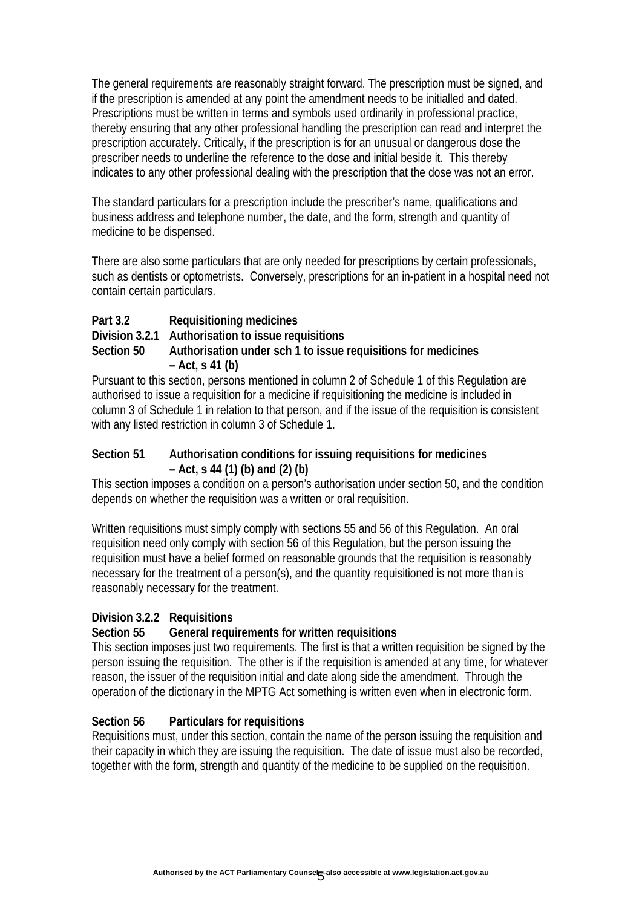The general requirements are reasonably straight forward. The prescription must be signed, and if the prescription is amended at any point the amendment needs to be initialled and dated. Prescriptions must be written in terms and symbols used ordinarily in professional practice, thereby ensuring that any other professional handling the prescription can read and interpret the prescription accurately. Critically, if the prescription is for an unusual or dangerous dose the prescriber needs to underline the reference to the dose and initial beside it. This thereby indicates to any other professional dealing with the prescription that the dose was not an error.

The standard particulars for a prescription include the prescriber's name, qualifications and business address and telephone number, the date, and the form, strength and quantity of medicine to be dispensed.

There are also some particulars that are only needed for prescriptions by certain professionals, such as dentists or optometrists. Conversely, prescriptions for an in-patient in a hospital need not contain certain particulars.

**Part 3.2 Requisitioning medicines**

**Division 3.2.1 Authorisation to issue requisitions**

**Section 50 Authorisation under sch 1 to issue requisitions for medicines – Act, s 41 (b)**

Pursuant to this section, persons mentioned in column 2 of Schedule 1 of this Regulation are authorised to issue a requisition for a medicine if requisitioning the medicine is included in column 3 of Schedule 1 in relation to that person, and if the issue of the requisition is consistent with any listed restriction in column 3 of Schedule 1.

**Section 51 Authorisation conditions for issuing requisitions for medicines – Act, s 44 (1) (b) and (2) (b)**

This section imposes a condition on a person's authorisation under section 50, and the condition depends on whether the requisition was a written or oral requisition.

Written requisitions must simply comply with sections 55 and 56 of this Regulation. An oral requisition need only comply with section 56 of this Regulation, but the person issuing the requisition must have a belief formed on reasonable grounds that the requisition is reasonably necessary for the treatment of a person(s), and the quantity requisitioned is not more than is reasonably necessary for the treatment.

**Division 3.2.2 Requisitions**

**Section 55 General requirements for written requisitions**

This section imposes just two requirements. The first is that a written requisition be signed by the person issuing the requisition. The other is if the requisition is amended at any time, for whatever reason, the issuer of the requisition initial and date along side the amendment. Through the operation of the dictionary in the MPTG Act something is written even when in electronic form.

**Section 56 Particulars for requisitions**

Requisitions must, under this section, contain the name of the person issuing the requisition and their capacity in which they are issuing the requisition. The date of issue must also be recorded, together with the form, strength and quantity of the medicine to be supplied on the requisition.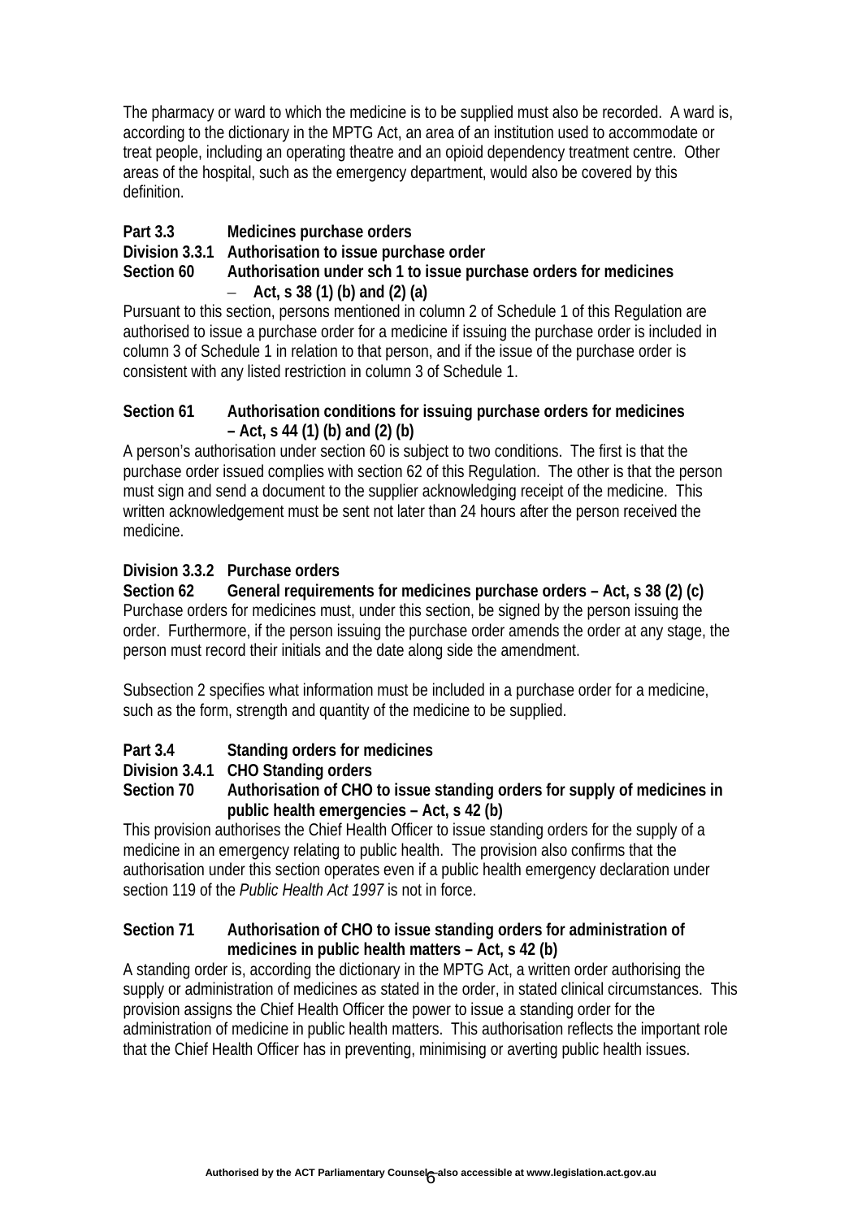The pharmacy or ward to which the medicine is to be supplied must also be recorded. A ward is, according to the dictionary in the MPTG Act, an area of an institution used to accommodate or treat people, including an operating theatre and an opioid dependency treatment centre. Other areas of the hospital, such as the emergency department, would also be covered by this definition.

**Part 3.3 Medicines purchase orders**

**Division 3.3.1 Authorisation to issue purchase order**

**Section 60 Authorisation under sch 1 to issue purchase orders for medicines – Act, s 38 (1) (b) and (2) (a)**

Pursuant to this section, persons mentioned in column 2 of Schedule 1 of this Regulation are authorised to issue a purchase order for a medicine if issuing the purchase order is included in column 3 of Schedule 1 in relation to that person, and if the issue of the purchase order is consistent with any listed restriction in column 3 of Schedule 1.

**Section 61 Authorisation conditions for issuing purchase orders for medicines – Act, s 44 (1) (b) and (2) (b)**

A person's authorisation under section 60 is subject to two conditions. The first is that the purchase order issued complies with section 62 of this Regulation. The other is that the person must sign and send a document to the supplier acknowledging receipt of the medicine. This written acknowledgement must be sent not later than 24 hours after the person received the medicine.

**Division 3.3.2 Purchase orders**

**Section 62 General requirements for medicines purchase orders – Act, s 38 (2) (c)**

Purchase orders for medicines must, under this section, be signed by the person issuing the order. Furthermore, if the person issuing the purchase order amends the order at any stage, the person must record their initials and the date along side the amendment.

Subsection 2 specifies what information must be included in a purchase order for a medicine, such as the form, strength and quantity of the medicine to be supplied.

**Part 3.4 Standing orders for medicines**

**Division 3.4.1 CHO Standing orders**

**Section 70 Authorisation of CHO to issue standing orders for supply of medicines in public health emergencies – Act, s 42 (b)**

This provision authorises the Chief Health Officer to issue standing orders for the supply of a medicine in an emergency relating to public health. The provision also confirms that the authorisation under this section operates even if a public health emergency declaration under section 119 of the *Public Health Act 1997* is not in force.

**Section 71 Authorisation of CHO to issue standing orders for administration of medicines in public health matters – Act, s 42 (b)**

A standing order is, according the dictionary in the MPTG Act, a written order authorising the supply or administration of medicines as stated in the order, in stated clinical circumstances. This provision assigns the Chief Health Officer the power to issue a standing order for the administration of medicine in public health matters. This authorisation reflects the important role that the Chief Health Officer has in preventing, minimising or averting public health issues.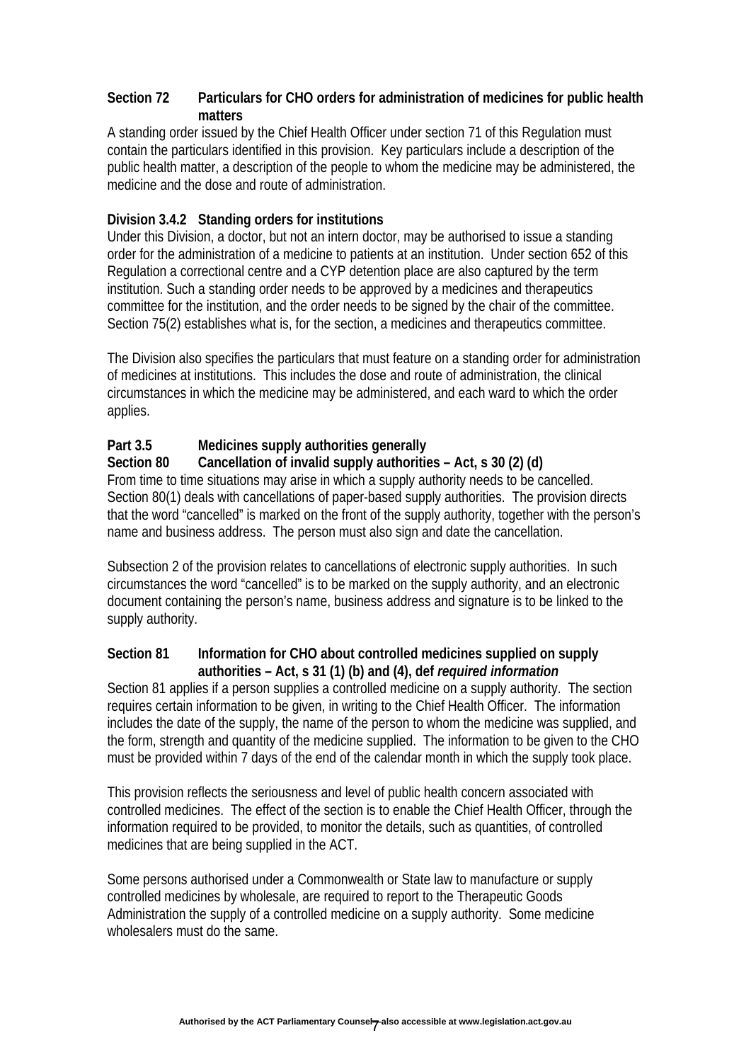**Section 72 Particulars for CHO orders for administration of medicines for public health matters**

A standing order issued by the Chief Health Officer under section 71 of this Regulation must contain the particulars identified in this provision. Key particulars include a description of the public health matter, a description of the people to whom the medicine may be administered, the medicine and the dose and route of administration.

**Division 3.4.2 Standing orders for institutions**

Under this Division, a doctor, but not an intern doctor, may be authorised to issue a standing order for the administration of a medicine to patients at an institution. Under section 652 of this Regulation a correctional centre and a CYP detention place are also captured by the term institution. Such a standing order needs to be approved by a medicines and therapeutics committee for the institution, and the order needs to be signed by the chair of the committee. Section 75(2) establishes what is, for the section, a medicines and therapeutics committee.

The Division also specifies the particulars that must feature on a standing order for administration of medicines at institutions. This includes the dose and route of administration, the clinical circumstances in which the medicine may be administered, and each ward to which the order applies.

**Part 3.5 Medicines supply authorities generally**

**Section 80 Cancellation of invalid supply authorities – Act, s 30 (2) (d)**

From time to time situations may arise in which a supply authority needs to be cancelled. Section 80(1) deals with cancellations of paper-based supply authorities. The provision directs that the word "cancelled" is marked on the front of the supply authority, together with the person's name and business address. The person must also sign and date the cancellation.

Subsection 2 of the provision relates to cancellations of electronic supply authorities. In such circumstances the word "cancelled" is to be marked on the supply authority, and an electronic document containing the person's name, business address and signature is to be linked to the supply authority.

**Section 81 Information for CHO about controlled medicines supplied on supply authorities – Act, s 31 (1) (b) and (4), def *required information***

Section 81 applies if a person supplies a controlled medicine on a supply authority. The section requires certain information to be given, in writing to the Chief Health Officer. The information includes the date of the supply, the name of the person to whom the medicine was supplied, and the form, strength and quantity of the medicine supplied. The information to be given to the CHO must be provided within 7 days of the end of the calendar month in which the supply took place.

This provision reflects the seriousness and level of public health concern associated with controlled medicines. The effect of the section is to enable the Chief Health Officer, through the information required to be provided, to monitor the details, such as quantities, of controlled medicines that are being supplied in the ACT.

Some persons authorised under a Commonwealth or State law to manufacture or supply controlled medicines by wholesale, are required to report to the Therapeutic Goods Administration the supply of a controlled medicine on a supply authority. Some medicine wholesalers must do the same.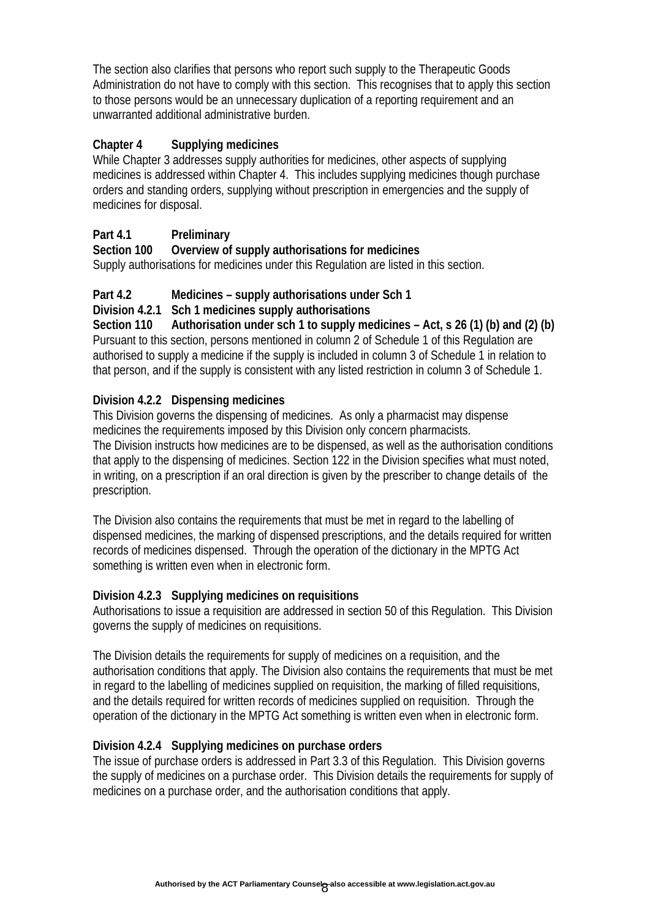The section also clarifies that persons who report such supply to the Therapeutic Goods Administration do not have to comply with this section. This recognises that to apply this section to those persons would be an unnecessary duplication of a reporting requirement and an unwarranted additional administrative burden.

## Chapter 4 Supplying medicines

While Chapter 3 addresses supply authorities for medicines, other aspects of supplying medicines is addressed within Chapter 4. This includes supplying medicines though purchase orders and standing orders, supplying without prescription in emergencies and the supply of medicines for disposal.

### Part 4.1 Preliminary

#### Section 100 Overview of supply authorisations for medicines

Supply authorisations for medicines under this Regulation are listed in this section.

### Part 4.2 Medicines – supply authorisations under Sch 1

#### Division 4.2.1 Sch 1 medicines supply authorisations

#### Section 110 Authorisation under sch 1 to supply medicines – Act, s 26 (1) (b) and (2) (b)

Pursuant to this section, persons mentioned in column 2 of Schedule 1 of this Regulation are authorised to supply a medicine if the supply is included in column 3 of Schedule 1 in relation to that person, and if the supply is consistent with any listed restriction in column 3 of Schedule 1.

#### Division 4.2.2 Dispensing medicines

This Division governs the dispensing of medicines. As only a pharmacist may dispense medicines the requirements imposed by this Division only concern pharmacists.
The Division instructs how medicines are to be dispensed, as well as the authorisation conditions that apply to the dispensing of medicines. Section 122 in the Division specifies what must noted, in writing, on a prescription if an oral direction is given by the prescriber to change details of the prescription.

The Division also contains the requirements that must be met in regard to the labelling of dispensed medicines, the marking of dispensed prescriptions, and the details required for written records of medicines dispensed. Through the operation of the dictionary in the MPTG Act something is written even when in electronic form.

#### Division 4.2.3 Supplying medicines on requisitions

Authorisations to issue a requisition are addressed in section 50 of this Regulation. This Division governs the supply of medicines on requisitions.

The Division details the requirements for supply of medicines on a requisition, and the authorisation conditions that apply. The Division also contains the requirements that must be met in regard to the labelling of medicines supplied on requisition, the marking of filled requisitions, and the details required for written records of medicines supplied on requisition. Through the operation of the dictionary in the MPTG Act something is written even when in electronic form.

#### Division 4.2.4 Supplying medicines on purchase orders

The issue of purchase orders is addressed in Part 3.3 of this Regulation. This Division governs the supply of medicines on a purchase order. This Division details the requirements for supply of medicines on a purchase order, and the authorisation conditions that apply.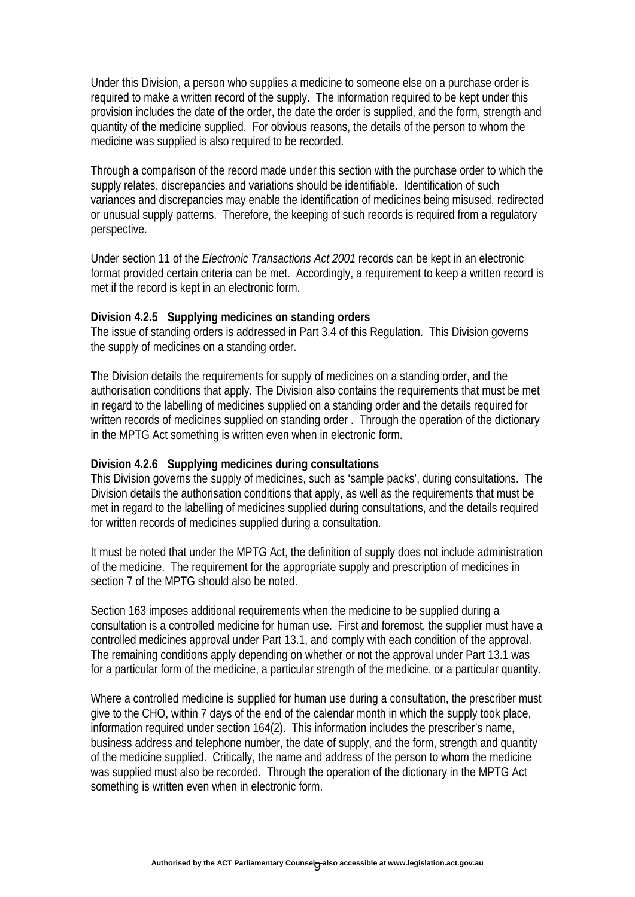Under this Division, a person who supplies a medicine to someone else on a purchase order is required to make a written record of the supply. The information required to be kept under this provision includes the date of the order, the date the order is supplied, and the form, strength and quantity of the medicine supplied. For obvious reasons, the details of the person to whom the medicine was supplied is also required to be recorded.

Through a comparison of the record made under this section with the purchase order to which the supply relates, discrepancies and variations should be identifiable. Identification of such variances and discrepancies may enable the identification of medicines being misused, redirected or unusual supply patterns. Therefore, the keeping of such records is required from a regulatory perspective.

Under section 11 of the *Electronic Transactions Act 2001* records can be kept in an electronic format provided certain criteria can be met. Accordingly, a requirement to keep a written record is met if the record is kept in an electronic form.

**Division 4.2.5 Supplying medicines on standing orders**

The issue of standing orders is addressed in Part 3.4 of this Regulation. This Division governs the supply of medicines on a standing order.

The Division details the requirements for supply of medicines on a standing order, and the authorisation conditions that apply. The Division also contains the requirements that must be met in regard to the labelling of medicines supplied on a standing order and the details required for written records of medicines supplied on standing order . Through the operation of the dictionary in the MPTG Act something is written even when in electronic form.

**Division 4.2.6 Supplying medicines during consultations**

This Division governs the supply of medicines, such as 'sample packs', during consultations. The Division details the authorisation conditions that apply, as well as the requirements that must be met in regard to the labelling of medicines supplied during consultations, and the details required for written records of medicines supplied during a consultation.

It must be noted that under the MPTG Act, the definition of supply does not include administration of the medicine. The requirement for the appropriate supply and prescription of medicines in section 7 of the MPTG should also be noted.

Section 163 imposes additional requirements when the medicine to be supplied during a consultation is a controlled medicine for human use. First and foremost, the supplier must have a controlled medicines approval under Part 13.1, and comply with each condition of the approval. The remaining conditions apply depending on whether or not the approval under Part 13.1 was for a particular form of the medicine, a particular strength of the medicine, or a particular quantity.

Where a controlled medicine is supplied for human use during a consultation, the prescriber must give to the CHO, within 7 days of the end of the calendar month in which the supply took place, information required under section 164(2). This information includes the prescriber's name, business address and telephone number, the date of supply, and the form, strength and quantity of the medicine supplied. Critically, the name and address of the person to whom the medicine was supplied must also be recorded. Through the operation of the dictionary in the MPTG Act something is written even when in electronic form.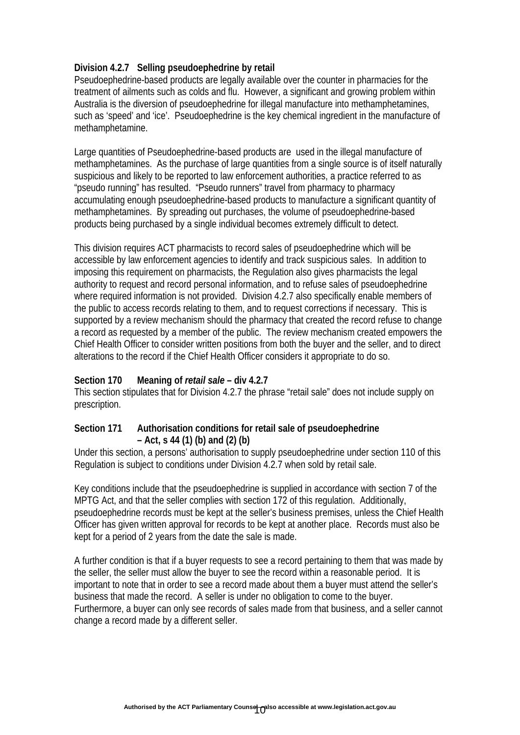**Division 4.2.7 Selling pseudoephedrine by retail**

Pseudoephedrine-based products are legally available over the counter in pharmacies for the treatment of ailments such as colds and flu. However, a significant and growing problem within Australia is the diversion of pseudoephedrine for illegal manufacture into methamphetamines, such as 'speed' and 'ice'. Pseudoephedrine is the key chemical ingredient in the manufacture of methamphetamine.

Large quantities of Pseudoephedrine-based products are used in the illegal manufacture of methamphetamines. As the purchase of large quantities from a single source is of itself naturally suspicious and likely to be reported to law enforcement authorities, a practice referred to as "pseudo running" has resulted. "Pseudo runners" travel from pharmacy to pharmacy accumulating enough pseudoephedrine-based products to manufacture a significant quantity of methamphetamines. By spreading out purchases, the volume of pseudoephedrine-based products being purchased by a single individual becomes extremely difficult to detect.

This division requires ACT pharmacists to record sales of pseudoephedrine which will be accessible by law enforcement agencies to identify and track suspicious sales. In addition to imposing this requirement on pharmacists, the Regulation also gives pharmacists the legal authority to request and record personal information, and to refuse sales of pseudoephedrine where required information is not provided. Division 4.2.7 also specifically enable members of the public to access records relating to them, and to request corrections if necessary. This is supported by a review mechanism should the pharmacy that created the record refuse to change a record as requested by a member of the public. The review mechanism created empowers the Chief Health Officer to consider written positions from both the buyer and the seller, and to direct alterations to the record if the Chief Health Officer considers it appropriate to do so.

**Section 170 Meaning of *retail sale* – div 4.2.7**

This section stipulates that for Division 4.2.7 the phrase "retail sale" does not include supply on prescription.

**Section 171 Authorisation conditions for retail sale of pseudoephedrine – Act, s 44 (1) (b) and (2) (b)**

Under this section, a persons' authorisation to supply pseudoephedrine under section 110 of this Regulation is subject to conditions under Division 4.2.7 when sold by retail sale.

Key conditions include that the pseudoephedrine is supplied in accordance with section 7 of the MPTG Act, and that the seller complies with section 172 of this regulation. Additionally, pseudoephedrine records must be kept at the seller's business premises, unless the Chief Health Officer has given written approval for records to be kept at another place. Records must also be kept for a period of 2 years from the date the sale is made.

A further condition is that if a buyer requests to see a record pertaining to them that was made by the seller, the seller must allow the buyer to see the record within a reasonable period. It is important to note that in order to see a record made about them a buyer must attend the seller's business that made the record. A seller is under no obligation to come to the buyer. Furthermore, a buyer can only see records of sales made from that business, and a seller cannot change a record made by a different seller.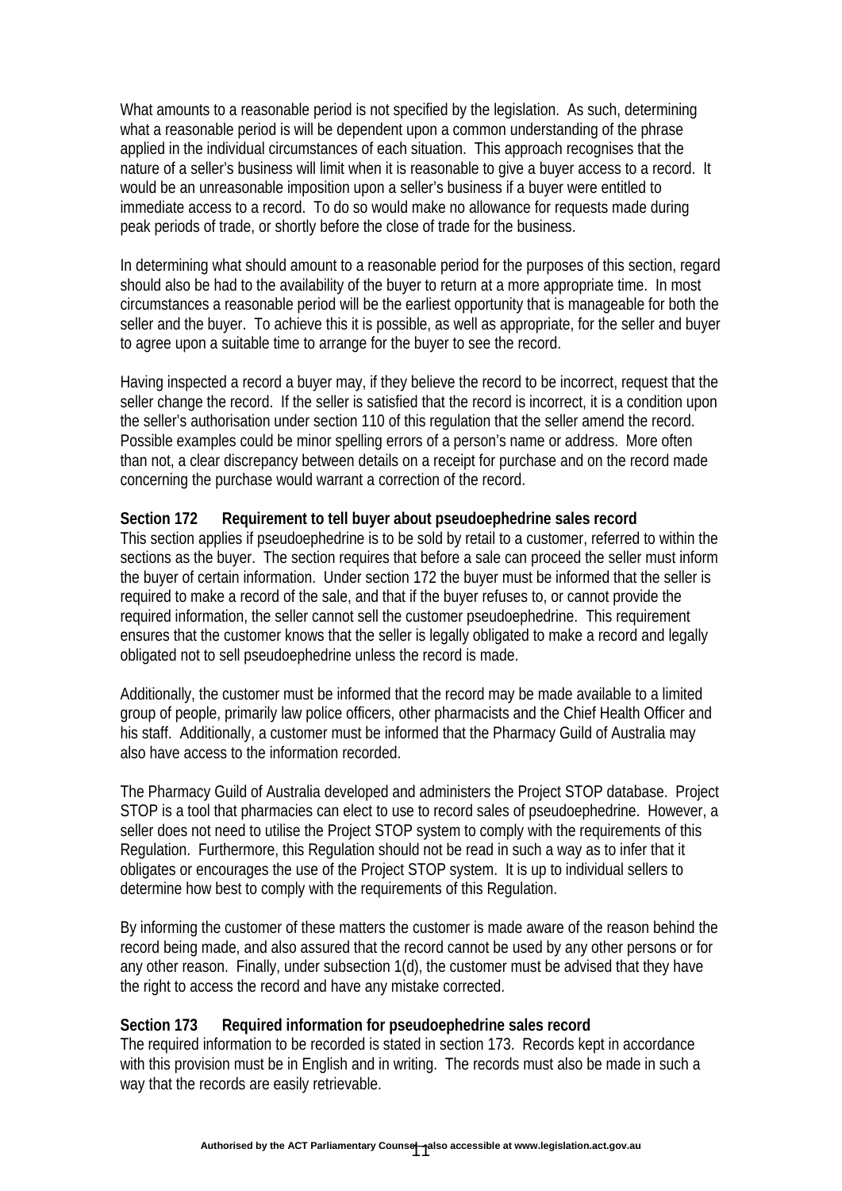What amounts to a reasonable period is not specified by the legislation. As such, determining what a reasonable period is will be dependent upon a common understanding of the phrase applied in the individual circumstances of each situation. This approach recognises that the nature of a seller's business will limit when it is reasonable to give a buyer access to a record. It would be an unreasonable imposition upon a seller's business if a buyer were entitled to immediate access to a record. To do so would make no allowance for requests made during peak periods of trade, or shortly before the close of trade for the business.

In determining what should amount to a reasonable period for the purposes of this section, regard should also be had to the availability of the buyer to return at a more appropriate time. In most circumstances a reasonable period will be the earliest opportunity that is manageable for both the seller and the buyer. To achieve this it is possible, as well as appropriate, for the seller and buyer to agree upon a suitable time to arrange for the buyer to see the record.

Having inspected a record a buyer may, if they believe the record to be incorrect, request that the seller change the record. If the seller is satisfied that the record is incorrect, it is a condition upon the seller's authorisation under section 110 of this regulation that the seller amend the record. Possible examples could be minor spelling errors of a person's name or address. More often than not, a clear discrepancy between details on a receipt for purchase and on the record made concerning the purchase would warrant a correction of the record.

**Section 172 Requirement to tell buyer about pseudoephedrine sales record**

This section applies if pseudoephedrine is to be sold by retail to a customer, referred to within the sections as the buyer. The section requires that before a sale can proceed the seller must inform the buyer of certain information. Under section 172 the buyer must be informed that the seller is required to make a record of the sale, and that if the buyer refuses to, or cannot provide the required information, the seller cannot sell the customer pseudoephedrine. This requirement ensures that the customer knows that the seller is legally obligated to make a record and legally obligated not to sell pseudoephedrine unless the record is made.

Additionally, the customer must be informed that the record may be made available to a limited group of people, primarily law police officers, other pharmacists and the Chief Health Officer and his staff. Additionally, a customer must be informed that the Pharmacy Guild of Australia may also have access to the information recorded.

The Pharmacy Guild of Australia developed and administers the Project STOP database. Project STOP is a tool that pharmacies can elect to use to record sales of pseudoephedrine. However, a seller does not need to utilise the Project STOP system to comply with the requirements of this Regulation. Furthermore, this Regulation should not be read in such a way as to infer that it obligates or encourages the use of the Project STOP system. It is up to individual sellers to determine how best to comply with the requirements of this Regulation.

By informing the customer of these matters the customer is made aware of the reason behind the record being made, and also assured that the record cannot be used by any other persons or for any other reason. Finally, under subsection 1(d), the customer must be advised that they have the right to access the record and have any mistake corrected.

**Section 173 Required information for pseudoephedrine sales record**

The required information to be recorded is stated in section 173. Records kept in accordance with this provision must be in English and in writing. The records must also be made in such a way that the records are easily retrievable.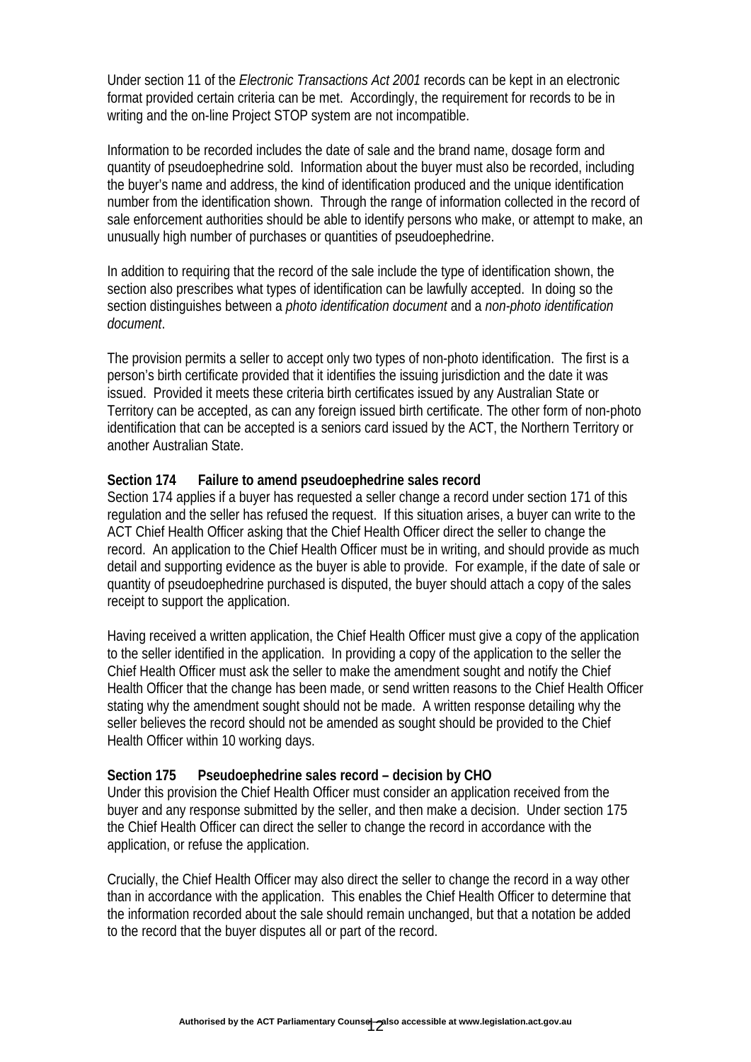Under section 11 of the *Electronic Transactions Act 2001* records can be kept in an electronic format provided certain criteria can be met. Accordingly, the requirement for records to be in writing and the on-line Project STOP system are not incompatible.

Information to be recorded includes the date of sale and the brand name, dosage form and quantity of pseudoephedrine sold. Information about the buyer must also be recorded, including the buyer's name and address, the kind of identification produced and the unique identification number from the identification shown. Through the range of information collected in the record of sale enforcement authorities should be able to identify persons who make, or attempt to make, an unusually high number of purchases or quantities of pseudoephedrine.

In addition to requiring that the record of the sale include the type of identification shown, the section also prescribes what types of identification can be lawfully accepted. In doing so the section distinguishes between a *photo identification document* and a *non-photo identification document*.

The provision permits a seller to accept only two types of non-photo identification. The first is a person's birth certificate provided that it identifies the issuing jurisdiction and the date it was issued. Provided it meets these criteria birth certificates issued by any Australian State or Territory can be accepted, as can any foreign issued birth certificate. The other form of non-photo identification that can be accepted is a seniors card issued by the ACT, the Northern Territory or another Australian State.

**Section 174 Failure to amend pseudoephedrine sales record**

Section 174 applies if a buyer has requested a seller change a record under section 171 of this regulation and the seller has refused the request. If this situation arises, a buyer can write to the ACT Chief Health Officer asking that the Chief Health Officer direct the seller to change the record. An application to the Chief Health Officer must be in writing, and should provide as much detail and supporting evidence as the buyer is able to provide. For example, if the date of sale or quantity of pseudoephedrine purchased is disputed, the buyer should attach a copy of the sales receipt to support the application.

Having received a written application, the Chief Health Officer must give a copy of the application to the seller identified in the application. In providing a copy of the application to the seller the Chief Health Officer must ask the seller to make the amendment sought and notify the Chief Health Officer that the change has been made, or send written reasons to the Chief Health Officer stating why the amendment sought should not be made. A written response detailing why the seller believes the record should not be amended as sought should be provided to the Chief Health Officer within 10 working days.

**Section 175 Pseudoephedrine sales record – decision by CHO**

Under this provision the Chief Health Officer must consider an application received from the buyer and any response submitted by the seller, and then make a decision. Under section 175 the Chief Health Officer can direct the seller to change the record in accordance with the application, or refuse the application.

Crucially, the Chief Health Officer may also direct the seller to change the record in a way other than in accordance with the application. This enables the Chief Health Officer to determine that the information recorded about the sale should remain unchanged, but that a notation be added to the record that the buyer disputes all or part of the record.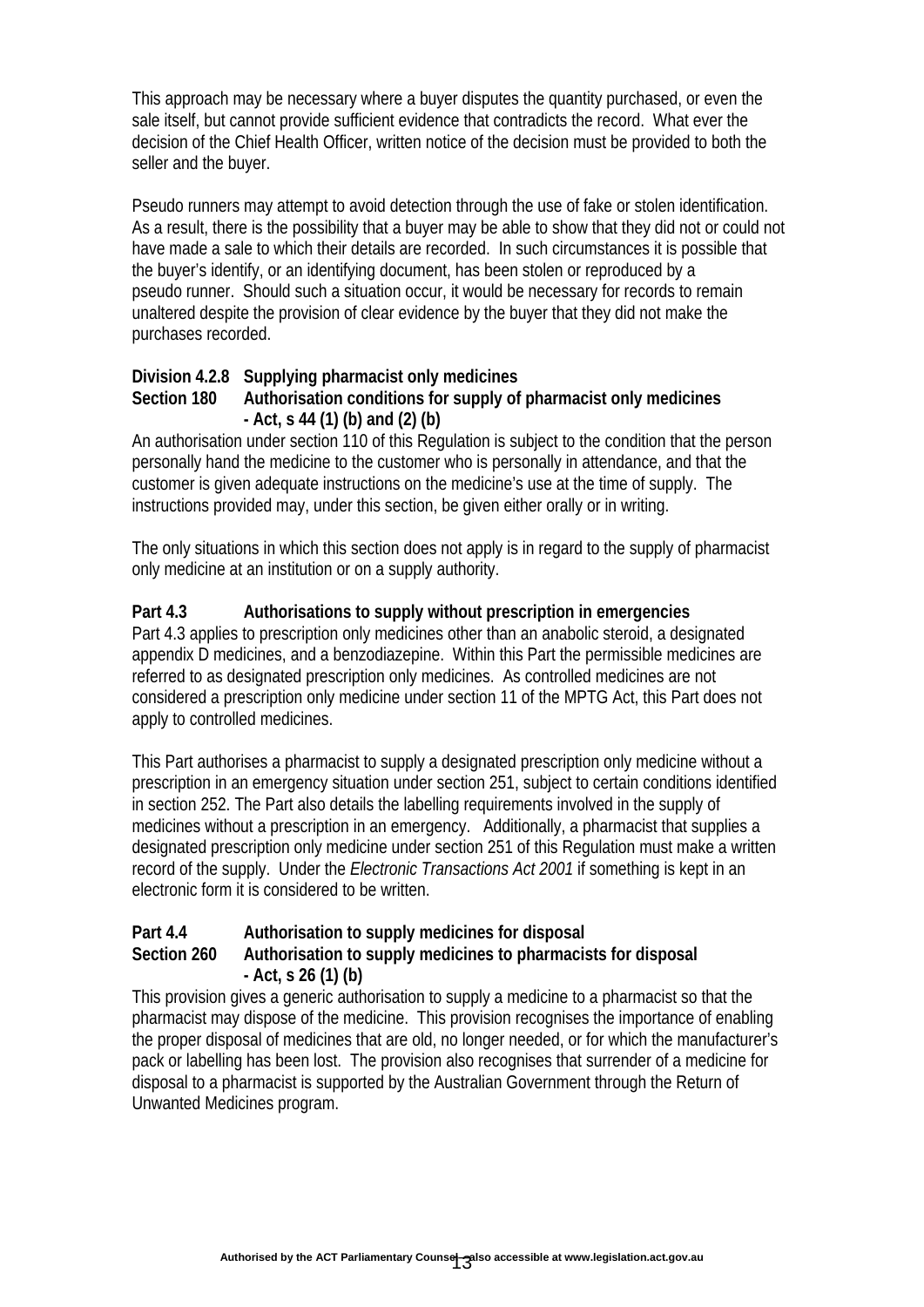This approach may be necessary where a buyer disputes the quantity purchased, or even the sale itself, but cannot provide sufficient evidence that contradicts the record. What ever the decision of the Chief Health Officer, written notice of the decision must be provided to both the seller and the buyer.

Pseudo runners may attempt to avoid detection through the use of fake or stolen identification. As a result, there is the possibility that a buyer may be able to show that they did not or could not have made a sale to which their details are recorded. In such circumstances it is possible that the buyer's identify, or an identifying document, has been stolen or reproduced by a pseudo runner. Should such a situation occur, it would be necessary for records to remain unaltered despite the provision of clear evidence by the buyer that they did not make the purchases recorded.

**Division 4.2.8 Supplying pharmacist only medicines**
**Section 180 Authorisation conditions for supply of pharmacist only medicines - Act, s 44 (1) (b) and (2) (b)**

An authorisation under section 110 of this Regulation is subject to the condition that the person personally hand the medicine to the customer who is personally in attendance, and that the customer is given adequate instructions on the medicine's use at the time of supply. The instructions provided may, under this section, be given either orally or in writing.

The only situations in which this section does not apply is in regard to the supply of pharmacist only medicine at an institution or on a supply authority.

**Part 4.3 Authorisations to supply without prescription in emergencies**

Part 4.3 applies to prescription only medicines other than an anabolic steroid, a designated appendix D medicines, and a benzodiazepine. Within this Part the permissible medicines are referred to as designated prescription only medicines. As controlled medicines are not considered a prescription only medicine under section 11 of the MPTG Act, this Part does not apply to controlled medicines.

This Part authorises a pharmacist to supply a designated prescription only medicine without a prescription in an emergency situation under section 251, subject to certain conditions identified in section 252. The Part also details the labelling requirements involved in the supply of medicines without a prescription in an emergency. Additionally, a pharmacist that supplies a designated prescription only medicine under section 251 of this Regulation must make a written record of the supply. Under the *Electronic Transactions Act 2001* if something is kept in an electronic form it is considered to be written.

**Part 4.4 Authorisation to supply medicines for disposal**
**Section 260 Authorisation to supply medicines to pharmacists for disposal - Act, s 26 (1) (b)**

This provision gives a generic authorisation to supply a medicine to a pharmacist so that the pharmacist may dispose of the medicine. This provision recognises the importance of enabling the proper disposal of medicines that are old, no longer needed, or for which the manufacturer's pack or labelling has been lost. The provision also recognises that surrender of a medicine for disposal to a pharmacist is supported by the Australian Government through the Return of Unwanted Medicines program.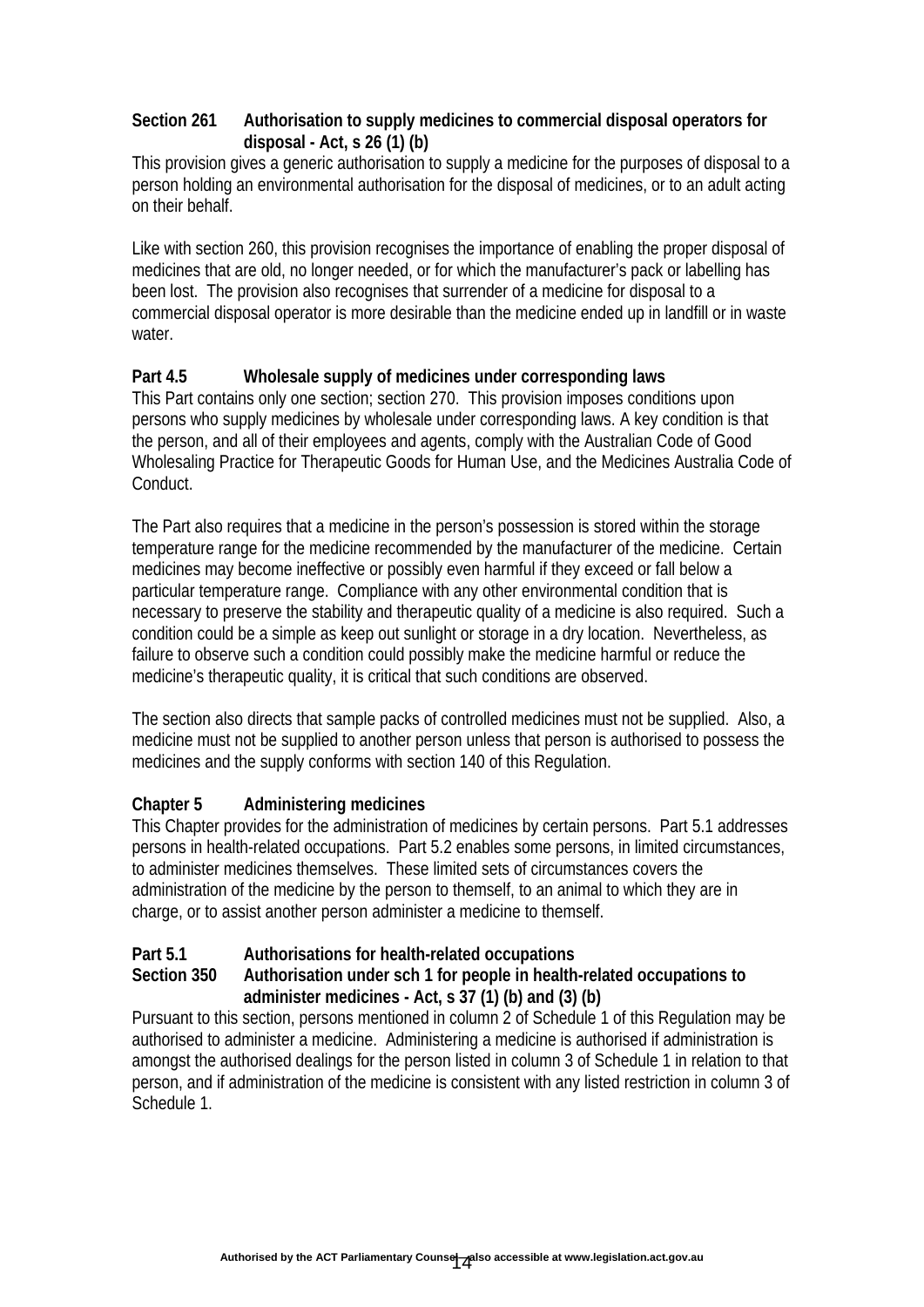### Section 261 Authorisation to supply medicines to commercial disposal operators for disposal - Act, s 26 (1) (b)

This provision gives a generic authorisation to supply a medicine for the purposes of disposal to a person holding an environmental authorisation for the disposal of medicines, or to an adult acting on their behalf.

Like with section 260, this provision recognises the importance of enabling the proper disposal of medicines that are old, no longer needed, or for which the manufacturer's pack or labelling has been lost. The provision also recognises that surrender of a medicine for disposal to a commercial disposal operator is more desirable than the medicine ended up in landfill or in waste water.

### Part 4.5 Wholesale supply of medicines under corresponding laws

This Part contains only one section; section 270. This provision imposes conditions upon persons who supply medicines by wholesale under corresponding laws. A key condition is that the person, and all of their employees and agents, comply with the Australian Code of Good Wholesaling Practice for Therapeutic Goods for Human Use, and the Medicines Australia Code of Conduct.

The Part also requires that a medicine in the person's possession is stored within the storage temperature range for the medicine recommended by the manufacturer of the medicine. Certain medicines may become ineffective or possibly even harmful if they exceed or fall below a particular temperature range. Compliance with any other environmental condition that is necessary to preserve the stability and therapeutic quality of a medicine is also required. Such a condition could be a simple as keep out sunlight or storage in a dry location. Nevertheless, as failure to observe such a condition could possibly make the medicine harmful or reduce the medicine's therapeutic quality, it is critical that such conditions are observed.

The section also directs that sample packs of controlled medicines must not be supplied. Also, a medicine must not be supplied to another person unless that person is authorised to possess the medicines and the supply conforms with section 140 of this Regulation.

### Chapter 5 Administering medicines

This Chapter provides for the administration of medicines by certain persons. Part 5.1 addresses persons in health-related occupations. Part 5.2 enables some persons, in limited circumstances, to administer medicines themselves. These limited sets of circumstances covers the administration of the medicine by the person to themself, to an animal to which they are in charge, or to assist another person administer a medicine to themself.

### Part 5.1 Authorisations for health-related occupations

### Section 350 Authorisation under sch 1 for people in health-related occupations to administer medicines - Act, s 37 (1) (b) and (3) (b)

Pursuant to this section, persons mentioned in column 2 of Schedule 1 of this Regulation may be authorised to administer a medicine. Administering a medicine is authorised if administration is amongst the authorised dealings for the person listed in column 3 of Schedule 1 in relation to that person, and if administration of the medicine is consistent with any listed restriction in column 3 of Schedule 1.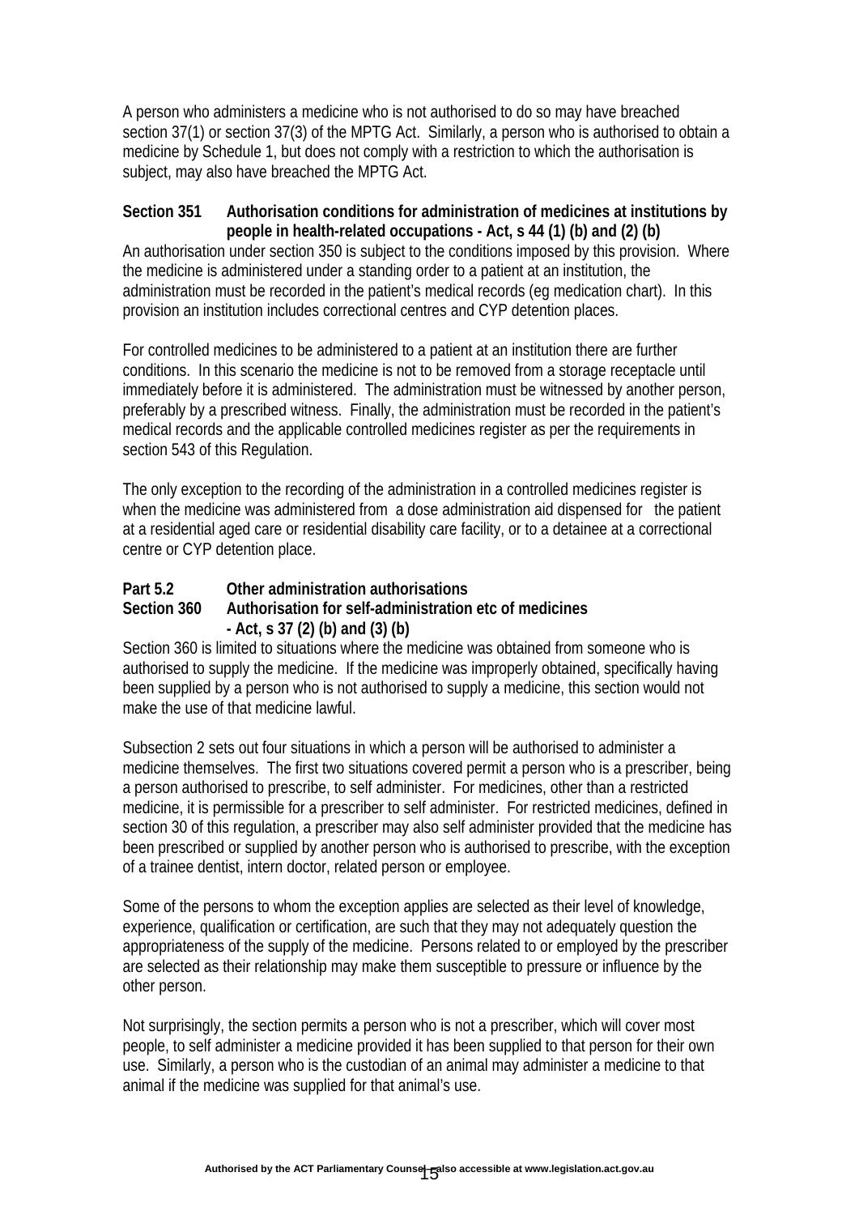A person who administers a medicine who is not authorised to do so may have breached section 37(1) or section 37(3) of the MPTG Act. Similarly, a person who is authorised to obtain a medicine by Schedule 1, but does not comply with a restriction to which the authorisation is subject, may also have breached the MPTG Act.

**Section 351 Authorisation conditions for administration of medicines at institutions by people in health-related occupations - Act, s 44 (1) (b) and (2) (b)**

An authorisation under section 350 is subject to the conditions imposed by this provision. Where the medicine is administered under a standing order to a patient at an institution, the administration must be recorded in the patient's medical records (eg medication chart). In this provision an institution includes correctional centres and CYP detention places.

For controlled medicines to be administered to a patient at an institution there are further conditions. In this scenario the medicine is not to be removed from a storage receptacle until immediately before it is administered. The administration must be witnessed by another person, preferably by a prescribed witness. Finally, the administration must be recorded in the patient's medical records and the applicable controlled medicines register as per the requirements in section 543 of this Regulation.

The only exception to the recording of the administration in a controlled medicines register is when the medicine was administered from a dose administration aid dispensed for the patient at a residential aged care or residential disability care facility, or to a detainee at a correctional centre or CYP detention place.

**Part 5.2 Other administration authorisations**

**Section 360 Authorisation for self-administration etc of medicines - Act, s 37 (2) (b) and (3) (b)**

Section 360 is limited to situations where the medicine was obtained from someone who is authorised to supply the medicine. If the medicine was improperly obtained, specifically having been supplied by a person who is not authorised to supply a medicine, this section would not make the use of that medicine lawful.

Subsection 2 sets out four situations in which a person will be authorised to administer a medicine themselves. The first two situations covered permit a person who is a prescriber, being a person authorised to prescribe, to self administer. For medicines, other than a restricted medicine, it is permissible for a prescriber to self administer. For restricted medicines, defined in section 30 of this regulation, a prescriber may also self administer provided that the medicine has been prescribed or supplied by another person who is authorised to prescribe, with the exception of a trainee dentist, intern doctor, related person or employee.

Some of the persons to whom the exception applies are selected as their level of knowledge, experience, qualification or certification, are such that they may not adequately question the appropriateness of the supply of the medicine. Persons related to or employed by the prescriber are selected as their relationship may make them susceptible to pressure or influence by the other person.

Not surprisingly, the section permits a person who is not a prescriber, which will cover most people, to self administer a medicine provided it has been supplied to that person for their own use. Similarly, a person who is the custodian of an animal may administer a medicine to that animal if the medicine was supplied for that animal's use.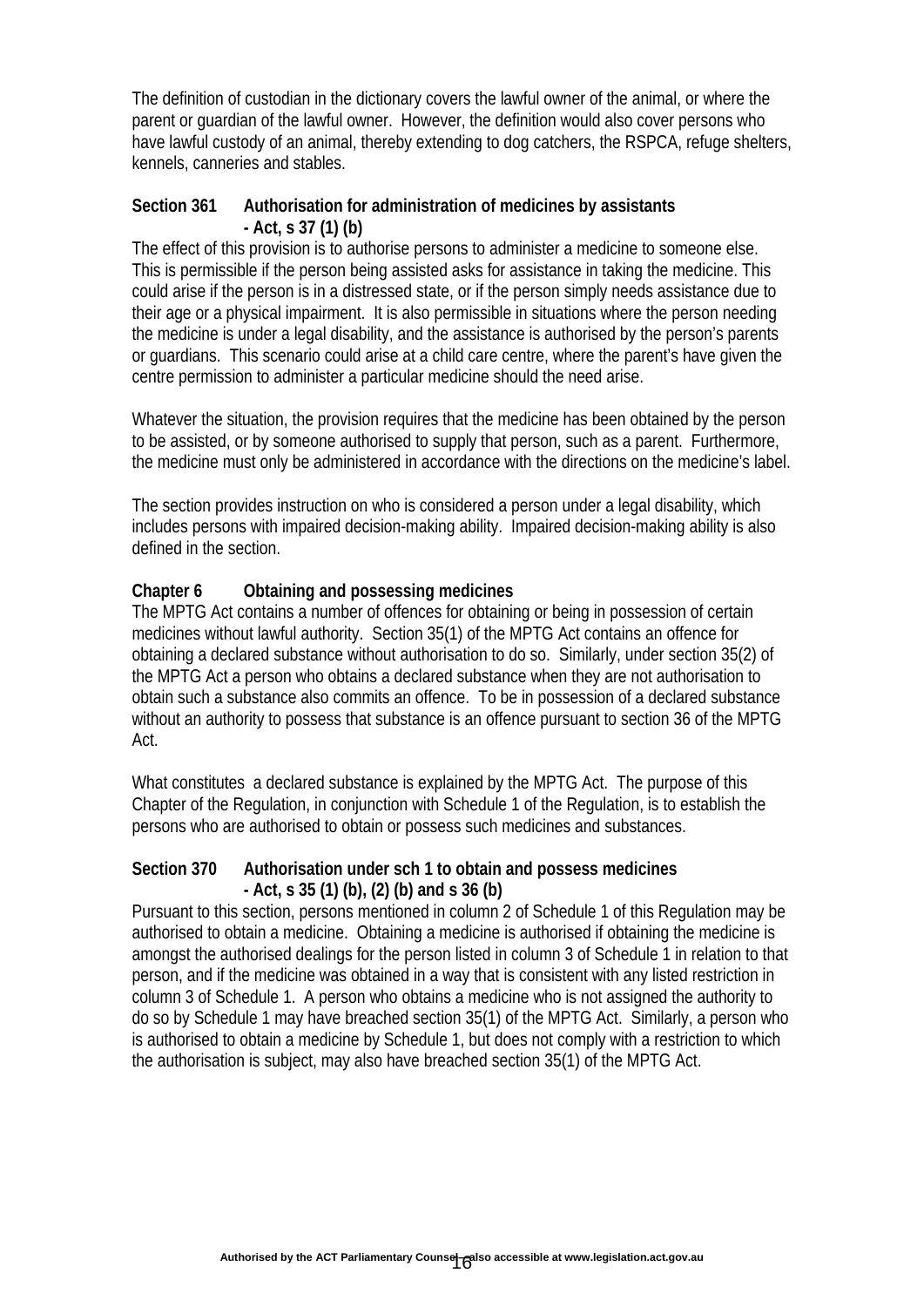The definition of custodian in the dictionary covers the lawful owner of the animal, or where the parent or guardian of the lawful owner. However, the definition would also cover persons who have lawful custody of an animal, thereby extending to dog catchers, the RSPCA, refuge shelters, kennels, canneries and stables.

### Section 361 Authorisation for administration of medicines by assistants - Act, s 37 (1) (b)

The effect of this provision is to authorise persons to administer a medicine to someone else. This is permissible if the person being assisted asks for assistance in taking the medicine. This could arise if the person is in a distressed state, or if the person simply needs assistance due to their age or a physical impairment. It is also permissible in situations where the person needing the medicine is under a legal disability, and the assistance is authorised by the person's parents or guardians. This scenario could arise at a child care centre, where the parent's have given the centre permission to administer a particular medicine should the need arise.

Whatever the situation, the provision requires that the medicine has been obtained by the person to be assisted, or by someone authorised to supply that person, such as a parent. Furthermore, the medicine must only be administered in accordance with the directions on the medicine's label.

The section provides instruction on who is considered a person under a legal disability, which includes persons with impaired decision-making ability. Impaired decision-making ability is also defined in the section.

## Chapter 6 Obtaining and possessing medicines

The MPTG Act contains a number of offences for obtaining or being in possession of certain medicines without lawful authority. Section 35(1) of the MPTG Act contains an offence for obtaining a declared substance without authorisation to do so. Similarly, under section 35(2) of the MPTG Act a person who obtains a declared substance when they are not authorisation to obtain such a substance also commits an offence. To be in possession of a declared substance without an authority to possess that substance is an offence pursuant to section 36 of the MPTG Act.

What constitutes a declared substance is explained by the MPTG Act. The purpose of this Chapter of the Regulation, in conjunction with Schedule 1 of the Regulation, is to establish the persons who are authorised to obtain or possess such medicines and substances.

### Section 370 Authorisation under sch 1 to obtain and possess medicines - Act, s 35 (1) (b), (2) (b) and s 36 (b)

Pursuant to this section, persons mentioned in column 2 of Schedule 1 of this Regulation may be authorised to obtain a medicine. Obtaining a medicine is authorised if obtaining the medicine is amongst the authorised dealings for the person listed in column 3 of Schedule 1 in relation to that person, and if the medicine was obtained in a way that is consistent with any listed restriction in column 3 of Schedule 1. A person who obtains a medicine who is not assigned the authority to do so by Schedule 1 may have breached section 35(1) of the MPTG Act. Similarly, a person who is authorised to obtain a medicine by Schedule 1, but does not comply with a restriction to which the authorisation is subject, may also have breached section 35(1) of the MPTG Act.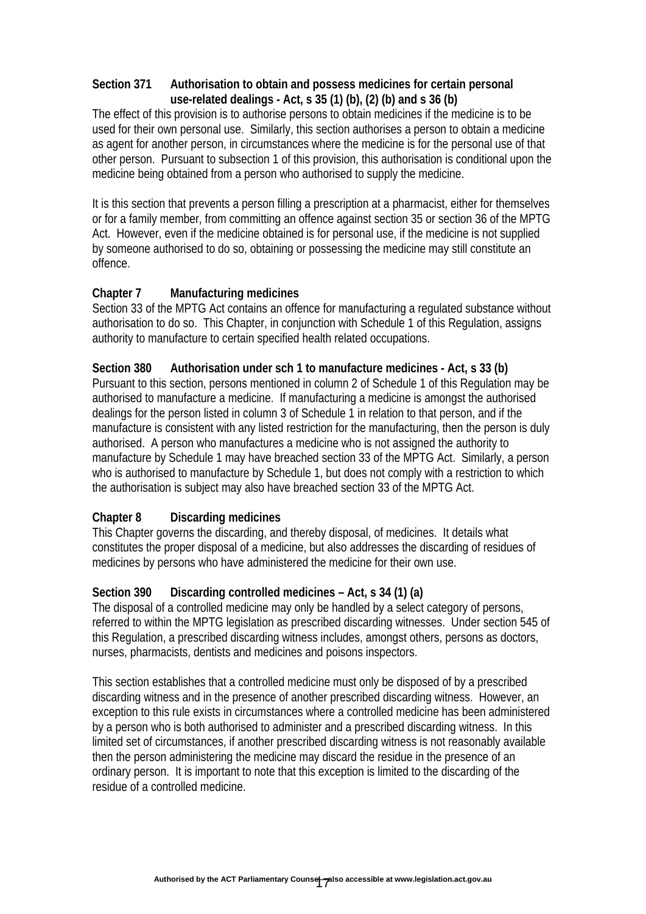### Section 371 Authorisation to obtain and possess medicines for certain personal use-related dealings - Act, s 35 (1) (b), (2) (b) and s 36 (b)

The effect of this provision is to authorise persons to obtain medicines if the medicine is to be used for their own personal use. Similarly, this section authorises a person to obtain a medicine as agent for another person, in circumstances where the medicine is for the personal use of that other person. Pursuant to subsection 1 of this provision, this authorisation is conditional upon the medicine being obtained from a person who authorised to supply the medicine.

It is this section that prevents a person filling a prescription at a pharmacist, either for themselves or for a family member, from committing an offence against section 35 or section 36 of the MPTG Act. However, even if the medicine obtained is for personal use, if the medicine is not supplied by someone authorised to do so, obtaining or possessing the medicine may still constitute an offence.

## Chapter 7 Manufacturing medicines

Section 33 of the MPTG Act contains an offence for manufacturing a regulated substance without authorisation to do so. This Chapter, in conjunction with Schedule 1 of this Regulation, assigns authority to manufacture to certain specified health related occupations.

### Section 380 Authorisation under sch 1 to manufacture medicines - Act, s 33 (b)

Pursuant to this section, persons mentioned in column 2 of Schedule 1 of this Regulation may be authorised to manufacture a medicine. If manufacturing a medicine is amongst the authorised dealings for the person listed in column 3 of Schedule 1 in relation to that person, and if the manufacture is consistent with any listed restriction for the manufacturing, then the person is duly authorised. A person who manufactures a medicine who is not assigned the authority to manufacture by Schedule 1 may have breached section 33 of the MPTG Act. Similarly, a person who is authorised to manufacture by Schedule 1, but does not comply with a restriction to which the authorisation is subject may also have breached section 33 of the MPTG Act.

## Chapter 8 Discarding medicines

This Chapter governs the discarding, and thereby disposal, of medicines. It details what constitutes the proper disposal of a medicine, but also addresses the discarding of residues of medicines by persons who have administered the medicine for their own use.

### Section 390 Discarding controlled medicines – Act, s 34 (1) (a)

The disposal of a controlled medicine may only be handled by a select category of persons, referred to within the MPTG legislation as prescribed discarding witnesses. Under section 545 of this Regulation, a prescribed discarding witness includes, amongst others, persons as doctors, nurses, pharmacists, dentists and medicines and poisons inspectors.

This section establishes that a controlled medicine must only be disposed of by a prescribed discarding witness and in the presence of another prescribed discarding witness. However, an exception to this rule exists in circumstances where a controlled medicine has been administered by a person who is both authorised to administer and a prescribed discarding witness. In this limited set of circumstances, if another prescribed discarding witness is not reasonably available then the person administering the medicine may discard the residue in the presence of an ordinary person. It is important to note that this exception is limited to the discarding of the residue of a controlled medicine.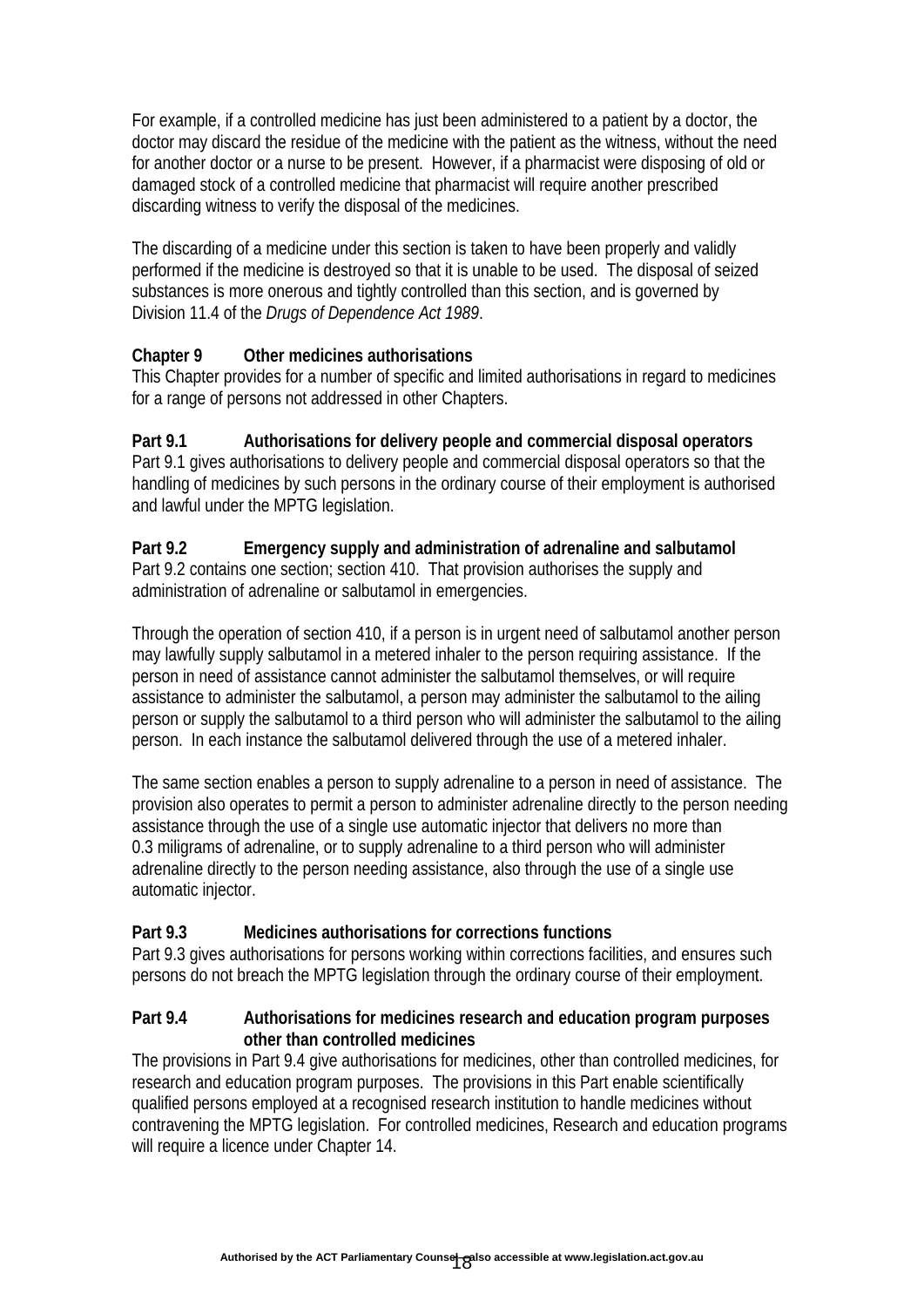For example, if a controlled medicine has just been administered to a patient by a doctor, the doctor may discard the residue of the medicine with the patient as the witness, without the need for another doctor or a nurse to be present. However, if a pharmacist were disposing of old or damaged stock of a controlled medicine that pharmacist will require another prescribed discarding witness to verify the disposal of the medicines.

The discarding of a medicine under this section is taken to have been properly and validly performed if the medicine is destroyed so that it is unable to be used. The disposal of seized substances is more onerous and tightly controlled than this section, and is governed by Division 11.4 of the *Drugs of Dependence Act 1989*.

## Chapter 9 Other medicines authorisations

This Chapter provides for a number of specific and limited authorisations in regard to medicines for a range of persons not addressed in other Chapters.

### Part 9.1 Authorisations for delivery people and commercial disposal operators

Part 9.1 gives authorisations to delivery people and commercial disposal operators so that the handling of medicines by such persons in the ordinary course of their employment is authorised and lawful under the MPTG legislation.

### Part 9.2 Emergency supply and administration of adrenaline and salbutamol

Part 9.2 contains one section; section 410. That provision authorises the supply and administration of adrenaline or salbutamol in emergencies.

Through the operation of section 410, if a person is in urgent need of salbutamol another person may lawfully supply salbutamol in a metered inhaler to the person requiring assistance. If the person in need of assistance cannot administer the salbutamol themselves, or will require assistance to administer the salbutamol, a person may administer the salbutamol to the ailing person or supply the salbutamol to a third person who will administer the salbutamol to the ailing person. In each instance the salbutamol delivered through the use of a metered inhaler.

The same section enables a person to supply adrenaline to a person in need of assistance. The provision also operates to permit a person to administer adrenaline directly to the person needing assistance through the use of a single use automatic injector that delivers no more than 0.3 miligrams of adrenaline, or to supply adrenaline to a third person who will administer adrenaline directly to the person needing assistance, also through the use of a single use automatic injector.

### Part 9.3 Medicines authorisations for corrections functions

Part 9.3 gives authorisations for persons working within corrections facilities, and ensures such persons do not breach the MPTG legislation through the ordinary course of their employment.

### Part 9.4 Authorisations for medicines research and education program purposes other than controlled medicines

The provisions in Part 9.4 give authorisations for medicines, other than controlled medicines, for research and education program purposes. The provisions in this Part enable scientifically qualified persons employed at a recognised research institution to handle medicines without contravening the MPTG legislation. For controlled medicines, Research and education programs will require a licence under Chapter 14.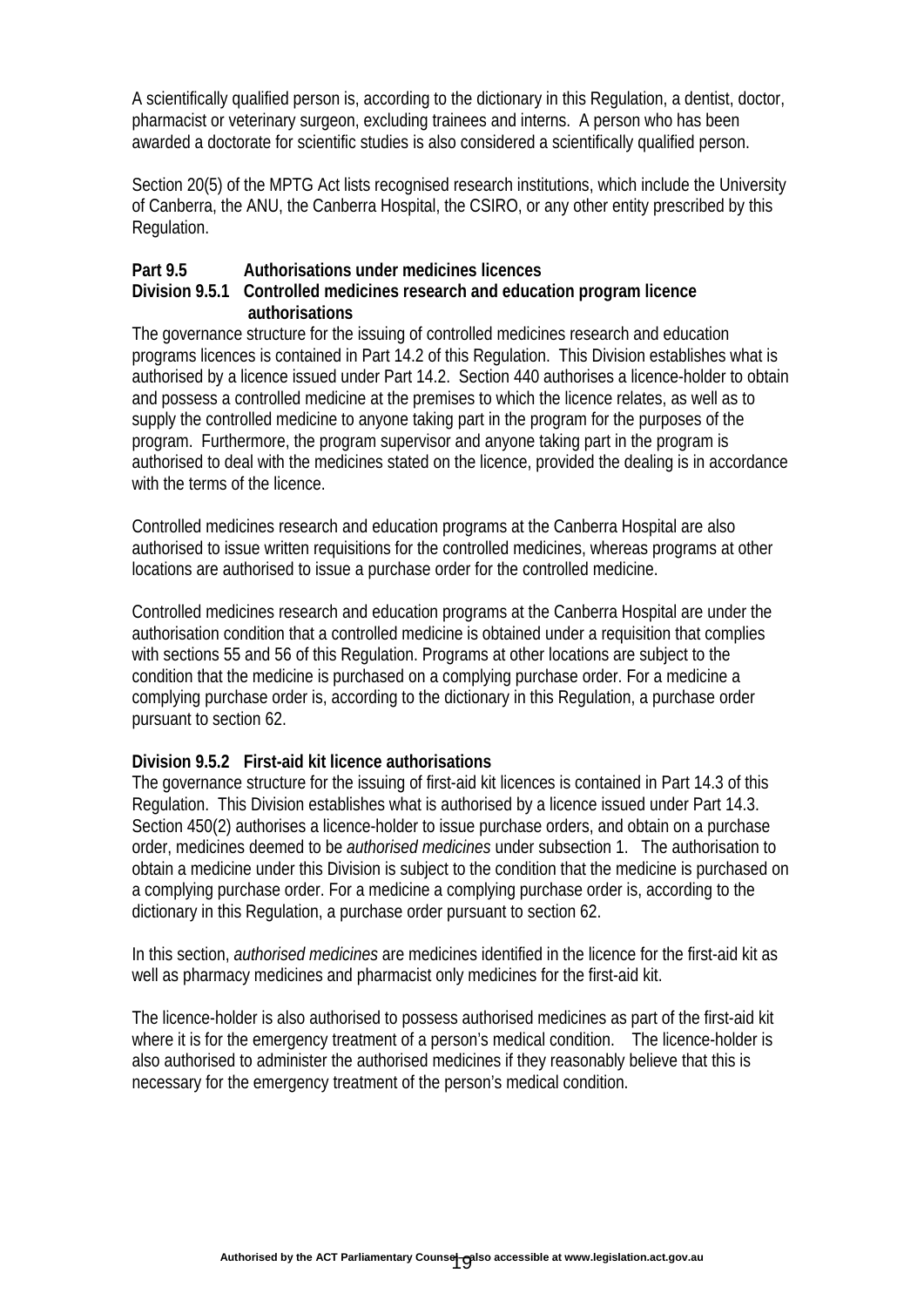A scientifically qualified person is, according to the dictionary in this Regulation, a dentist, doctor, pharmacist or veterinary surgeon, excluding trainees and interns. A person who has been awarded a doctorate for scientific studies is also considered a scientifically qualified person.

Section 20(5) of the MPTG Act lists recognised research institutions, which include the University of Canberra, the ANU, the Canberra Hospital, the CSIRO, or any other entity prescribed by this Regulation.

**Part 9.5 Authorisations under medicines licences**

**Division 9.5.1 Controlled medicines research and education program licence authorisations**

The governance structure for the issuing of controlled medicines research and education programs licences is contained in Part 14.2 of this Regulation. This Division establishes what is authorised by a licence issued under Part 14.2. Section 440 authorises a licence-holder to obtain and possess a controlled medicine at the premises to which the licence relates, as well as to supply the controlled medicine to anyone taking part in the program for the purposes of the program. Furthermore, the program supervisor and anyone taking part in the program is authorised to deal with the medicines stated on the licence, provided the dealing is in accordance with the terms of the licence.

Controlled medicines research and education programs at the Canberra Hospital are also authorised to issue written requisitions for the controlled medicines, whereas programs at other locations are authorised to issue a purchase order for the controlled medicine.

Controlled medicines research and education programs at the Canberra Hospital are under the authorisation condition that a controlled medicine is obtained under a requisition that complies with sections 55 and 56 of this Regulation. Programs at other locations are subject to the condition that the medicine is purchased on a complying purchase order. For a medicine a complying purchase order is, according to the dictionary in this Regulation, a purchase order pursuant to section 62.

**Division 9.5.2 First-aid kit licence authorisations**

The governance structure for the issuing of first-aid kit licences is contained in Part 14.3 of this Regulation. This Division establishes what is authorised by a licence issued under Part 14.3. Section 450(2) authorises a licence-holder to issue purchase orders, and obtain on a purchase order, medicines deemed to be *authorised medicines* under subsection 1. The authorisation to obtain a medicine under this Division is subject to the condition that the medicine is purchased on a complying purchase order. For a medicine a complying purchase order is, according to the dictionary in this Regulation, a purchase order pursuant to section 62.

In this section, *authorised medicines* are medicines identified in the licence for the first-aid kit as well as pharmacy medicines and pharmacist only medicines for the first-aid kit.

The licence-holder is also authorised to possess authorised medicines as part of the first-aid kit where it is for the emergency treatment of a person's medical condition. The licence-holder is also authorised to administer the authorised medicines if they reasonably believe that this is necessary for the emergency treatment of the person's medical condition.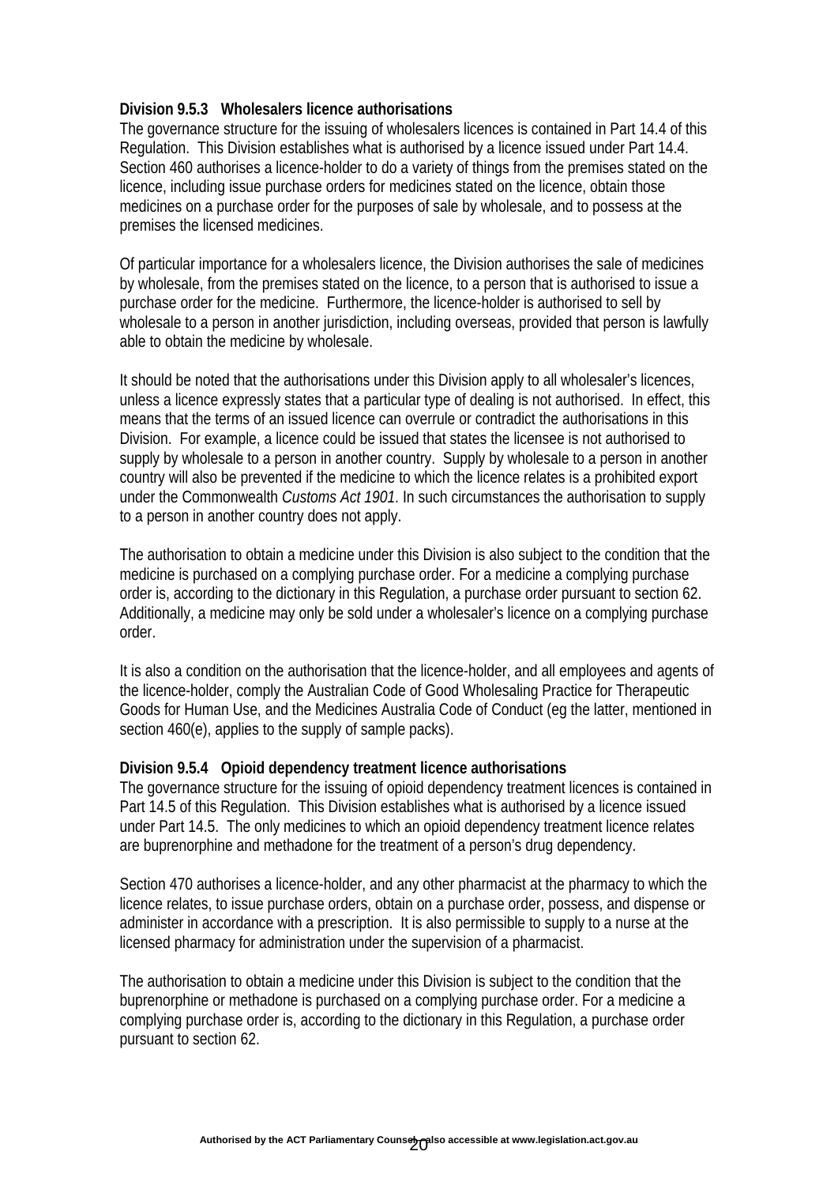**Division 9.5.3 Wholesalers licence authorisations**

The governance structure for the issuing of wholesalers licences is contained in Part 14.4 of this Regulation. This Division establishes what is authorised by a licence issued under Part 14.4. Section 460 authorises a licence-holder to do a variety of things from the premises stated on the licence, including issue purchase orders for medicines stated on the licence, obtain those medicines on a purchase order for the purposes of sale by wholesale, and to possess at the premises the licensed medicines.

Of particular importance for a wholesalers licence, the Division authorises the sale of medicines by wholesale, from the premises stated on the licence, to a person that is authorised to issue a purchase order for the medicine. Furthermore, the licence-holder is authorised to sell by wholesale to a person in another jurisdiction, including overseas, provided that person is lawfully able to obtain the medicine by wholesale.

It should be noted that the authorisations under this Division apply to all wholesaler's licences, unless a licence expressly states that a particular type of dealing is not authorised. In effect, this means that the terms of an issued licence can overrule or contradict the authorisations in this Division. For example, a licence could be issued that states the licensee is not authorised to supply by wholesale to a person in another country. Supply by wholesale to a person in another country will also be prevented if the medicine to which the licence relates is a prohibited export under the Commonwealth *Customs Act 1901*. In such circumstances the authorisation to supply to a person in another country does not apply.

The authorisation to obtain a medicine under this Division is also subject to the condition that the medicine is purchased on a complying purchase order. For a medicine a complying purchase order is, according to the dictionary in this Regulation, a purchase order pursuant to section 62. Additionally, a medicine may only be sold under a wholesaler's licence on a complying purchase order.

It is also a condition on the authorisation that the licence-holder, and all employees and agents of the licence-holder, comply the Australian Code of Good Wholesaling Practice for Therapeutic Goods for Human Use, and the Medicines Australia Code of Conduct (eg the latter, mentioned in section 460(e), applies to the supply of sample packs).

**Division 9.5.4 Opioid dependency treatment licence authorisations**

The governance structure for the issuing of opioid dependency treatment licences is contained in Part 14.5 of this Regulation. This Division establishes what is authorised by a licence issued under Part 14.5. The only medicines to which an opioid dependency treatment licence relates are buprenorphine and methadone for the treatment of a person's drug dependency.

Section 470 authorises a licence-holder, and any other pharmacist at the pharmacy to which the licence relates, to issue purchase orders, obtain on a purchase order, possess, and dispense or administer in accordance with a prescription. It is also permissible to supply to a nurse at the licensed pharmacy for administration under the supervision of a pharmacist.

The authorisation to obtain a medicine under this Division is subject to the condition that the buprenorphine or methadone is purchased on a complying purchase order. For a medicine a complying purchase order is, according to the dictionary in this Regulation, a purchase order pursuant to section 62.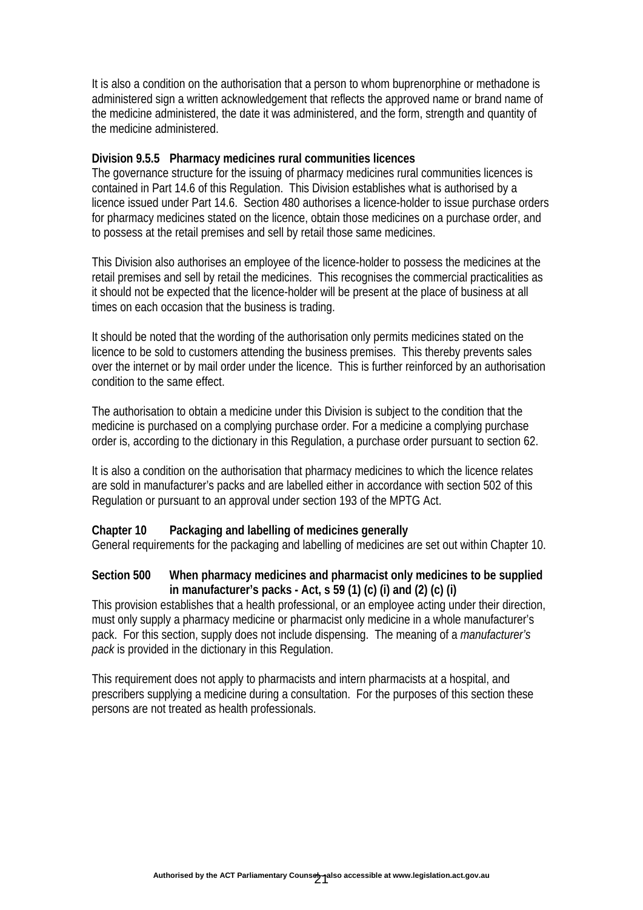It is also a condition on the authorisation that a person to whom buprenorphine or methadone is administered sign a written acknowledgement that reflects the approved name or brand name of the medicine administered, the date it was administered, and the form, strength and quantity of the medicine administered.

**Division 9.5.5 Pharmacy medicines rural communities licences**

The governance structure for the issuing of pharmacy medicines rural communities licences is contained in Part 14.6 of this Regulation. This Division establishes what is authorised by a licence issued under Part 14.6. Section 480 authorises a licence-holder to issue purchase orders for pharmacy medicines stated on the licence, obtain those medicines on a purchase order, and to possess at the retail premises and sell by retail those same medicines.

This Division also authorises an employee of the licence-holder to possess the medicines at the retail premises and sell by retail the medicines. This recognises the commercial practicalities as it should not be expected that the licence-holder will be present at the place of business at all times on each occasion that the business is trading.

It should be noted that the wording of the authorisation only permits medicines stated on the licence to be sold to customers attending the business premises. This thereby prevents sales over the internet or by mail order under the licence. This is further reinforced by an authorisation condition to the same effect.

The authorisation to obtain a medicine under this Division is subject to the condition that the medicine is purchased on a complying purchase order. For a medicine a complying purchase order is, according to the dictionary in this Regulation, a purchase order pursuant to section 62.

It is also a condition on the authorisation that pharmacy medicines to which the licence relates are sold in manufacturer's packs and are labelled either in accordance with section 502 of this Regulation or pursuant to an approval under section 193 of the MPTG Act.

**Chapter 10 Packaging and labelling of medicines generally**

General requirements for the packaging and labelling of medicines are set out within Chapter 10.

**Section 500 When pharmacy medicines and pharmacist only medicines to be supplied in manufacturer's packs - Act, s 59 (1) (c) (i) and (2) (c) (i)**

This provision establishes that a health professional, or an employee acting under their direction, must only supply a pharmacy medicine or pharmacist only medicine in a whole manufacturer's pack. For this section, supply does not include dispensing. The meaning of a *manufacturer's pack* is provided in the dictionary in this Regulation.

This requirement does not apply to pharmacists and intern pharmacists at a hospital, and prescribers supplying a medicine during a consultation. For the purposes of this section these persons are not treated as health professionals.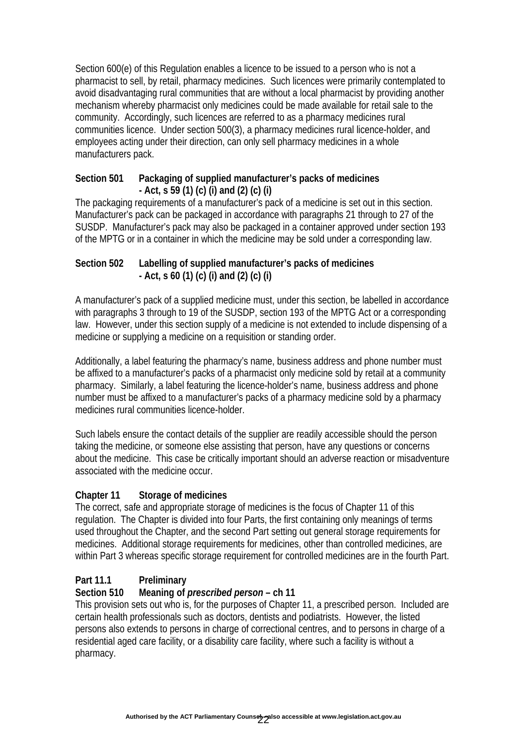Section 600(e) of this Regulation enables a licence to be issued to a person who is not a pharmacist to sell, by retail, pharmacy medicines. Such licences were primarily contemplated to avoid disadvantaging rural communities that are without a local pharmacist by providing another mechanism whereby pharmacist only medicines could be made available for retail sale to the community. Accordingly, such licences are referred to as a pharmacy medicines rural communities licence. Under section 500(3), a pharmacy medicines rural licence-holder, and employees acting under their direction, can only sell pharmacy medicines in a whole manufacturers pack.

**Section 501 Packaging of supplied manufacturer's packs of medicines - Act, s 59 (1) (c) (i) and (2) (c) (i)**

The packaging requirements of a manufacturer's pack of a medicine is set out in this section. Manufacturer's pack can be packaged in accordance with paragraphs 21 through to 27 of the SUSDP. Manufacturer's pack may also be packaged in a container approved under section 193 of the MPTG or in a container in which the medicine may be sold under a corresponding law.

**Section 502 Labelling of supplied manufacturer's packs of medicines - Act, s 60 (1) (c) (i) and (2) (c) (i)**

A manufacturer's pack of a supplied medicine must, under this section, be labelled in accordance with paragraphs 3 through to 19 of the SUSDP, section 193 of the MPTG Act or a corresponding law. However, under this section supply of a medicine is not extended to include dispensing of a medicine or supplying a medicine on a requisition or standing order.

Additionally, a label featuring the pharmacy's name, business address and phone number must be affixed to a manufacturer's packs of a pharmacist only medicine sold by retail at a community pharmacy. Similarly, a label featuring the licence-holder's name, business address and phone number must be affixed to a manufacturer's packs of a pharmacy medicine sold by a pharmacy medicines rural communities licence-holder.

Such labels ensure the contact details of the supplier are readily accessible should the person taking the medicine, or someone else assisting that person, have any questions or concerns about the medicine. This case be critically important should an adverse reaction or misadventure associated with the medicine occur.

**Chapter 11 Storage of medicines**

The correct, safe and appropriate storage of medicines is the focus of Chapter 11 of this regulation. The Chapter is divided into four Parts, the first containing only meanings of terms used throughout the Chapter, and the second Part setting out general storage requirements for medicines. Additional storage requirements for medicines, other than controlled medicines, are within Part 3 whereas specific storage requirement for controlled medicines are in the fourth Part.

**Part 11.1 Preliminary**

**Section 510 Meaning of *prescribed person* – ch 11**

This provision sets out who is, for the purposes of Chapter 11, a prescribed person. Included are certain health professionals such as doctors, dentists and podiatrists. However, the listed persons also extends to persons in charge of correctional centres, and to persons in charge of a residential aged care facility, or a disability care facility, where such a facility is without a pharmacy.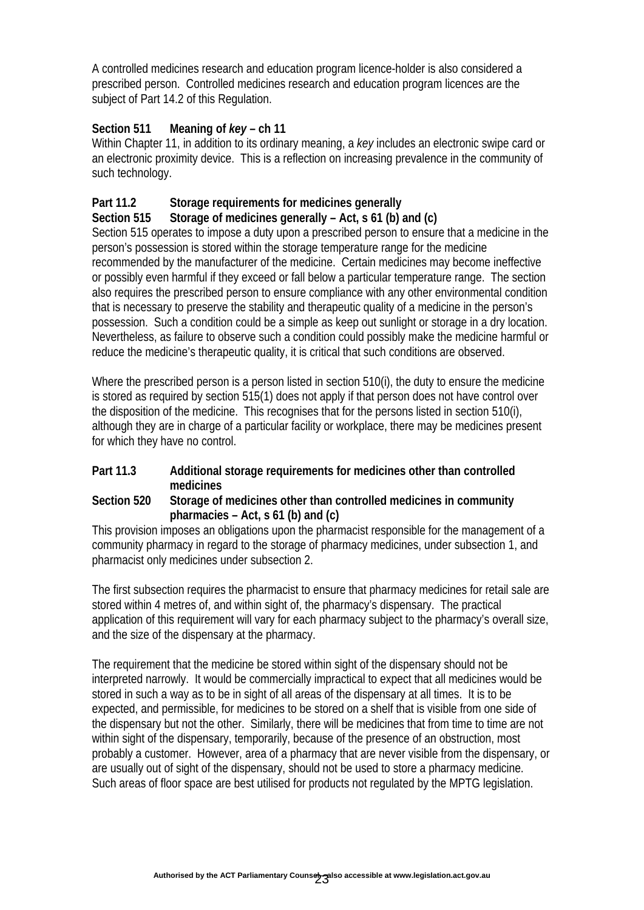A controlled medicines research and education program licence-holder is also considered a prescribed person. Controlled medicines research and education program licences are the subject of Part 14.2 of this Regulation.

**Section 511 Meaning of *key* – ch 11**

Within Chapter 11, in addition to its ordinary meaning, a *key* includes an electronic swipe card or an electronic proximity device. This is a reflection on increasing prevalence in the community of such technology.

**Part 11.2 Storage requirements for medicines generally**

**Section 515 Storage of medicines generally – Act, s 61 (b) and (c)**

Section 515 operates to impose a duty upon a prescribed person to ensure that a medicine in the person's possession is stored within the storage temperature range for the medicine recommended by the manufacturer of the medicine. Certain medicines may become ineffective or possibly even harmful if they exceed or fall below a particular temperature range. The section also requires the prescribed person to ensure compliance with any other environmental condition that is necessary to preserve the stability and therapeutic quality of a medicine in the person's possession. Such a condition could be a simple as keep out sunlight or storage in a dry location. Nevertheless, as failure to observe such a condition could possibly make the medicine harmful or reduce the medicine's therapeutic quality, it is critical that such conditions are observed.

Where the prescribed person is a person listed in section 510(i), the duty to ensure the medicine is stored as required by section 515(1) does not apply if that person does not have control over the disposition of the medicine. This recognises that for the persons listed in section 510(i), although they are in charge of a particular facility or workplace, there may be medicines present for which they have no control.

**Part 11.3 Additional storage requirements for medicines other than controlled medicines**

**Section 520 Storage of medicines other than controlled medicines in community pharmacies – Act, s 61 (b) and (c)**

This provision imposes an obligations upon the pharmacist responsible for the management of a community pharmacy in regard to the storage of pharmacy medicines, under subsection 1, and pharmacist only medicines under subsection 2.

The first subsection requires the pharmacist to ensure that pharmacy medicines for retail sale are stored within 4 metres of, and within sight of, the pharmacy's dispensary. The practical application of this requirement will vary for each pharmacy subject to the pharmacy's overall size, and the size of the dispensary at the pharmacy.

The requirement that the medicine be stored within sight of the dispensary should not be interpreted narrowly. It would be commercially impractical to expect that all medicines would be stored in such a way as to be in sight of all areas of the dispensary at all times. It is to be expected, and permissible, for medicines to be stored on a shelf that is visible from one side of the dispensary but not the other. Similarly, there will be medicines that from time to time are not within sight of the dispensary, temporarily, because of the presence of an obstruction, most probably a customer. However, area of a pharmacy that are never visible from the dispensary, or are usually out of sight of the dispensary, should not be used to store a pharmacy medicine. Such areas of floor space are best utilised for products not regulated by the MPTG legislation.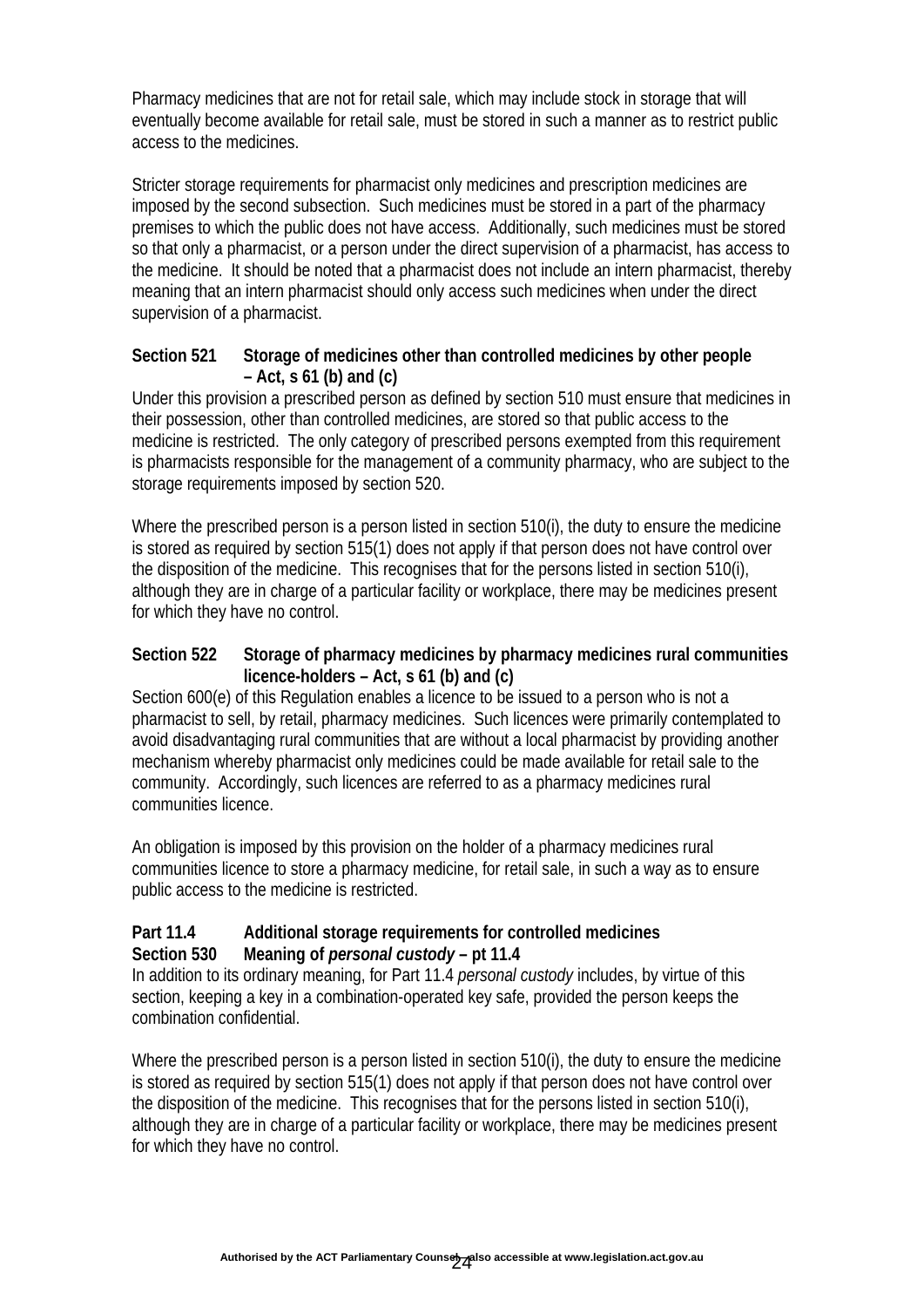Pharmacy medicines that are not for retail sale, which may include stock in storage that will eventually become available for retail sale, must be stored in such a manner as to restrict public access to the medicines.

Stricter storage requirements for pharmacist only medicines and prescription medicines are imposed by the second subsection. Such medicines must be stored in a part of the pharmacy premises to which the public does not have access. Additionally, such medicines must be stored so that only a pharmacist, or a person under the direct supervision of a pharmacist, has access to the medicine. It should be noted that a pharmacist does not include an intern pharmacist, thereby meaning that an intern pharmacist should only access such medicines when under the direct supervision of a pharmacist.

**Section 521 Storage of medicines other than controlled medicines by other people – Act, s 61 (b) and (c)**

Under this provision a prescribed person as defined by section 510 must ensure that medicines in their possession, other than controlled medicines, are stored so that public access to the medicine is restricted. The only category of prescribed persons exempted from this requirement is pharmacists responsible for the management of a community pharmacy, who are subject to the storage requirements imposed by section 520.

Where the prescribed person is a person listed in section 510(i), the duty to ensure the medicine is stored as required by section 515(1) does not apply if that person does not have control over the disposition of the medicine. This recognises that for the persons listed in section 510(i), although they are in charge of a particular facility or workplace, there may be medicines present for which they have no control.

**Section 522 Storage of pharmacy medicines by pharmacy medicines rural communities licence-holders – Act, s 61 (b) and (c)**

Section 600(e) of this Regulation enables a licence to be issued to a person who is not a pharmacist to sell, by retail, pharmacy medicines. Such licences were primarily contemplated to avoid disadvantaging rural communities that are without a local pharmacist by providing another mechanism whereby pharmacist only medicines could be made available for retail sale to the community. Accordingly, such licences are referred to as a pharmacy medicines rural communities licence.

An obligation is imposed by this provision on the holder of a pharmacy medicines rural communities licence to store a pharmacy medicine, for retail sale, in such a way as to ensure public access to the medicine is restricted.

**Part 11.4 Additional storage requirements for controlled medicines**
**Section 530 Meaning of *personal custody* – pt 11.4**

In addition to its ordinary meaning, for Part 11.4 *personal custody* includes, by virtue of this section, keeping a key in a combination-operated key safe, provided the person keeps the combination confidential.

Where the prescribed person is a person listed in section 510(i), the duty to ensure the medicine is stored as required by section 515(1) does not apply if that person does not have control over the disposition of the medicine. This recognises that for the persons listed in section 510(i), although they are in charge of a particular facility or workplace, there may be medicines present for which they have no control.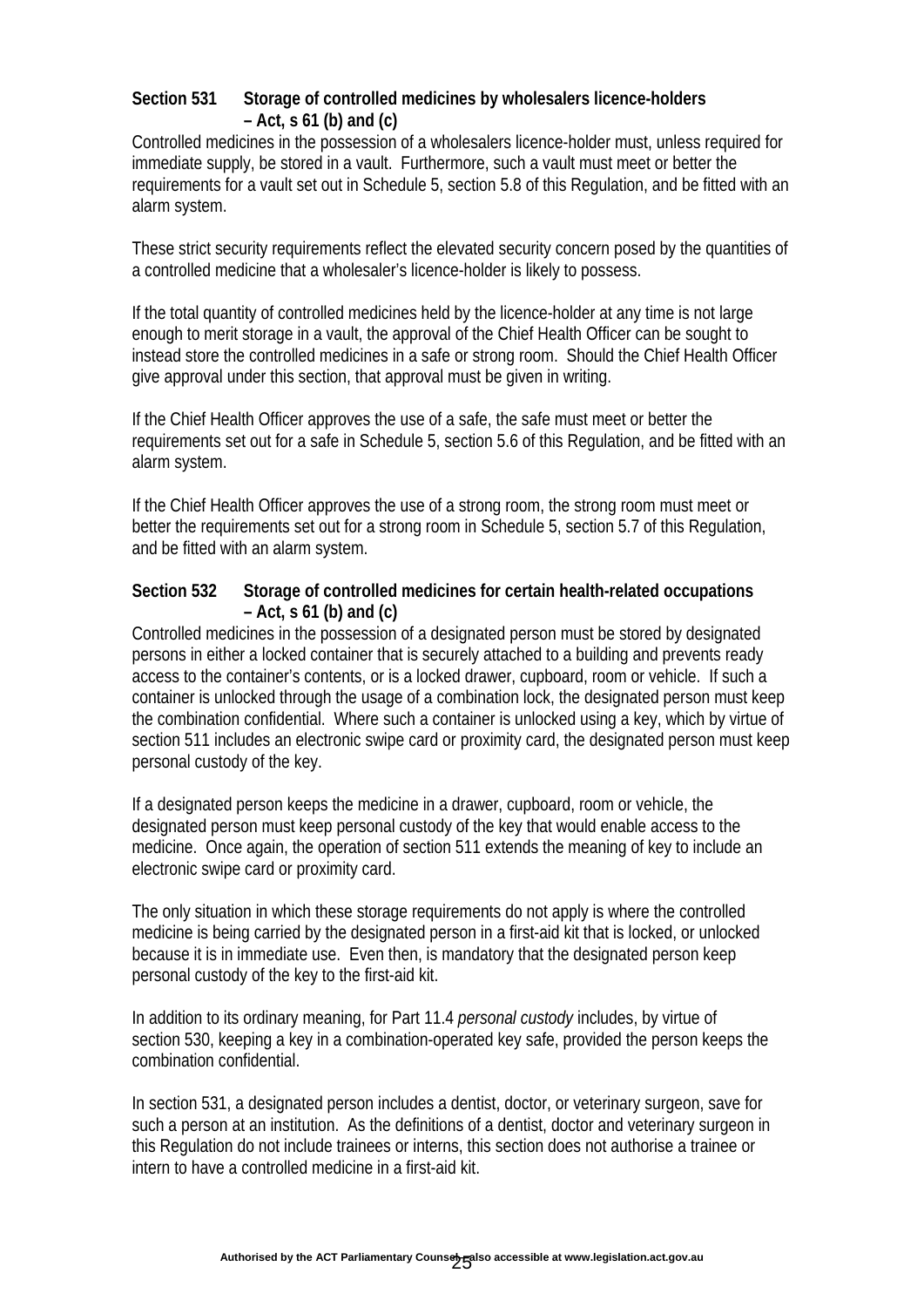**Section 531 Storage of controlled medicines by wholesalers licence-holders – Act, s 61 (b) and (c)**

Controlled medicines in the possession of a wholesalers licence-holder must, unless required for immediate supply, be stored in a vault. Furthermore, such a vault must meet or better the requirements for a vault set out in Schedule 5, section 5.8 of this Regulation, and be fitted with an alarm system.

These strict security requirements reflect the elevated security concern posed by the quantities of a controlled medicine that a wholesaler's licence-holder is likely to possess.

If the total quantity of controlled medicines held by the licence-holder at any time is not large enough to merit storage in a vault, the approval of the Chief Health Officer can be sought to instead store the controlled medicines in a safe or strong room. Should the Chief Health Officer give approval under this section, that approval must be given in writing.

If the Chief Health Officer approves the use of a safe, the safe must meet or better the requirements set out for a safe in Schedule 5, section 5.6 of this Regulation, and be fitted with an alarm system.

If the Chief Health Officer approves the use of a strong room, the strong room must meet or better the requirements set out for a strong room in Schedule 5, section 5.7 of this Regulation, and be fitted with an alarm system.

**Section 532 Storage of controlled medicines for certain health-related occupations – Act, s 61 (b) and (c)**

Controlled medicines in the possession of a designated person must be stored by designated persons in either a locked container that is securely attached to a building and prevents ready access to the container's contents, or is a locked drawer, cupboard, room or vehicle. If such a container is unlocked through the usage of a combination lock, the designated person must keep the combination confidential. Where such a container is unlocked using a key, which by virtue of section 511 includes an electronic swipe card or proximity card, the designated person must keep personal custody of the key.

If a designated person keeps the medicine in a drawer, cupboard, room or vehicle, the designated person must keep personal custody of the key that would enable access to the medicine. Once again, the operation of section 511 extends the meaning of key to include an electronic swipe card or proximity card.

The only situation in which these storage requirements do not apply is where the controlled medicine is being carried by the designated person in a first-aid kit that is locked, or unlocked because it is in immediate use. Even then, is mandatory that the designated person keep personal custody of the key to the first-aid kit.

In addition to its ordinary meaning, for Part 11.4 *personal custody* includes, by virtue of section 530, keeping a key in a combination-operated key safe, provided the person keeps the combination confidential.

In section 531, a designated person includes a dentist, doctor, or veterinary surgeon, save for such a person at an institution. As the definitions of a dentist, doctor and veterinary surgeon in this Regulation do not include trainees or interns, this section does not authorise a trainee or intern to have a controlled medicine in a first-aid kit.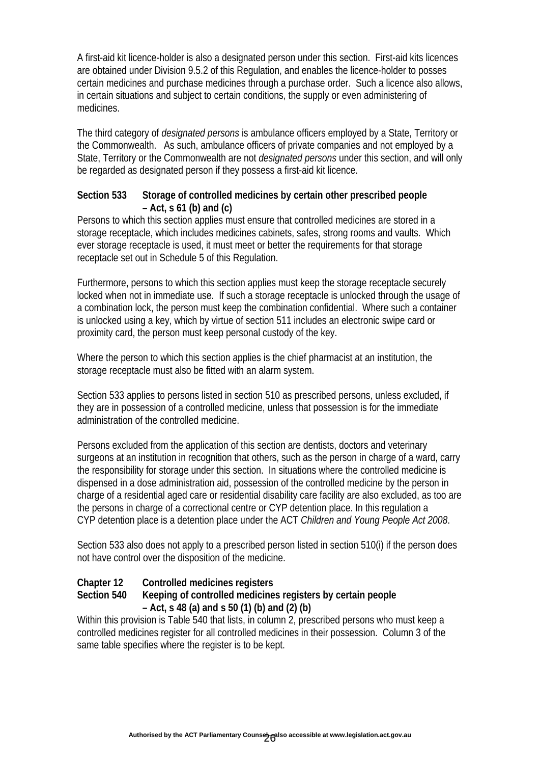A first-aid kit licence-holder is also a designated person under this section. First-aid kits licences are obtained under Division 9.5.2 of this Regulation, and enables the licence-holder to posses certain medicines and purchase medicines through a purchase order. Such a licence also allows, in certain situations and subject to certain conditions, the supply or even administering of medicines.

The third category of *designated persons* is ambulance officers employed by a State, Territory or the Commonwealth. As such, ambulance officers of private companies and not employed by a State, Territory or the Commonwealth are not *designated persons* under this section, and will only be regarded as designated person if they possess a first-aid kit licence.

### Section 533 Storage of controlled medicines by certain other prescribed people – Act, s 61 (b) and (c)

Persons to which this section applies must ensure that controlled medicines are stored in a storage receptacle, which includes medicines cabinets, safes, strong rooms and vaults. Which ever storage receptacle is used, it must meet or better the requirements for that storage receptacle set out in Schedule 5 of this Regulation.

Furthermore, persons to which this section applies must keep the storage receptacle securely locked when not in immediate use. If such a storage receptacle is unlocked through the usage of a combination lock, the person must keep the combination confidential. Where such a container is unlocked using a key, which by virtue of section 511 includes an electronic swipe card or proximity card, the person must keep personal custody of the key.

Where the person to which this section applies is the chief pharmacist at an institution, the storage receptacle must also be fitted with an alarm system.

Section 533 applies to persons listed in section 510 as prescribed persons, unless excluded, if they are in possession of a controlled medicine, unless that possession is for the immediate administration of the controlled medicine.

Persons excluded from the application of this section are dentists, doctors and veterinary surgeons at an institution in recognition that others, such as the person in charge of a ward, carry the responsibility for storage under this section. In situations where the controlled medicine is dispensed in a dose administration aid, possession of the controlled medicine by the person in charge of a residential aged care or residential disability care facility are also excluded, as too are the persons in charge of a correctional centre or CYP detention place. In this regulation a CYP detention place is a detention place under the ACT *Children and Young People Act 2008*.

Section 533 also does not apply to a prescribed person listed in section 510(i) if the person does not have control over the disposition of the medicine.

## Chapter 12 Controlled medicines registers

### Section 540 Keeping of controlled medicines registers by certain people – Act, s 48 (a) and s 50 (1) (b) and (2) (b)

Within this provision is Table 540 that lists, in column 2, prescribed persons who must keep a controlled medicines register for all controlled medicines in their possession. Column 3 of the same table specifies where the register is to be kept.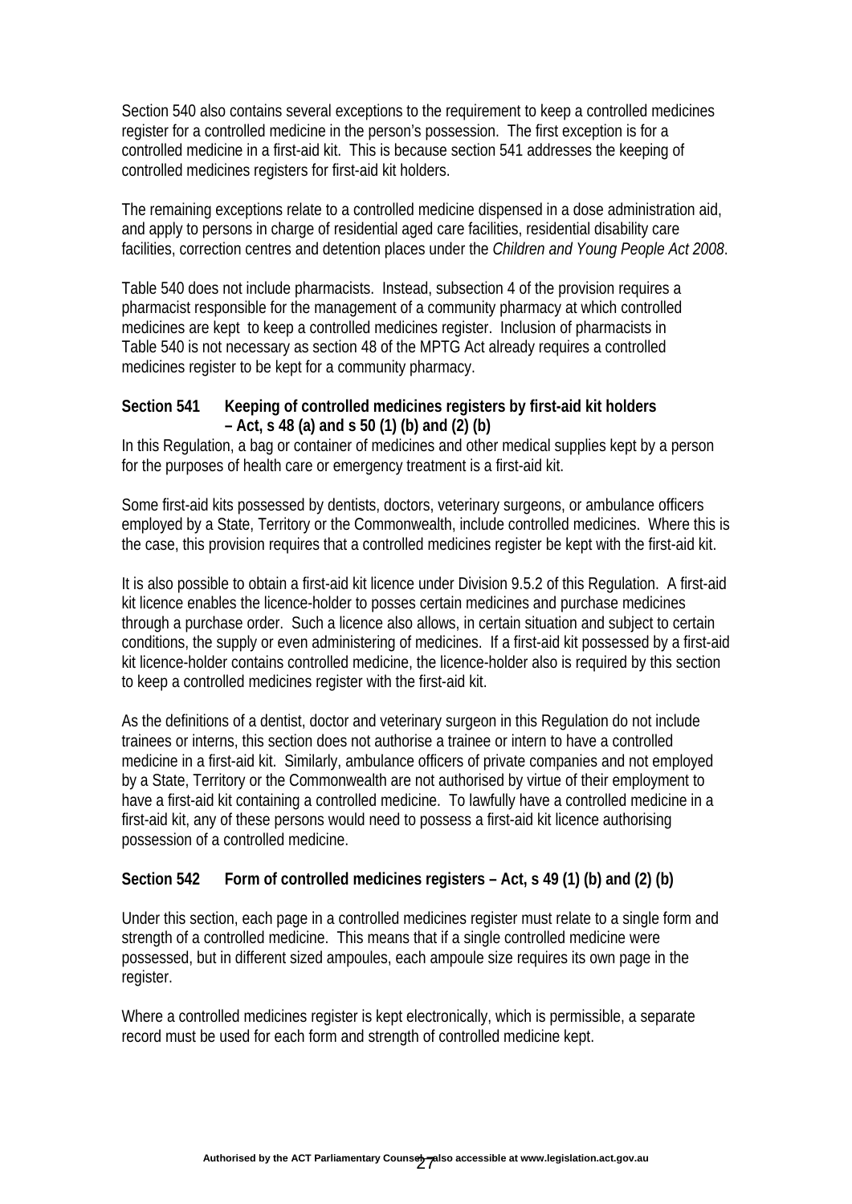Section 540 also contains several exceptions to the requirement to keep a controlled medicines register for a controlled medicine in the person's possession. The first exception is for a controlled medicine in a first-aid kit. This is because section 541 addresses the keeping of controlled medicines registers for first-aid kit holders.

The remaining exceptions relate to a controlled medicine dispensed in a dose administration aid, and apply to persons in charge of residential aged care facilities, residential disability care facilities, correction centres and detention places under the *Children and Young People Act 2008*.

Table 540 does not include pharmacists. Instead, subsection 4 of the provision requires a pharmacist responsible for the management of a community pharmacy at which controlled medicines are kept to keep a controlled medicines register. Inclusion of pharmacists in Table 540 is not necessary as section 48 of the MPTG Act already requires a controlled medicines register to be kept for a community pharmacy.

**Section 541 Keeping of controlled medicines registers by first-aid kit holders – Act, s 48 (a) and s 50 (1) (b) and (2) (b)**

In this Regulation, a bag or container of medicines and other medical supplies kept by a person for the purposes of health care or emergency treatment is a first-aid kit.

Some first-aid kits possessed by dentists, doctors, veterinary surgeons, or ambulance officers employed by a State, Territory or the Commonwealth, include controlled medicines. Where this is the case, this provision requires that a controlled medicines register be kept with the first-aid kit.

It is also possible to obtain a first-aid kit licence under Division 9.5.2 of this Regulation. A first-aid kit licence enables the licence-holder to posses certain medicines and purchase medicines through a purchase order. Such a licence also allows, in certain situation and subject to certain conditions, the supply or even administering of medicines. If a first-aid kit possessed by a first-aid kit licence-holder contains controlled medicine, the licence-holder also is required by this section to keep a controlled medicines register with the first-aid kit.

As the definitions of a dentist, doctor and veterinary surgeon in this Regulation do not include trainees or interns, this section does not authorise a trainee or intern to have a controlled medicine in a first-aid kit. Similarly, ambulance officers of private companies and not employed by a State, Territory or the Commonwealth are not authorised by virtue of their employment to have a first-aid kit containing a controlled medicine. To lawfully have a controlled medicine in a first-aid kit, any of these persons would need to possess a first-aid kit licence authorising possession of a controlled medicine.

**Section 542 Form of controlled medicines registers – Act, s 49 (1) (b) and (2) (b)**

Under this section, each page in a controlled medicines register must relate to a single form and strength of a controlled medicine. This means that if a single controlled medicine were possessed, but in different sized ampoules, each ampoule size requires its own page in the register.

Where a controlled medicines register is kept electronically, which is permissible, a separate record must be used for each form and strength of controlled medicine kept.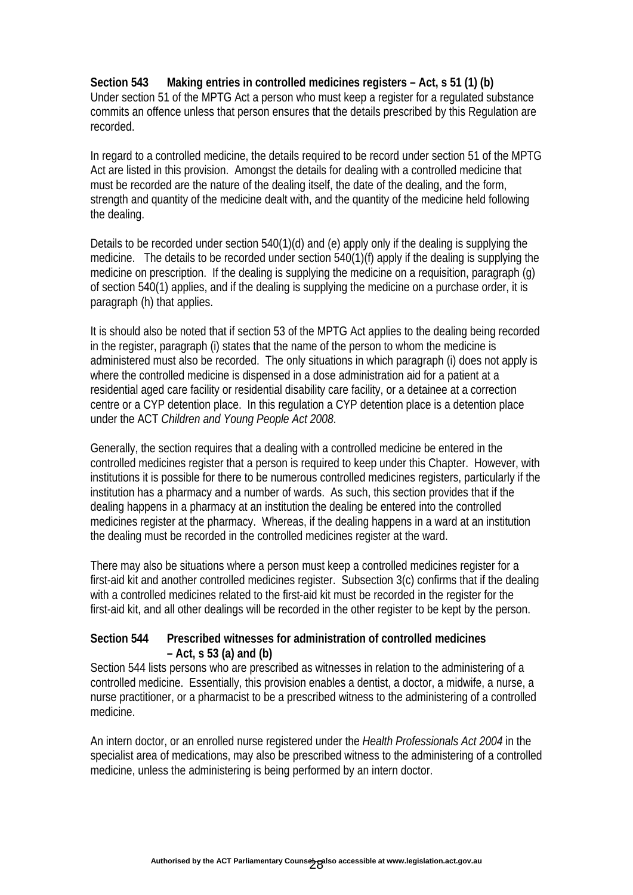**Section 543 Making entries in controlled medicines registers – Act, s 51 (1) (b)**
Under section 51 of the MPTG Act a person who must keep a register for a regulated substance commits an offence unless that person ensures that the details prescribed by this Regulation are recorded.

In regard to a controlled medicine, the details required to be record under section 51 of the MPTG Act are listed in this provision. Amongst the details for dealing with a controlled medicine that must be recorded are the nature of the dealing itself, the date of the dealing, and the form, strength and quantity of the medicine dealt with, and the quantity of the medicine held following the dealing.

Details to be recorded under section 540(1)(d) and (e) apply only if the dealing is supplying the medicine. The details to be recorded under section 540(1)(f) apply if the dealing is supplying the medicine on prescription. If the dealing is supplying the medicine on a requisition, paragraph (g) of section 540(1) applies, and if the dealing is supplying the medicine on a purchase order, it is paragraph (h) that applies.

It is should also be noted that if section 53 of the MPTG Act applies to the dealing being recorded in the register, paragraph (i) states that the name of the person to whom the medicine is administered must also be recorded. The only situations in which paragraph (i) does not apply is where the controlled medicine is dispensed in a dose administration aid for a patient at a residential aged care facility or residential disability care facility, or a detainee at a correction centre or a CYP detention place. In this regulation a CYP detention place is a detention place under the ACT *Children and Young People Act 2008*.

Generally, the section requires that a dealing with a controlled medicine be entered in the controlled medicines register that a person is required to keep under this Chapter. However, with institutions it is possible for there to be numerous controlled medicines registers, particularly if the institution has a pharmacy and a number of wards. As such, this section provides that if the dealing happens in a pharmacy at an institution the dealing be entered into the controlled medicines register at the pharmacy. Whereas, if the dealing happens in a ward at an institution the dealing must be recorded in the controlled medicines register at the ward.

There may also be situations where a person must keep a controlled medicines register for a first-aid kit and another controlled medicines register. Subsection 3(c) confirms that if the dealing with a controlled medicines related to the first-aid kit must be recorded in the register for the first-aid kit, and all other dealings will be recorded in the other register to be kept by the person.

**Section 544 Prescribed witnesses for administration of controlled medicines – Act, s 53 (a) and (b)**
Section 544 lists persons who are prescribed as witnesses in relation to the administering of a controlled medicine. Essentially, this provision enables a dentist, a doctor, a midwife, a nurse, a nurse practitioner, or a pharmacist to be a prescribed witness to the administering of a controlled medicine.

An intern doctor, or an enrolled nurse registered under the *Health Professionals Act 2004* in the specialist area of medications, may also be prescribed witness to the administering of a controlled medicine, unless the administering is being performed by an intern doctor.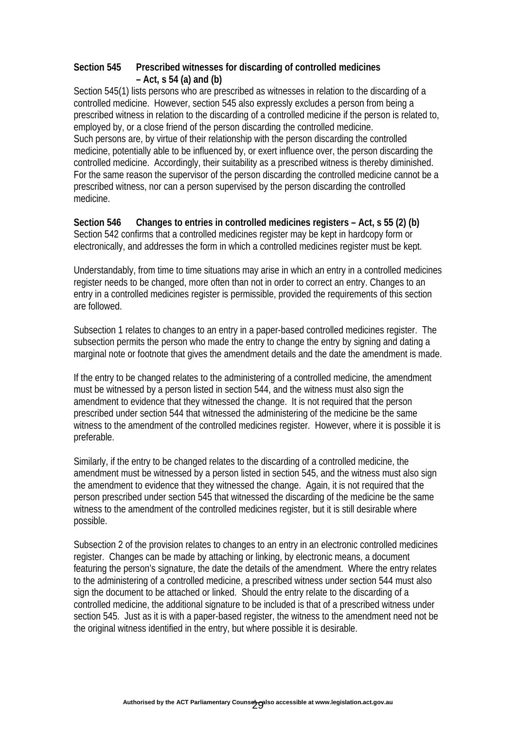**Section 545 Prescribed witnesses for discarding of controlled medicines – Act, s 54 (a) and (b)**

Section 545(1) lists persons who are prescribed as witnesses in relation to the discarding of a controlled medicine. However, section 545 also expressly excludes a person from being a prescribed witness in relation to the discarding of a controlled medicine if the person is related to, employed by, or a close friend of the person discarding the controlled medicine. Such persons are, by virtue of their relationship with the person discarding the controlled medicine, potentially able to be influenced by, or exert influence over, the person discarding the controlled medicine. Accordingly, their suitability as a prescribed witness is thereby diminished. For the same reason the supervisor of the person discarding the controlled medicine cannot be a prescribed witness, nor can a person supervised by the person discarding the controlled medicine.

**Section 546 Changes to entries in controlled medicines registers – Act, s 55 (2) (b)**

Section 542 confirms that a controlled medicines register may be kept in hardcopy form or electronically, and addresses the form in which a controlled medicines register must be kept.

Understandably, from time to time situations may arise in which an entry in a controlled medicines register needs to be changed, more often than not in order to correct an entry. Changes to an entry in a controlled medicines register is permissible, provided the requirements of this section are followed.

Subsection 1 relates to changes to an entry in a paper-based controlled medicines register. The subsection permits the person who made the entry to change the entry by signing and dating a marginal note or footnote that gives the amendment details and the date the amendment is made.

If the entry to be changed relates to the administering of a controlled medicine, the amendment must be witnessed by a person listed in section 544, and the witness must also sign the amendment to evidence that they witnessed the change. It is not required that the person prescribed under section 544 that witnessed the administering of the medicine be the same witness to the amendment of the controlled medicines register. However, where it is possible it is preferable.

Similarly, if the entry to be changed relates to the discarding of a controlled medicine, the amendment must be witnessed by a person listed in section 545, and the witness must also sign the amendment to evidence that they witnessed the change. Again, it is not required that the person prescribed under section 545 that witnessed the discarding of the medicine be the same witness to the amendment of the controlled medicines register, but it is still desirable where possible.

Subsection 2 of the provision relates to changes to an entry in an electronic controlled medicines register. Changes can be made by attaching or linking, by electronic means, a document featuring the person's signature, the date the details of the amendment. Where the entry relates to the administering of a controlled medicine, a prescribed witness under section 544 must also sign the document to be attached or linked. Should the entry relate to the discarding of a controlled medicine, the additional signature to be included is that of a prescribed witness under section 545. Just as it is with a paper-based register, the witness to the amendment need not be the original witness identified in the entry, but where possible it is desirable.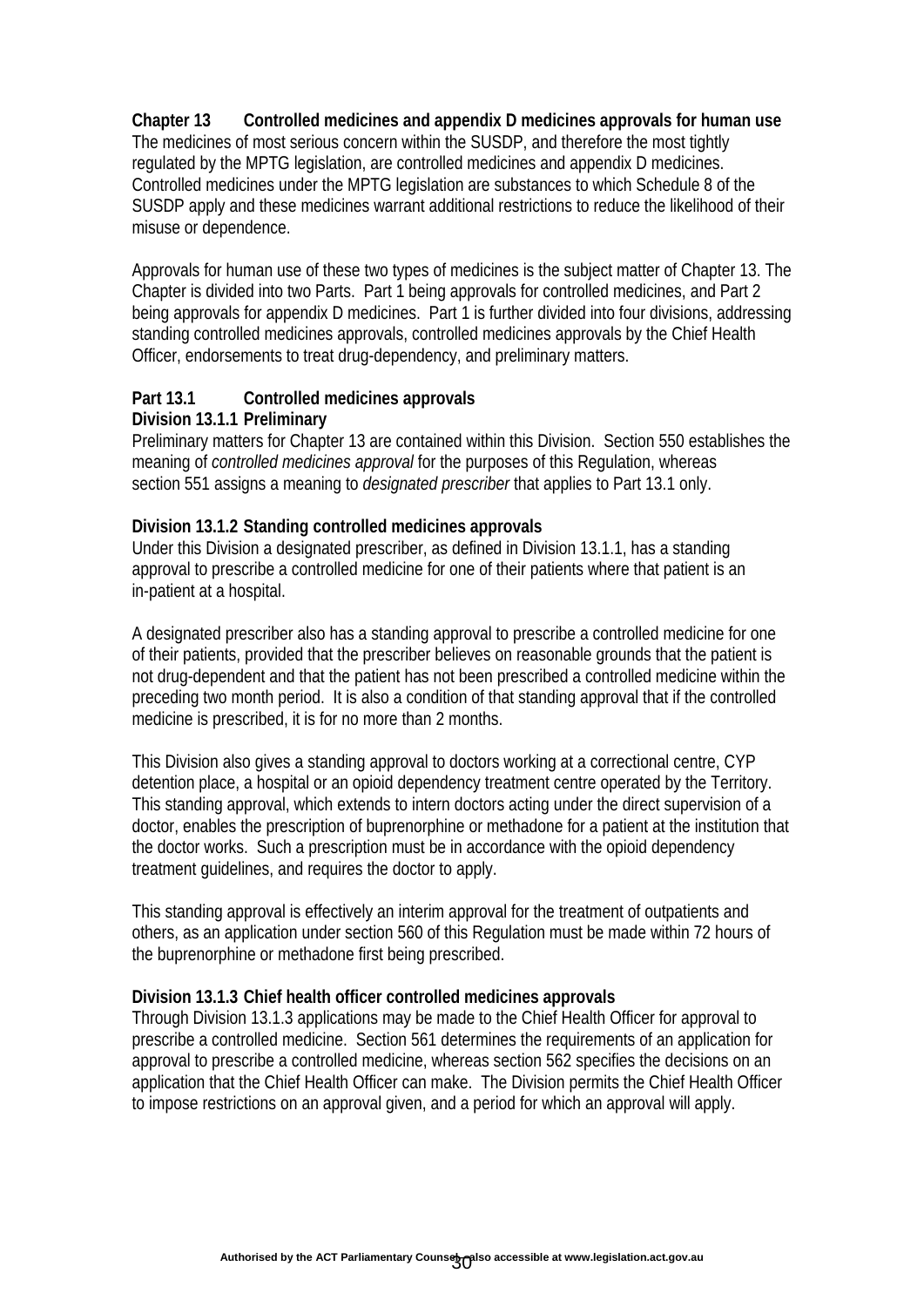**Chapter 13 Controlled medicines and appendix D medicines approvals for human use**

The medicines of most serious concern within the SUSDP, and therefore the most tightly regulated by the MPTG legislation, are controlled medicines and appendix D medicines. Controlled medicines under the MPTG legislation are substances to which Schedule 8 of the SUSDP apply and these medicines warrant additional restrictions to reduce the likelihood of their misuse or dependence.

Approvals for human use of these two types of medicines is the subject matter of Chapter 13. The Chapter is divided into two Parts. Part 1 being approvals for controlled medicines, and Part 2 being approvals for appendix D medicines. Part 1 is further divided into four divisions, addressing standing controlled medicines approvals, controlled medicines approvals by the Chief Health Officer, endorsements to treat drug-dependency, and preliminary matters.

**Part 13.1 Controlled medicines approvals**

**Division 13.1.1 Preliminary**

Preliminary matters for Chapter 13 are contained within this Division. Section 550 establishes the meaning of *controlled medicines approval* for the purposes of this Regulation, whereas section 551 assigns a meaning to *designated prescriber* that applies to Part 13.1 only.

**Division 13.1.2 Standing controlled medicines approvals**

Under this Division a designated prescriber, as defined in Division 13.1.1, has a standing approval to prescribe a controlled medicine for one of their patients where that patient is an in-patient at a hospital.

A designated prescriber also has a standing approval to prescribe a controlled medicine for one of their patients, provided that the prescriber believes on reasonable grounds that the patient is not drug-dependent and that the patient has not been prescribed a controlled medicine within the preceding two month period. It is also a condition of that standing approval that if the controlled medicine is prescribed, it is for no more than 2 months.

This Division also gives a standing approval to doctors working at a correctional centre, CYP detention place, a hospital or an opioid dependency treatment centre operated by the Territory. This standing approval, which extends to intern doctors acting under the direct supervision of a doctor, enables the prescription of buprenorphine or methadone for a patient at the institution that the doctor works. Such a prescription must be in accordance with the opioid dependency treatment guidelines, and requires the doctor to apply.

This standing approval is effectively an interim approval for the treatment of outpatients and others, as an application under section 560 of this Regulation must be made within 72 hours of the buprenorphine or methadone first being prescribed.

**Division 13.1.3 Chief health officer controlled medicines approvals**

Through Division 13.1.3 applications may be made to the Chief Health Officer for approval to prescribe a controlled medicine. Section 561 determines the requirements of an application for approval to prescribe a controlled medicine, whereas section 562 specifies the decisions on an application that the Chief Health Officer can make. The Division permits the Chief Health Officer to impose restrictions on an approval given, and a period for which an approval will apply.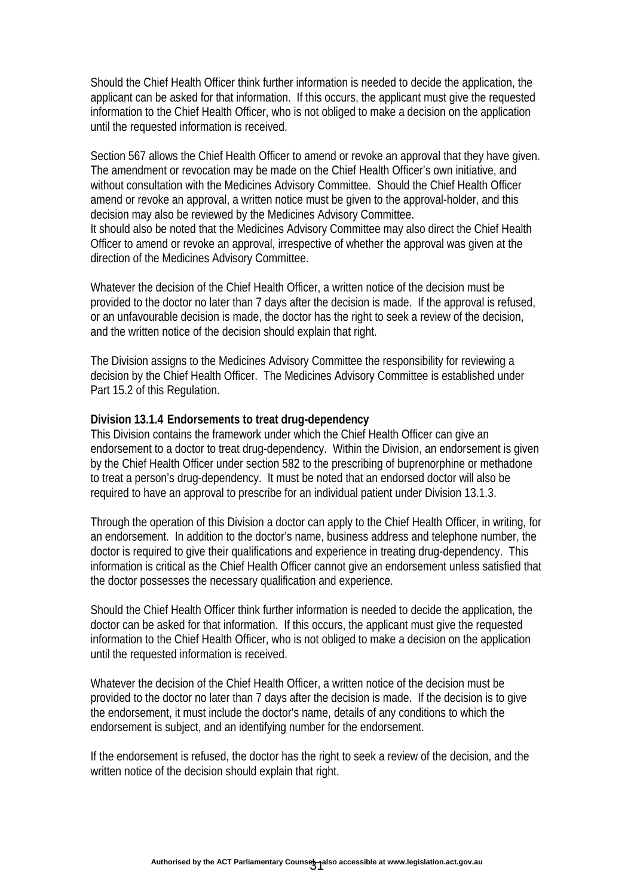Should the Chief Health Officer think further information is needed to decide the application, the applicant can be asked for that information. If this occurs, the applicant must give the requested information to the Chief Health Officer, who is not obliged to make a decision on the application until the requested information is received.

Section 567 allows the Chief Health Officer to amend or revoke an approval that they have given. The amendment or revocation may be made on the Chief Health Officer's own initiative, and without consultation with the Medicines Advisory Committee. Should the Chief Health Officer amend or revoke an approval, a written notice must be given to the approval-holder, and this decision may also be reviewed by the Medicines Advisory Committee.
It should also be noted that the Medicines Advisory Committee may also direct the Chief Health Officer to amend or revoke an approval, irrespective of whether the approval was given at the direction of the Medicines Advisory Committee.

Whatever the decision of the Chief Health Officer, a written notice of the decision must be provided to the doctor no later than 7 days after the decision is made. If the approval is refused, or an unfavourable decision is made, the doctor has the right to seek a review of the decision, and the written notice of the decision should explain that right.

The Division assigns to the Medicines Advisory Committee the responsibility for reviewing a decision by the Chief Health Officer. The Medicines Advisory Committee is established under Part 15.2 of this Regulation.

**Division 13.1.4 Endorsements to treat drug-dependency**

This Division contains the framework under which the Chief Health Officer can give an endorsement to a doctor to treat drug-dependency. Within the Division, an endorsement is given by the Chief Health Officer under section 582 to the prescribing of buprenorphine or methadone to treat a person's drug-dependency. It must be noted that an endorsed doctor will also be required to have an approval to prescribe for an individual patient under Division 13.1.3.

Through the operation of this Division a doctor can apply to the Chief Health Officer, in writing, for an endorsement. In addition to the doctor's name, business address and telephone number, the doctor is required to give their qualifications and experience in treating drug-dependency. This information is critical as the Chief Health Officer cannot give an endorsement unless satisfied that the doctor possesses the necessary qualification and experience.

Should the Chief Health Officer think further information is needed to decide the application, the doctor can be asked for that information. If this occurs, the applicant must give the requested information to the Chief Health Officer, who is not obliged to make a decision on the application until the requested information is received.

Whatever the decision of the Chief Health Officer, a written notice of the decision must be provided to the doctor no later than 7 days after the decision is made. If the decision is to give the endorsement, it must include the doctor's name, details of any conditions to which the endorsement is subject, and an identifying number for the endorsement.

If the endorsement is refused, the doctor has the right to seek a review of the decision, and the written notice of the decision should explain that right.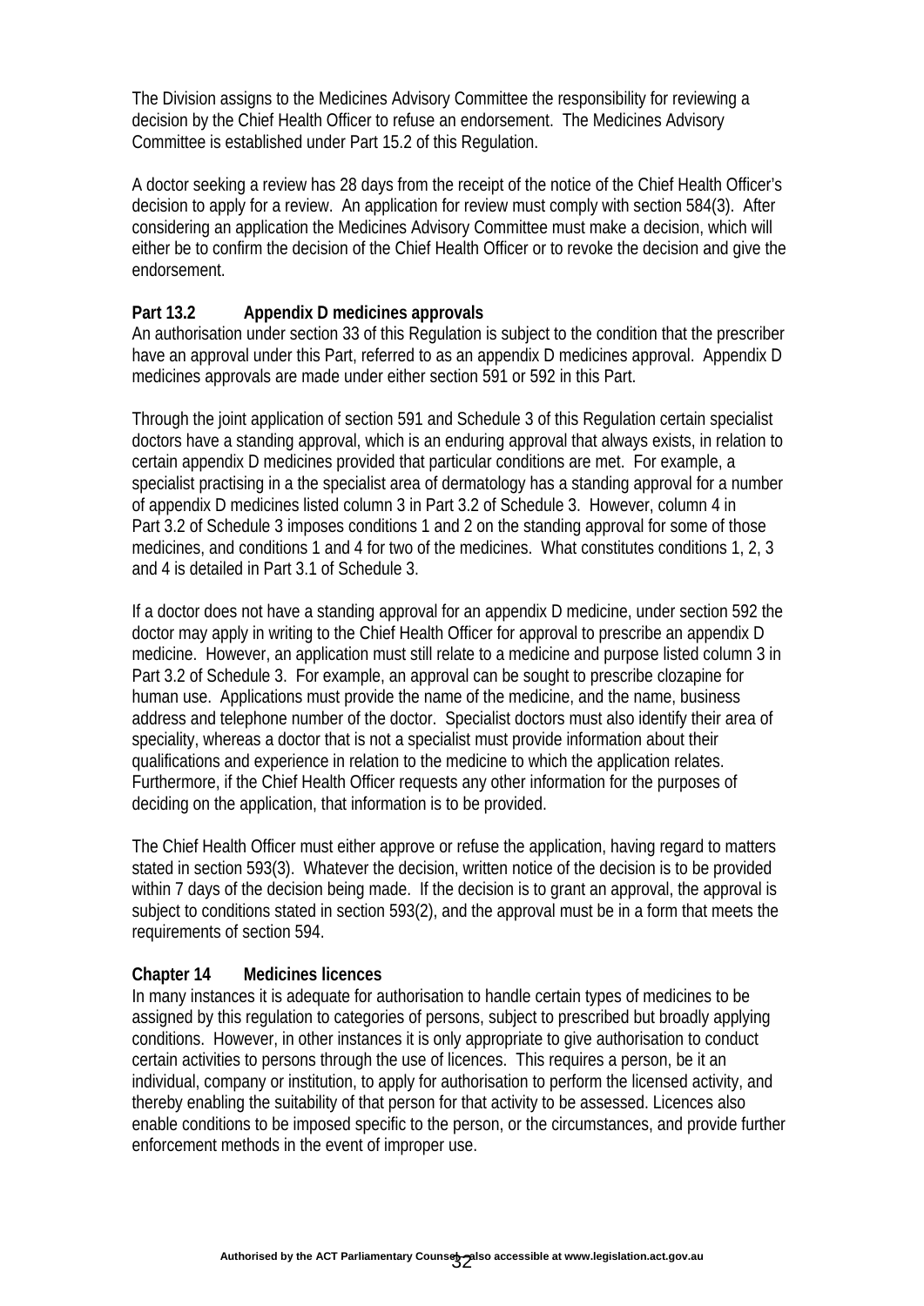The Division assigns to the Medicines Advisory Committee the responsibility for reviewing a decision by the Chief Health Officer to refuse an endorsement. The Medicines Advisory Committee is established under Part 15.2 of this Regulation.

A doctor seeking a review has 28 days from the receipt of the notice of the Chief Health Officer's decision to apply for a review. An application for review must comply with section 584(3). After considering an application the Medicines Advisory Committee must make a decision, which will either be to confirm the decision of the Chief Health Officer or to revoke the decision and give the endorsement.

**Part 13.2 Appendix D medicines approvals**

An authorisation under section 33 of this Regulation is subject to the condition that the prescriber have an approval under this Part, referred to as an appendix D medicines approval. Appendix D medicines approvals are made under either section 591 or 592 in this Part.

Through the joint application of section 591 and Schedule 3 of this Regulation certain specialist doctors have a standing approval, which is an enduring approval that always exists, in relation to certain appendix D medicines provided that particular conditions are met. For example, a specialist practising in a the specialist area of dermatology has a standing approval for a number of appendix D medicines listed column 3 in Part 3.2 of Schedule 3. However, column 4 in Part 3.2 of Schedule 3 imposes conditions 1 and 2 on the standing approval for some of those medicines, and conditions 1 and 4 for two of the medicines. What constitutes conditions 1, 2, 3 and 4 is detailed in Part 3.1 of Schedule 3.

If a doctor does not have a standing approval for an appendix D medicine, under section 592 the doctor may apply in writing to the Chief Health Officer for approval to prescribe an appendix D medicine. However, an application must still relate to a medicine and purpose listed column 3 in Part 3.2 of Schedule 3. For example, an approval can be sought to prescribe clozapine for human use. Applications must provide the name of the medicine, and the name, business address and telephone number of the doctor. Specialist doctors must also identify their area of speciality, whereas a doctor that is not a specialist must provide information about their qualifications and experience in relation to the medicine to which the application relates. Furthermore, if the Chief Health Officer requests any other information for the purposes of deciding on the application, that information is to be provided.

The Chief Health Officer must either approve or refuse the application, having regard to matters stated in section 593(3). Whatever the decision, written notice of the decision is to be provided within 7 days of the decision being made. If the decision is to grant an approval, the approval is subject to conditions stated in section 593(2), and the approval must be in a form that meets the requirements of section 594.

**Chapter 14 Medicines licences**

In many instances it is adequate for authorisation to handle certain types of medicines to be assigned by this regulation to categories of persons, subject to prescribed but broadly applying conditions. However, in other instances it is only appropriate to give authorisation to conduct certain activities to persons through the use of licences. This requires a person, be it an individual, company or institution, to apply for authorisation to perform the licensed activity, and thereby enabling the suitability of that person for that activity to be assessed. Licences also enable conditions to be imposed specific to the person, or the circumstances, and provide further enforcement methods in the event of improper use.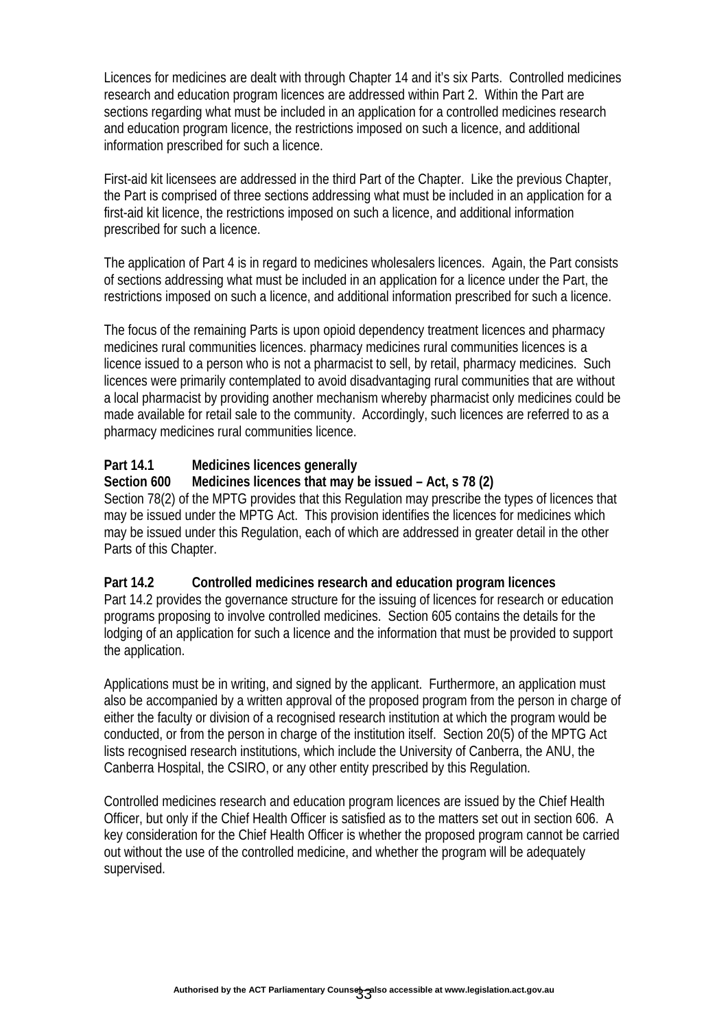Licences for medicines are dealt with through Chapter 14 and it's six Parts. Controlled medicines research and education program licences are addressed within Part 2. Within the Part are sections regarding what must be included in an application for a controlled medicines research and education program licence, the restrictions imposed on such a licence, and additional information prescribed for such a licence.

First-aid kit licensees are addressed in the third Part of the Chapter. Like the previous Chapter, the Part is comprised of three sections addressing what must be included in an application for a first-aid kit licence, the restrictions imposed on such a licence, and additional information prescribed for such a licence.

The application of Part 4 is in regard to medicines wholesalers licences. Again, the Part consists of sections addressing what must be included in an application for a licence under the Part, the restrictions imposed on such a licence, and additional information prescribed for such a licence.

The focus of the remaining Parts is upon opioid dependency treatment licences and pharmacy medicines rural communities licences. pharmacy medicines rural communities licences is a licence issued to a person who is not a pharmacist to sell, by retail, pharmacy medicines. Such licences were primarily contemplated to avoid disadvantaging rural communities that are without a local pharmacist by providing another mechanism whereby pharmacist only medicines could be made available for retail sale to the community. Accordingly, such licences are referred to as a pharmacy medicines rural communities licence.

**Part 14.1 Medicines licences generally**

**Section 600 Medicines licences that may be issued – Act, s 78 (2)**

Section 78(2) of the MPTG provides that this Regulation may prescribe the types of licences that may be issued under the MPTG Act. This provision identifies the licences for medicines which may be issued under this Regulation, each of which are addressed in greater detail in the other Parts of this Chapter.

**Part 14.2 Controlled medicines research and education program licences**

Part 14.2 provides the governance structure for the issuing of licences for research or education programs proposing to involve controlled medicines. Section 605 contains the details for the lodging of an application for such a licence and the information that must be provided to support the application.

Applications must be in writing, and signed by the applicant. Furthermore, an application must also be accompanied by a written approval of the proposed program from the person in charge of either the faculty or division of a recognised research institution at which the program would be conducted, or from the person in charge of the institution itself. Section 20(5) of the MPTG Act lists recognised research institutions, which include the University of Canberra, the ANU, the Canberra Hospital, the CSIRO, or any other entity prescribed by this Regulation.

Controlled medicines research and education program licences are issued by the Chief Health Officer, but only if the Chief Health Officer is satisfied as to the matters set out in section 606. A key consideration for the Chief Health Officer is whether the proposed program cannot be carried out without the use of the controlled medicine, and whether the program will be adequately supervised.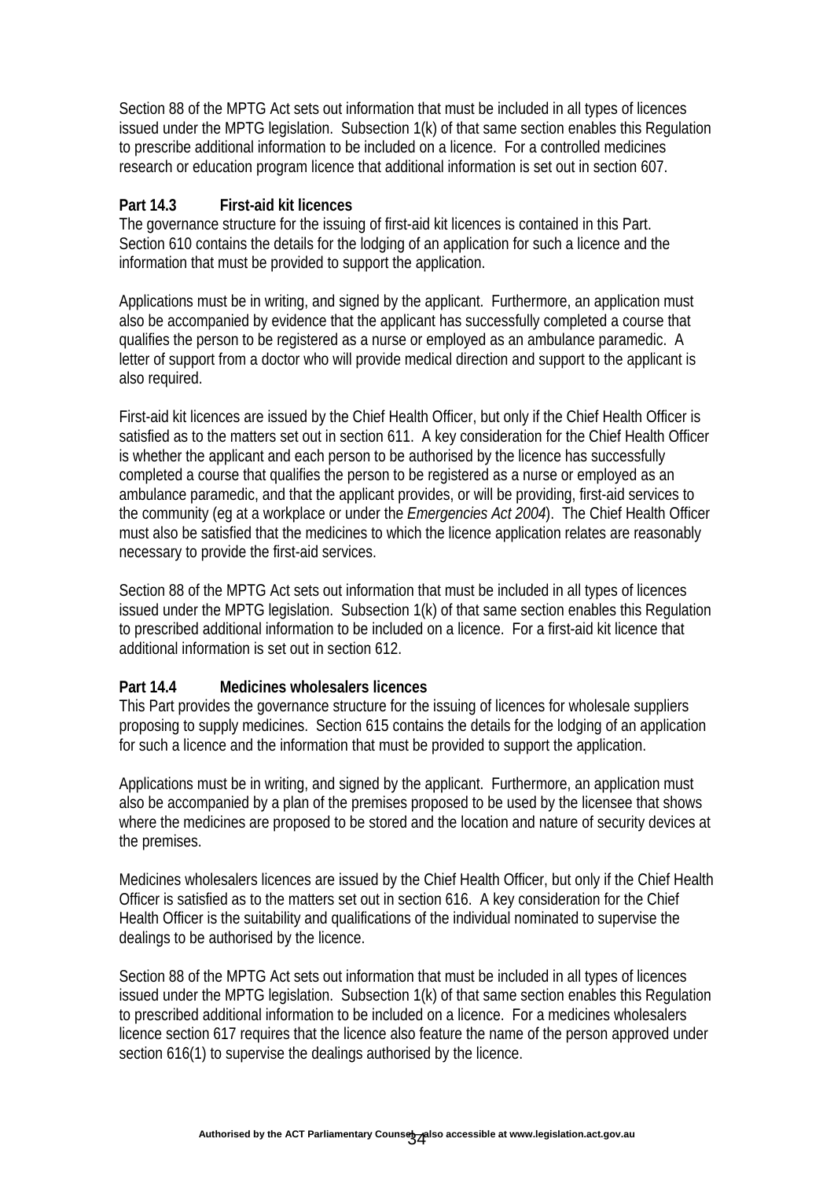Section 88 of the MPTG Act sets out information that must be included in all types of licences issued under the MPTG legislation. Subsection 1(k) of that same section enables this Regulation to prescribe additional information to be included on a licence. For a controlled medicines research or education program licence that additional information is set out in section 607.

**Part 14.3 First-aid kit licences**

The governance structure for the issuing of first-aid kit licences is contained in this Part. Section 610 contains the details for the lodging of an application for such a licence and the information that must be provided to support the application.

Applications must be in writing, and signed by the applicant. Furthermore, an application must also be accompanied by evidence that the applicant has successfully completed a course that qualifies the person to be registered as a nurse or employed as an ambulance paramedic. A letter of support from a doctor who will provide medical direction and support to the applicant is also required.

First-aid kit licences are issued by the Chief Health Officer, but only if the Chief Health Officer is satisfied as to the matters set out in section 611. A key consideration for the Chief Health Officer is whether the applicant and each person to be authorised by the licence has successfully completed a course that qualifies the person to be registered as a nurse or employed as an ambulance paramedic, and that the applicant provides, or will be providing, first-aid services to the community (eg at a workplace or under the *Emergencies Act 2004*). The Chief Health Officer must also be satisfied that the medicines to which the licence application relates are reasonably necessary to provide the first-aid services.

Section 88 of the MPTG Act sets out information that must be included in all types of licences issued under the MPTG legislation. Subsection 1(k) of that same section enables this Regulation to prescribed additional information to be included on a licence. For a first-aid kit licence that additional information is set out in section 612.

**Part 14.4 Medicines wholesalers licences**

This Part provides the governance structure for the issuing of licences for wholesale suppliers proposing to supply medicines. Section 615 contains the details for the lodging of an application for such a licence and the information that must be provided to support the application.

Applications must be in writing, and signed by the applicant. Furthermore, an application must also be accompanied by a plan of the premises proposed to be used by the licensee that shows where the medicines are proposed to be stored and the location and nature of security devices at the premises.

Medicines wholesalers licences are issued by the Chief Health Officer, but only if the Chief Health Officer is satisfied as to the matters set out in section 616. A key consideration for the Chief Health Officer is the suitability and qualifications of the individual nominated to supervise the dealings to be authorised by the licence.

Section 88 of the MPTG Act sets out information that must be included in all types of licences issued under the MPTG legislation. Subsection 1(k) of that same section enables this Regulation to prescribed additional information to be included on a licence. For a medicines wholesalers licence section 617 requires that the licence also feature the name of the person approved under section 616(1) to supervise the dealings authorised by the licence.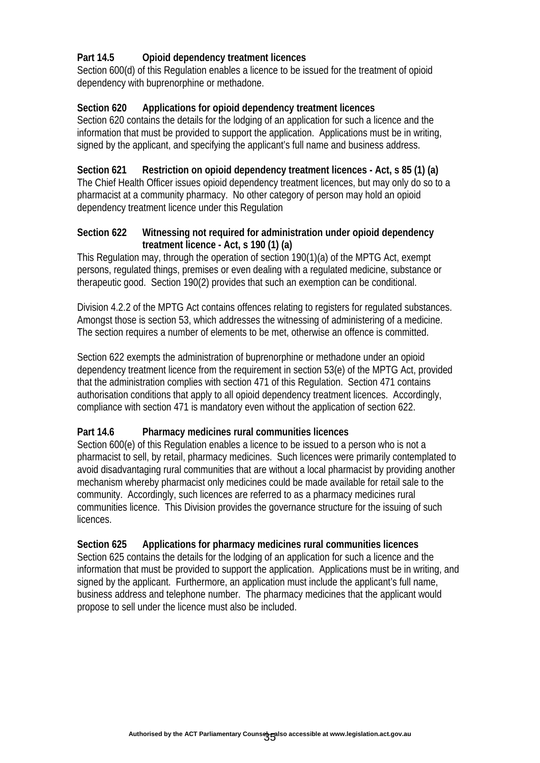**Part 14.5 Opioid dependency treatment licences**

Section 600(d) of this Regulation enables a licence to be issued for the treatment of opioid dependency with buprenorphine or methadone.

**Section 620 Applications for opioid dependency treatment licences**

Section 620 contains the details for the lodging of an application for such a licence and the information that must be provided to support the application. Applications must be in writing, signed by the applicant, and specifying the applicant's full name and business address.

**Section 621 Restriction on opioid dependency treatment licences - Act, s 85 (1) (a)**

The Chief Health Officer issues opioid dependency treatment licences, but may only do so to a pharmacist at a community pharmacy. No other category of person may hold an opioid dependency treatment licence under this Regulation

**Section 622 Witnessing not required for administration under opioid dependency treatment licence - Act, s 190 (1) (a)**

This Regulation may, through the operation of section 190(1)(a) of the MPTG Act, exempt persons, regulated things, premises or even dealing with a regulated medicine, substance or therapeutic good. Section 190(2) provides that such an exemption can be conditional.

Division 4.2.2 of the MPTG Act contains offences relating to registers for regulated substances. Amongst those is section 53, which addresses the witnessing of administering of a medicine. The section requires a number of elements to be met, otherwise an offence is committed.

Section 622 exempts the administration of buprenorphine or methadone under an opioid dependency treatment licence from the requirement in section 53(e) of the MPTG Act, provided that the administration complies with section 471 of this Regulation. Section 471 contains authorisation conditions that apply to all opioid dependency treatment licences. Accordingly, compliance with section 471 is mandatory even without the application of section 622.

**Part 14.6 Pharmacy medicines rural communities licences**

Section 600(e) of this Regulation enables a licence to be issued to a person who is not a pharmacist to sell, by retail, pharmacy medicines. Such licences were primarily contemplated to avoid disadvantaging rural communities that are without a local pharmacist by providing another mechanism whereby pharmacist only medicines could be made available for retail sale to the community. Accordingly, such licences are referred to as a pharmacy medicines rural communities licence. This Division provides the governance structure for the issuing of such licences.

**Section 625 Applications for pharmacy medicines rural communities licences**

Section 625 contains the details for the lodging of an application for such a licence and the information that must be provided to support the application. Applications must be in writing, and signed by the applicant. Furthermore, an application must include the applicant's full name, business address and telephone number. The pharmacy medicines that the applicant would propose to sell under the licence must also be included.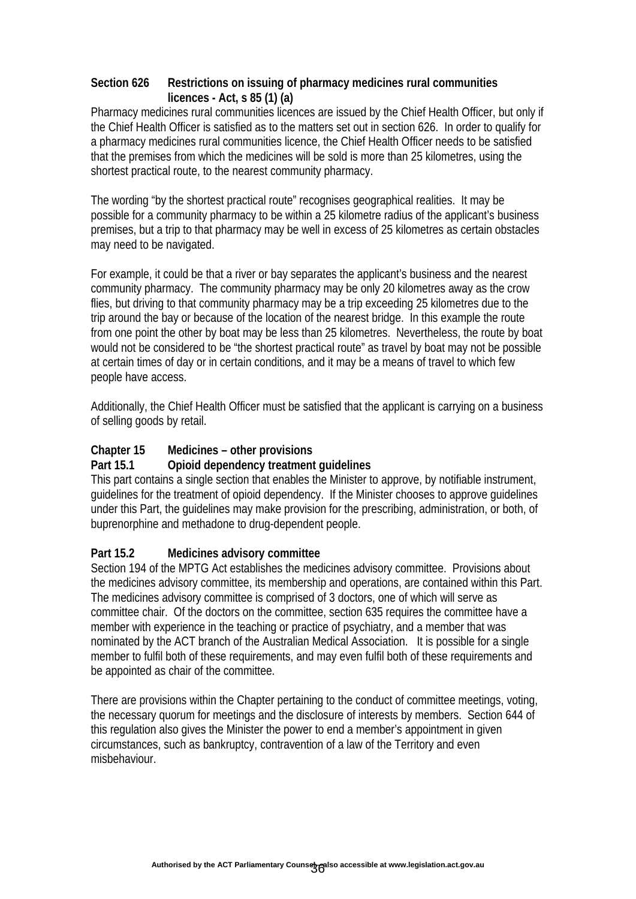### Section 626 Restrictions on issuing of pharmacy medicines rural communities licences - Act, s 85 (1) (a)

Pharmacy medicines rural communities licences are issued by the Chief Health Officer, but only if the Chief Health Officer is satisfied as to the matters set out in section 626. In order to qualify for a pharmacy medicines rural communities licence, the Chief Health Officer needs to be satisfied that the premises from which the medicines will be sold is more than 25 kilometres, using the shortest practical route, to the nearest community pharmacy.

The wording "by the shortest practical route" recognises geographical realities. It may be possible for a community pharmacy to be within a 25 kilometre radius of the applicant's business premises, but a trip to that pharmacy may be well in excess of 25 kilometres as certain obstacles may need to be navigated.

For example, it could be that a river or bay separates the applicant's business and the nearest community pharmacy. The community pharmacy may be only 20 kilometres away as the crow flies, but driving to that community pharmacy may be a trip exceeding 25 kilometres due to the trip around the bay or because of the location of the nearest bridge. In this example the route from one point the other by boat may be less than 25 kilometres. Nevertheless, the route by boat would not be considered to be "the shortest practical route" as travel by boat may not be possible at certain times of day or in certain conditions, and it may be a means of travel to which few people have access.

Additionally, the Chief Health Officer must be satisfied that the applicant is carrying on a business of selling goods by retail.

## Chapter 15 Medicines – other provisions

### Part 15.1 Opioid dependency treatment guidelines

This part contains a single section that enables the Minister to approve, by notifiable instrument, guidelines for the treatment of opioid dependency. If the Minister chooses to approve guidelines under this Part, the guidelines may make provision for the prescribing, administration, or both, of buprenorphine and methadone to drug-dependent people.

### Part 15.2 Medicines advisory committee

Section 194 of the MPTG Act establishes the medicines advisory committee. Provisions about the medicines advisory committee, its membership and operations, are contained within this Part. The medicines advisory committee is comprised of 3 doctors, one of which will serve as committee chair. Of the doctors on the committee, section 635 requires the committee have a member with experience in the teaching or practice of psychiatry, and a member that was nominated by the ACT branch of the Australian Medical Association. It is possible for a single member to fulfil both of these requirements, and may even fulfil both of these requirements and be appointed as chair of the committee.

There are provisions within the Chapter pertaining to the conduct of committee meetings, voting, the necessary quorum for meetings and the disclosure of interests by members. Section 644 of this regulation also gives the Minister the power to end a member's appointment in given circumstances, such as bankruptcy, contravention of a law of the Territory and even misbehaviour.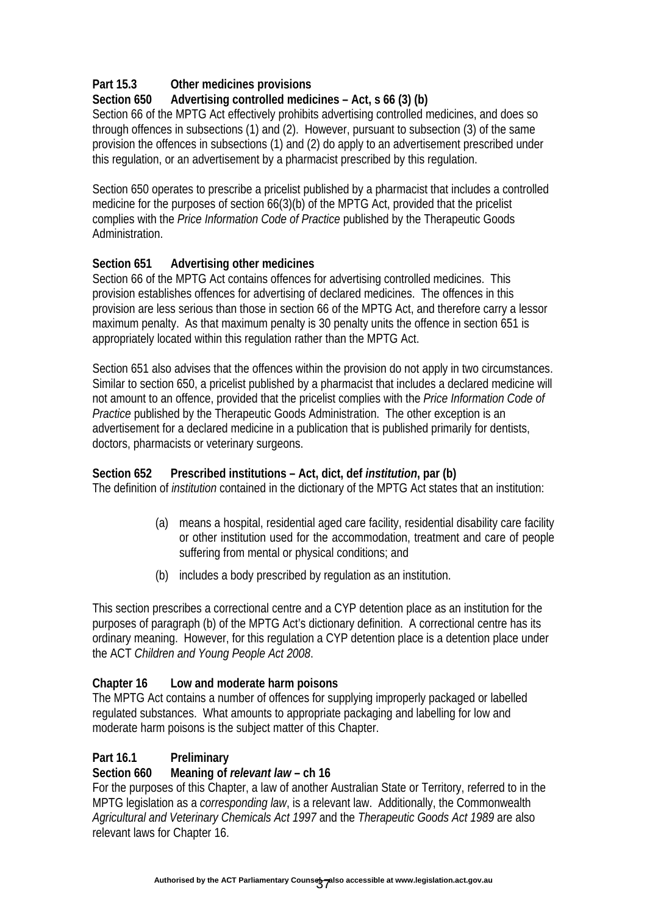**Part 15.3 Other medicines provisions**

**Section 650 Advertising controlled medicines – Act, s 66 (3) (b)**

Section 66 of the MPTG Act effectively prohibits advertising controlled medicines, and does so through offences in subsections (1) and (2). However, pursuant to subsection (3) of the same provision the offences in subsections (1) and (2) do apply to an advertisement prescribed under this regulation, or an advertisement by a pharmacist prescribed by this regulation.

Section 650 operates to prescribe a pricelist published by a pharmacist that includes a controlled medicine for the purposes of section 66(3)(b) of the MPTG Act, provided that the pricelist complies with the *Price Information Code of Practice* published by the Therapeutic Goods Administration.

**Section 651 Advertising other medicines**

Section 66 of the MPTG Act contains offences for advertising controlled medicines. This provision establishes offences for advertising of declared medicines. The offences in this provision are less serious than those in section 66 of the MPTG Act, and therefore carry a lessor maximum penalty. As that maximum penalty is 30 penalty units the offence in section 651 is appropriately located within this regulation rather than the MPTG Act.

Section 651 also advises that the offences within the provision do not apply in two circumstances. Similar to section 650, a pricelist published by a pharmacist that includes a declared medicine will not amount to an offence, provided that the pricelist complies with the *Price Information Code of Practice* published by the Therapeutic Goods Administration. The other exception is an advertisement for a declared medicine in a publication that is published primarily for dentists, doctors, pharmacists or veterinary surgeons.

**Section 652 Prescribed institutions – Act, dict, def *institution*, par (b)**

The definition of *institution* contained in the dictionary of the MPTG Act states that an institution:

(a) means a hospital, residential aged care facility, residential disability care facility or other institution used for the accommodation, treatment and care of people suffering from mental or physical conditions; and

(b) includes a body prescribed by regulation as an institution.

This section prescribes a correctional centre and a CYP detention place as an institution for the purposes of paragraph (b) of the MPTG Act's dictionary definition. A correctional centre has its ordinary meaning. However, for this regulation a CYP detention place is a detention place under the ACT *Children and Young People Act 2008*.

**Chapter 16 Low and moderate harm poisons**

The MPTG Act contains a number of offences for supplying improperly packaged or labelled regulated substances. What amounts to appropriate packaging and labelling for low and moderate harm poisons is the subject matter of this Chapter.

**Part 16.1 Preliminary**

**Section 660 Meaning of *relevant law* – ch 16**

For the purposes of this Chapter, a law of another Australian State or Territory, referred to in the MPTG legislation as a *corresponding law*, is a relevant law. Additionally, the Commonwealth *Agricultural and Veterinary Chemicals Act 1997* and the *Therapeutic Goods Act 1989* are also relevant laws for Chapter 16.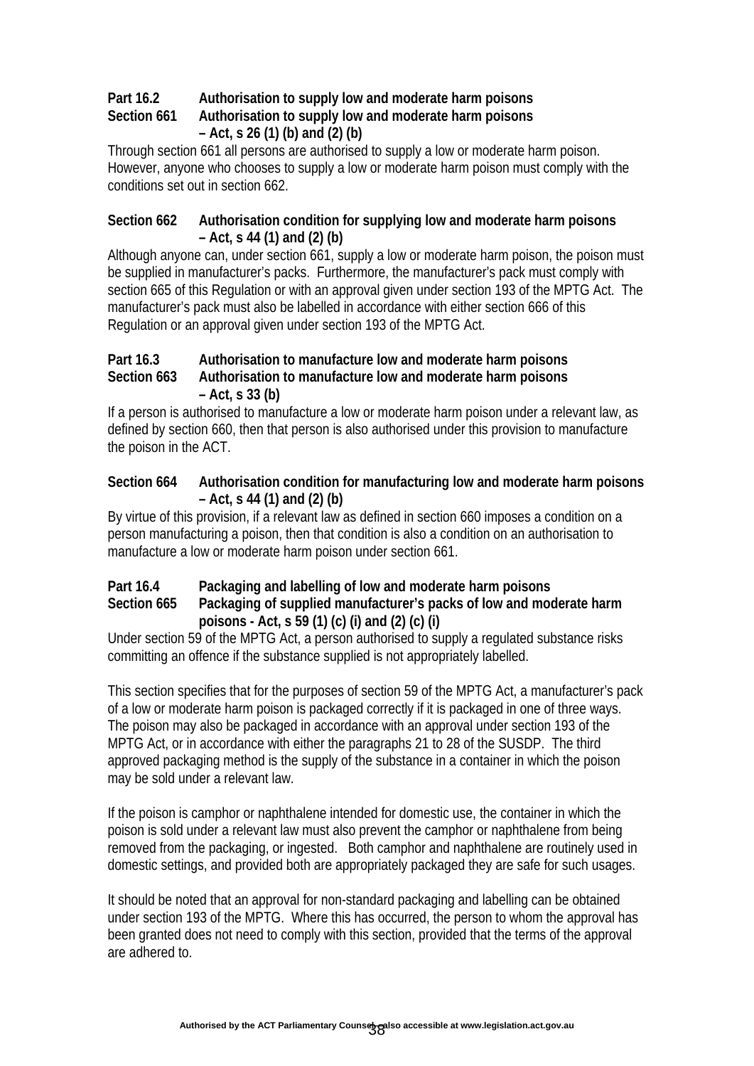**Part 16.2 Authorisation to supply low and moderate harm poisons**
**Section 661 Authorisation to supply low and moderate harm poisons – Act, s 26 (1) (b) and (2) (b)**

Through section 661 all persons are authorised to supply a low or moderate harm poison. However, anyone who chooses to supply a low or moderate harm poison must comply with the conditions set out in section 662.

**Section 662 Authorisation condition for supplying low and moderate harm poisons – Act, s 44 (1) and (2) (b)**

Although anyone can, under section 661, supply a low or moderate harm poison, the poison must be supplied in manufacturer's packs. Furthermore, the manufacturer's pack must comply with section 665 of this Regulation or with an approval given under section 193 of the MPTG Act. The manufacturer's pack must also be labelled in accordance with either section 666 of this Regulation or an approval given under section 193 of the MPTG Act.

**Part 16.3 Authorisation to manufacture low and moderate harm poisons**
**Section 663 Authorisation to manufacture low and moderate harm poisons – Act, s 33 (b)**

If a person is authorised to manufacture a low or moderate harm poison under a relevant law, as defined by section 660, then that person is also authorised under this provision to manufacture the poison in the ACT.

**Section 664 Authorisation condition for manufacturing low and moderate harm poisons – Act, s 44 (1) and (2) (b)**

By virtue of this provision, if a relevant law as defined in section 660 imposes a condition on a person manufacturing a poison, then that condition is also a condition on an authorisation to manufacture a low or moderate harm poison under section 661.

**Part 16.4 Packaging and labelling of low and moderate harm poisons**
**Section 665 Packaging of supplied manufacturer's packs of low and moderate harm poisons - Act, s 59 (1) (c) (i) and (2) (c) (i)**

Under section 59 of the MPTG Act, a person authorised to supply a regulated substance risks committing an offence if the substance supplied is not appropriately labelled.

This section specifies that for the purposes of section 59 of the MPTG Act, a manufacturer's pack of a low or moderate harm poison is packaged correctly if it is packaged in one of three ways. The poison may also be packaged in accordance with an approval under section 193 of the MPTG Act, or in accordance with either the paragraphs 21 to 28 of the SUSDP. The third approved packaging method is the supply of the substance in a container in which the poison may be sold under a relevant law.

If the poison is camphor or naphthalene intended for domestic use, the container in which the poison is sold under a relevant law must also prevent the camphor or naphthalene from being removed from the packaging, or ingested. Both camphor and naphthalene are routinely used in domestic settings, and provided both are appropriately packaged they are safe for such usages.

It should be noted that an approval for non-standard packaging and labelling can be obtained under section 193 of the MPTG. Where this has occurred, the person to whom the approval has been granted does not need to comply with this section, provided that the terms of the approval are adhered to.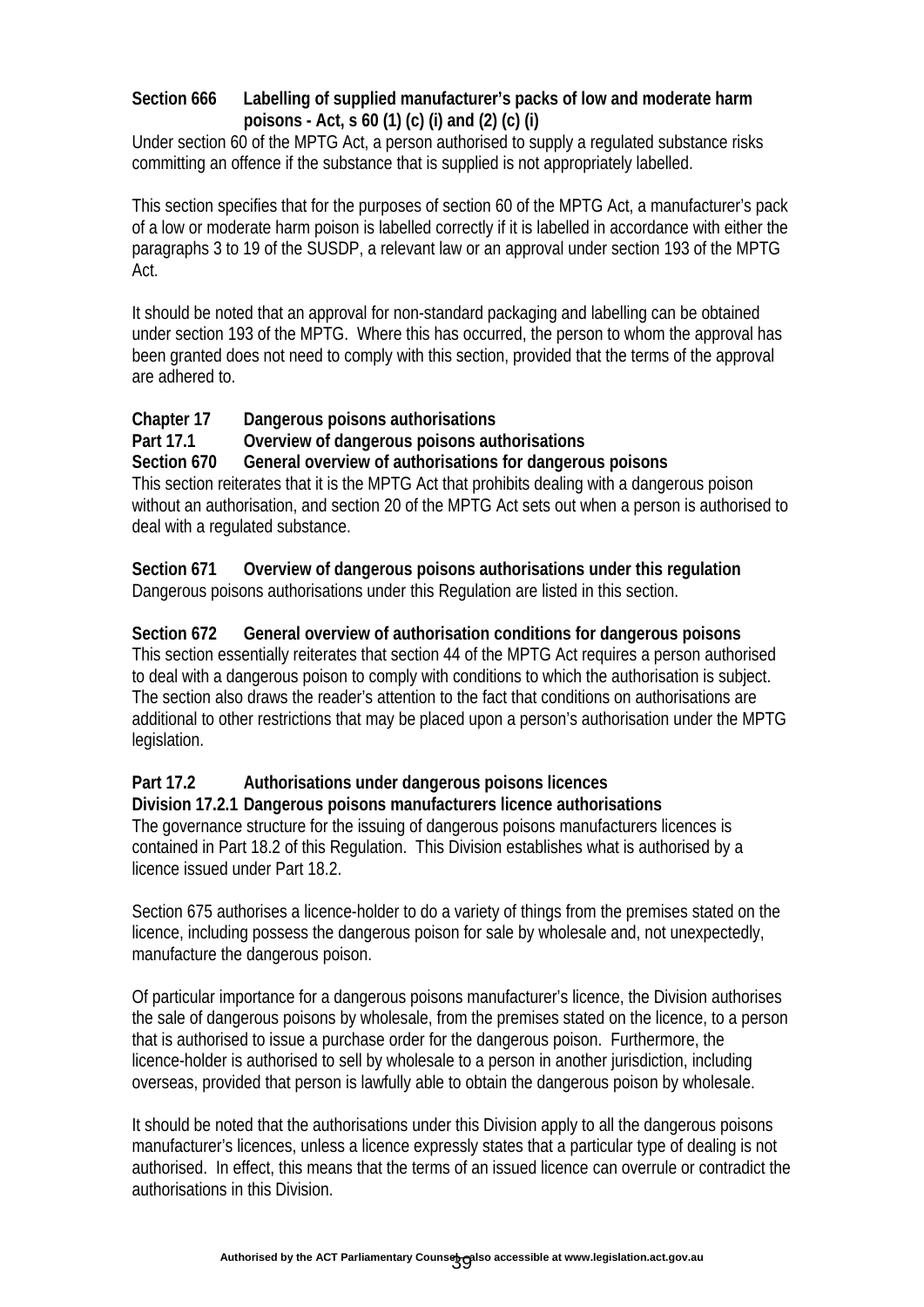**Section 666 Labelling of supplied manufacturer's packs of low and moderate harm poisons - Act, s 60 (1) (c) (i) and (2) (c) (i)**

Under section 60 of the MPTG Act, a person authorised to supply a regulated substance risks committing an offence if the substance that is supplied is not appropriately labelled.

This section specifies that for the purposes of section 60 of the MPTG Act, a manufacturer's pack of a low or moderate harm poison is labelled correctly if it is labelled in accordance with either the paragraphs 3 to 19 of the SUSDP, a relevant law or an approval under section 193 of the MPTG Act.

It should be noted that an approval for non-standard packaging and labelling can be obtained under section 193 of the MPTG. Where this has occurred, the person to whom the approval has been granted does not need to comply with this section, provided that the terms of the approval are adhered to.

**Chapter 17 Dangerous poisons authorisations**

**Part 17.1 Overview of dangerous poisons authorisations**

**Section 670 General overview of authorisations for dangerous poisons**

This section reiterates that it is the MPTG Act that prohibits dealing with a dangerous poison without an authorisation, and section 20 of the MPTG Act sets out when a person is authorised to deal with a regulated substance.

**Section 671 Overview of dangerous poisons authorisations under this regulation**

Dangerous poisons authorisations under this Regulation are listed in this section.

**Section 672 General overview of authorisation conditions for dangerous poisons**

This section essentially reiterates that section 44 of the MPTG Act requires a person authorised to deal with a dangerous poison to comply with conditions to which the authorisation is subject. The section also draws the reader's attention to the fact that conditions on authorisations are additional to other restrictions that may be placed upon a person's authorisation under the MPTG legislation.

**Part 17.2 Authorisations under dangerous poisons licences**

**Division 17.2.1 Dangerous poisons manufacturers licence authorisations**

The governance structure for the issuing of dangerous poisons manufacturers licences is contained in Part 18.2 of this Regulation. This Division establishes what is authorised by a licence issued under Part 18.2.

Section 675 authorises a licence-holder to do a variety of things from the premises stated on the licence, including possess the dangerous poison for sale by wholesale and, not unexpectedly, manufacture the dangerous poison.

Of particular importance for a dangerous poisons manufacturer's licence, the Division authorises the sale of dangerous poisons by wholesale, from the premises stated on the licence, to a person that is authorised to issue a purchase order for the dangerous poison. Furthermore, the licence-holder is authorised to sell by wholesale to a person in another jurisdiction, including overseas, provided that person is lawfully able to obtain the dangerous poison by wholesale.

It should be noted that the authorisations under this Division apply to all the dangerous poisons manufacturer's licences, unless a licence expressly states that a particular type of dealing is not authorised. In effect, this means that the terms of an issued licence can overrule or contradict the authorisations in this Division.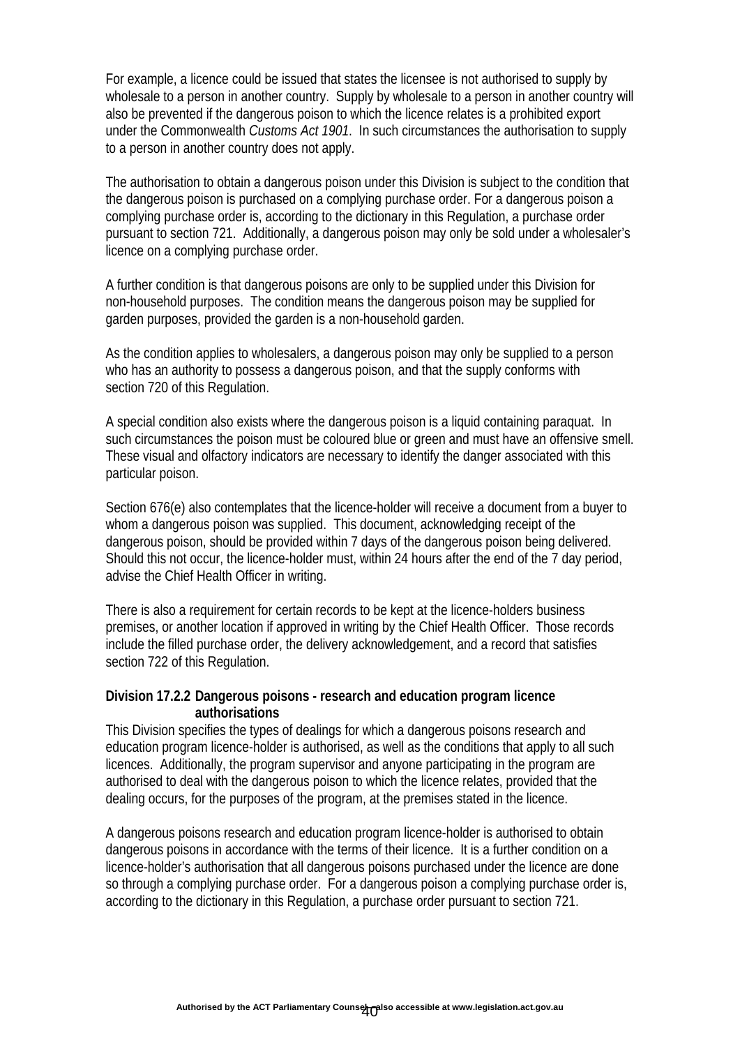For example, a licence could be issued that states the licensee is not authorised to supply by wholesale to a person in another country. Supply by wholesale to a person in another country will also be prevented if the dangerous poison to which the licence relates is a prohibited export under the Commonwealth *Customs Act 1901*. In such circumstances the authorisation to supply to a person in another country does not apply.

The authorisation to obtain a dangerous poison under this Division is subject to the condition that the dangerous poison is purchased on a complying purchase order. For a dangerous poison a complying purchase order is, according to the dictionary in this Regulation, a purchase order pursuant to section 721. Additionally, a dangerous poison may only be sold under a wholesaler's licence on a complying purchase order.

A further condition is that dangerous poisons are only to be supplied under this Division for non-household purposes. The condition means the dangerous poison may be supplied for garden purposes, provided the garden is a non-household garden.

As the condition applies to wholesalers, a dangerous poison may only be supplied to a person who has an authority to possess a dangerous poison, and that the supply conforms with section 720 of this Regulation.

A special condition also exists where the dangerous poison is a liquid containing paraquat. In such circumstances the poison must be coloured blue or green and must have an offensive smell. These visual and olfactory indicators are necessary to identify the danger associated with this particular poison.

Section 676(e) also contemplates that the licence-holder will receive a document from a buyer to whom a dangerous poison was supplied. This document, acknowledging receipt of the dangerous poison, should be provided within 7 days of the dangerous poison being delivered. Should this not occur, the licence-holder must, within 24 hours after the end of the 7 day period, advise the Chief Health Officer in writing.

There is also a requirement for certain records to be kept at the licence-holders business premises, or another location if approved in writing by the Chief Health Officer. Those records include the filled purchase order, the delivery acknowledgement, and a record that satisfies section 722 of this Regulation.

**Division 17.2.2 Dangerous poisons - research and education program licence authorisations**

This Division specifies the types of dealings for which a dangerous poisons research and education program licence-holder is authorised, as well as the conditions that apply to all such licences. Additionally, the program supervisor and anyone participating in the program are authorised to deal with the dangerous poison to which the licence relates, provided that the dealing occurs, for the purposes of the program, at the premises stated in the licence.

A dangerous poisons research and education program licence-holder is authorised to obtain dangerous poisons in accordance with the terms of their licence. It is a further condition on a licence-holder's authorisation that all dangerous poisons purchased under the licence are done so through a complying purchase order. For a dangerous poison a complying purchase order is, according to the dictionary in this Regulation, a purchase order pursuant to section 721.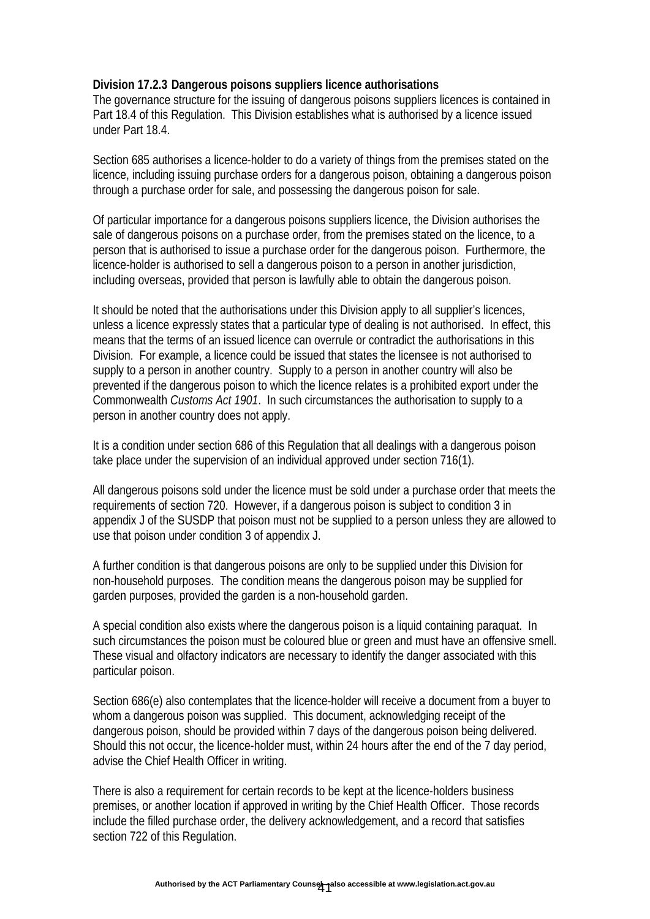**Division 17.2.3 Dangerous poisons suppliers licence authorisations**

The governance structure for the issuing of dangerous poisons suppliers licences is contained in Part 18.4 of this Regulation. This Division establishes what is authorised by a licence issued under Part 18.4.

Section 685 authorises a licence-holder to do a variety of things from the premises stated on the licence, including issuing purchase orders for a dangerous poison, obtaining a dangerous poison through a purchase order for sale, and possessing the dangerous poison for sale.

Of particular importance for a dangerous poisons suppliers licence, the Division authorises the sale of dangerous poisons on a purchase order, from the premises stated on the licence, to a person that is authorised to issue a purchase order for the dangerous poison. Furthermore, the licence-holder is authorised to sell a dangerous poison to a person in another jurisdiction, including overseas, provided that person is lawfully able to obtain the dangerous poison.

It should be noted that the authorisations under this Division apply to all supplier's licences, unless a licence expressly states that a particular type of dealing is not authorised. In effect, this means that the terms of an issued licence can overrule or contradict the authorisations in this Division. For example, a licence could be issued that states the licensee is not authorised to supply to a person in another country. Supply to a person in another country will also be prevented if the dangerous poison to which the licence relates is a prohibited export under the Commonwealth *Customs Act 1901*. In such circumstances the authorisation to supply to a person in another country does not apply.

It is a condition under section 686 of this Regulation that all dealings with a dangerous poison take place under the supervision of an individual approved under section 716(1).

All dangerous poisons sold under the licence must be sold under a purchase order that meets the requirements of section 720. However, if a dangerous poison is subject to condition 3 in appendix J of the SUSDP that poison must not be supplied to a person unless they are allowed to use that poison under condition 3 of appendix J.

A further condition is that dangerous poisons are only to be supplied under this Division for non-household purposes. The condition means the dangerous poison may be supplied for garden purposes, provided the garden is a non-household garden.

A special condition also exists where the dangerous poison is a liquid containing paraquat. In such circumstances the poison must be coloured blue or green and must have an offensive smell. These visual and olfactory indicators are necessary to identify the danger associated with this particular poison.

Section 686(e) also contemplates that the licence-holder will receive a document from a buyer to whom a dangerous poison was supplied. This document, acknowledging receipt of the dangerous poison, should be provided within 7 days of the dangerous poison being delivered. Should this not occur, the licence-holder must, within 24 hours after the end of the 7 day period, advise the Chief Health Officer in writing.

There is also a requirement for certain records to be kept at the licence-holders business premises, or another location if approved in writing by the Chief Health Officer. Those records include the filled purchase order, the delivery acknowledgement, and a record that satisfies section 722 of this Regulation.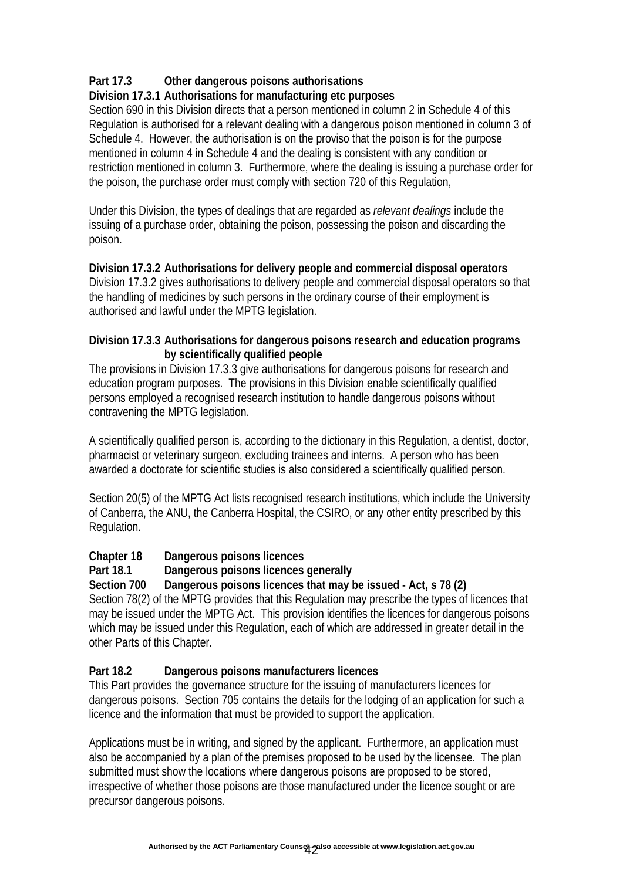**Part 17.3 Other dangerous poisons authorisations**

**Division 17.3.1 Authorisations for manufacturing etc purposes**

Section 690 in this Division directs that a person mentioned in column 2 in Schedule 4 of this Regulation is authorised for a relevant dealing with a dangerous poison mentioned in column 3 of Schedule 4. However, the authorisation is on the proviso that the poison is for the purpose mentioned in column 4 in Schedule 4 and the dealing is consistent with any condition or restriction mentioned in column 3. Furthermore, where the dealing is issuing a purchase order for the poison, the purchase order must comply with section 720 of this Regulation,

Under this Division, the types of dealings that are regarded as *relevant dealings* include the issuing of a purchase order, obtaining the poison, possessing the poison and discarding the poison.

**Division 17.3.2 Authorisations for delivery people and commercial disposal operators**

Division 17.3.2 gives authorisations to delivery people and commercial disposal operators so that the handling of medicines by such persons in the ordinary course of their employment is authorised and lawful under the MPTG legislation.

**Division 17.3.3 Authorisations for dangerous poisons research and education programs by scientifically qualified people**

The provisions in Division 17.3.3 give authorisations for dangerous poisons for research and education program purposes. The provisions in this Division enable scientifically qualified persons employed a recognised research institution to handle dangerous poisons without contravening the MPTG legislation.

A scientifically qualified person is, according to the dictionary in this Regulation, a dentist, doctor, pharmacist or veterinary surgeon, excluding trainees and interns. A person who has been awarded a doctorate for scientific studies is also considered a scientifically qualified person.

Section 20(5) of the MPTG Act lists recognised research institutions, which include the University of Canberra, the ANU, the Canberra Hospital, the CSIRO, or any other entity prescribed by this Regulation.

**Chapter 18 Dangerous poisons licences**

**Part 18.1 Dangerous poisons licences generally**

**Section 700 Dangerous poisons licences that may be issued - Act, s 78 (2)**

Section 78(2) of the MPTG provides that this Regulation may prescribe the types of licences that may be issued under the MPTG Act. This provision identifies the licences for dangerous poisons which may be issued under this Regulation, each of which are addressed in greater detail in the other Parts of this Chapter.

**Part 18.2 Dangerous poisons manufacturers licences**

This Part provides the governance structure for the issuing of manufacturers licences for dangerous poisons. Section 705 contains the details for the lodging of an application for such a licence and the information that must be provided to support the application.

Applications must be in writing, and signed by the applicant. Furthermore, an application must also be accompanied by a plan of the premises proposed to be used by the licensee. The plan submitted must show the locations where dangerous poisons are proposed to be stored, irrespective of whether those poisons are those manufactured under the licence sought or are precursor dangerous poisons.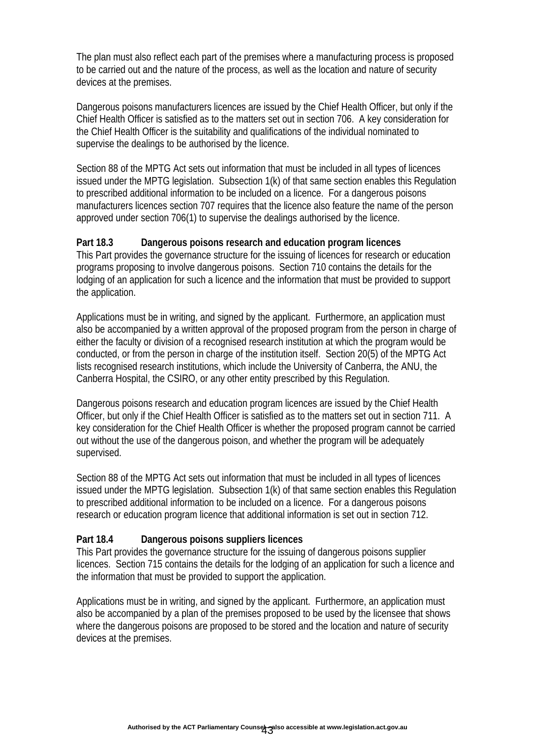The plan must also reflect each part of the premises where a manufacturing process is proposed to be carried out and the nature of the process, as well as the location and nature of security devices at the premises.

Dangerous poisons manufacturers licences are issued by the Chief Health Officer, but only if the Chief Health Officer is satisfied as to the matters set out in section 706. A key consideration for the Chief Health Officer is the suitability and qualifications of the individual nominated to supervise the dealings to be authorised by the licence.

Section 88 of the MPTG Act sets out information that must be included in all types of licences issued under the MPTG legislation. Subsection 1(k) of that same section enables this Regulation to prescribed additional information to be included on a licence. For a dangerous poisons manufacturers licences section 707 requires that the licence also feature the name of the person approved under section 706(1) to supervise the dealings authorised by the licence.

**Part 18.3 Dangerous poisons research and education program licences**

This Part provides the governance structure for the issuing of licences for research or education programs proposing to involve dangerous poisons. Section 710 contains the details for the lodging of an application for such a licence and the information that must be provided to support the application.

Applications must be in writing, and signed by the applicant. Furthermore, an application must also be accompanied by a written approval of the proposed program from the person in charge of either the faculty or division of a recognised research institution at which the program would be conducted, or from the person in charge of the institution itself. Section 20(5) of the MPTG Act lists recognised research institutions, which include the University of Canberra, the ANU, the Canberra Hospital, the CSIRO, or any other entity prescribed by this Regulation.

Dangerous poisons research and education program licences are issued by the Chief Health Officer, but only if the Chief Health Officer is satisfied as to the matters set out in section 711. A key consideration for the Chief Health Officer is whether the proposed program cannot be carried out without the use of the dangerous poison, and whether the program will be adequately supervised.

Section 88 of the MPTG Act sets out information that must be included in all types of licences issued under the MPTG legislation. Subsection 1(k) of that same section enables this Regulation to prescribed additional information to be included on a licence. For a dangerous poisons research or education program licence that additional information is set out in section 712.

**Part 18.4 Dangerous poisons suppliers licences**

This Part provides the governance structure for the issuing of dangerous poisons supplier licences. Section 715 contains the details for the lodging of an application for such a licence and the information that must be provided to support the application.

Applications must be in writing, and signed by the applicant. Furthermore, an application must also be accompanied by a plan of the premises proposed to be used by the licensee that shows where the dangerous poisons are proposed to be stored and the location and nature of security devices at the premises.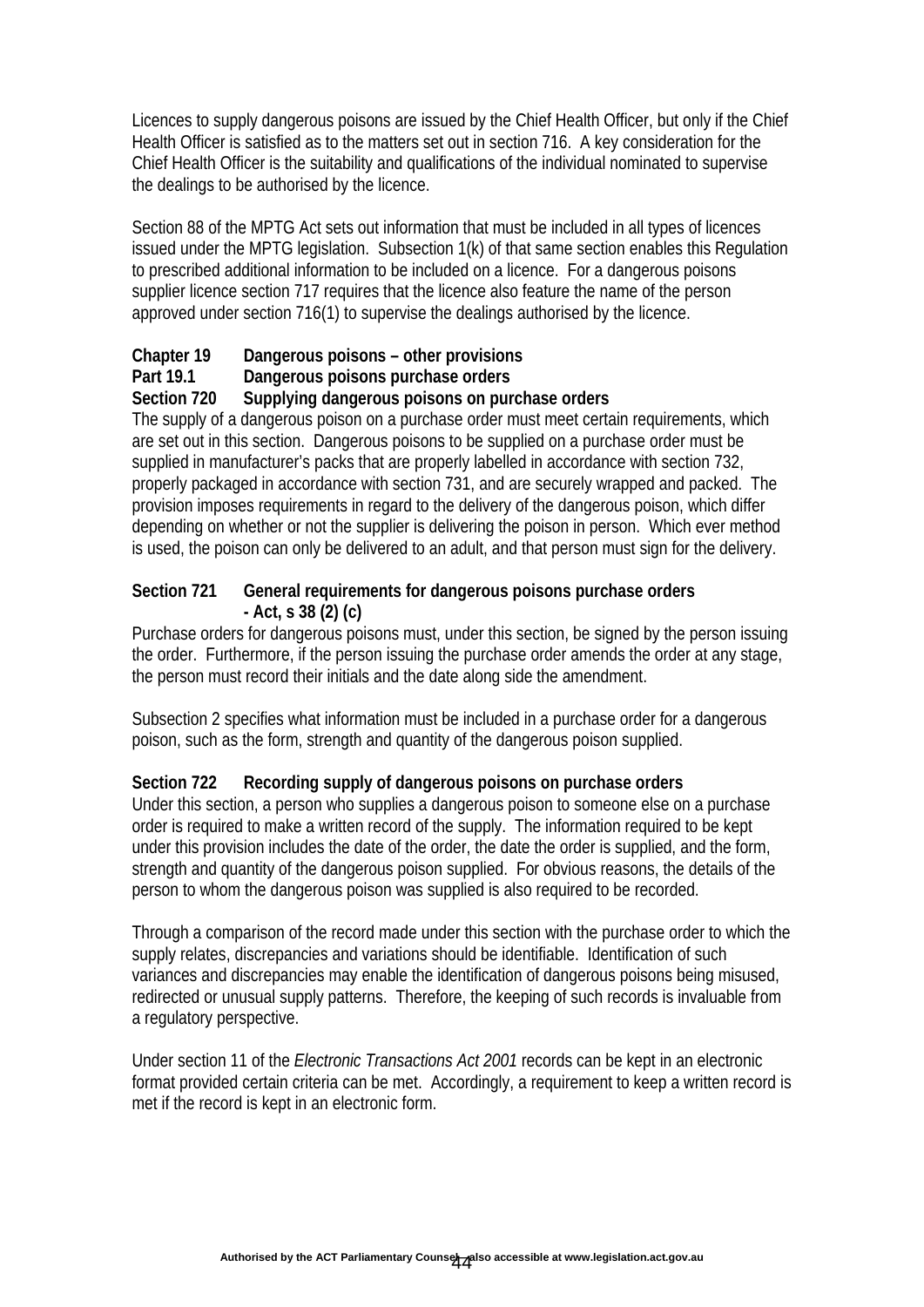Licences to supply dangerous poisons are issued by the Chief Health Officer, but only if the Chief Health Officer is satisfied as to the matters set out in section 716. A key consideration for the Chief Health Officer is the suitability and qualifications of the individual nominated to supervise the dealings to be authorised by the licence.

Section 88 of the MPTG Act sets out information that must be included in all types of licences issued under the MPTG legislation. Subsection 1(k) of that same section enables this Regulation to prescribed additional information to be included on a licence. For a dangerous poisons supplier licence section 717 requires that the licence also feature the name of the person approved under section 716(1) to supervise the dealings authorised by the licence.

**Chapter 19 Dangerous poisons – other provisions**

**Part 19.1 Dangerous poisons purchase orders**

**Section 720 Supplying dangerous poisons on purchase orders**

The supply of a dangerous poison on a purchase order must meet certain requirements, which are set out in this section. Dangerous poisons to be supplied on a purchase order must be supplied in manufacturer's packs that are properly labelled in accordance with section 732, properly packaged in accordance with section 731, and are securely wrapped and packed. The provision imposes requirements in regard to the delivery of the dangerous poison, which differ depending on whether or not the supplier is delivering the poison in person. Which ever method is used, the poison can only be delivered to an adult, and that person must sign for the delivery.

**Section 721 General requirements for dangerous poisons purchase orders - Act, s 38 (2) (c)**

Purchase orders for dangerous poisons must, under this section, be signed by the person issuing the order. Furthermore, if the person issuing the purchase order amends the order at any stage, the person must record their initials and the date along side the amendment.

Subsection 2 specifies what information must be included in a purchase order for a dangerous poison, such as the form, strength and quantity of the dangerous poison supplied.

**Section 722 Recording supply of dangerous poisons on purchase orders**

Under this section, a person who supplies a dangerous poison to someone else on a purchase order is required to make a written record of the supply. The information required to be kept under this provision includes the date of the order, the date the order is supplied, and the form, strength and quantity of the dangerous poison supplied. For obvious reasons, the details of the person to whom the dangerous poison was supplied is also required to be recorded.

Through a comparison of the record made under this section with the purchase order to which the supply relates, discrepancies and variations should be identifiable. Identification of such variances and discrepancies may enable the identification of dangerous poisons being misused, redirected or unusual supply patterns. Therefore, the keeping of such records is invaluable from a regulatory perspective.

Under section 11 of the *Electronic Transactions Act 2001* records can be kept in an electronic format provided certain criteria can be met. Accordingly, a requirement to keep a written record is met if the record is kept in an electronic form.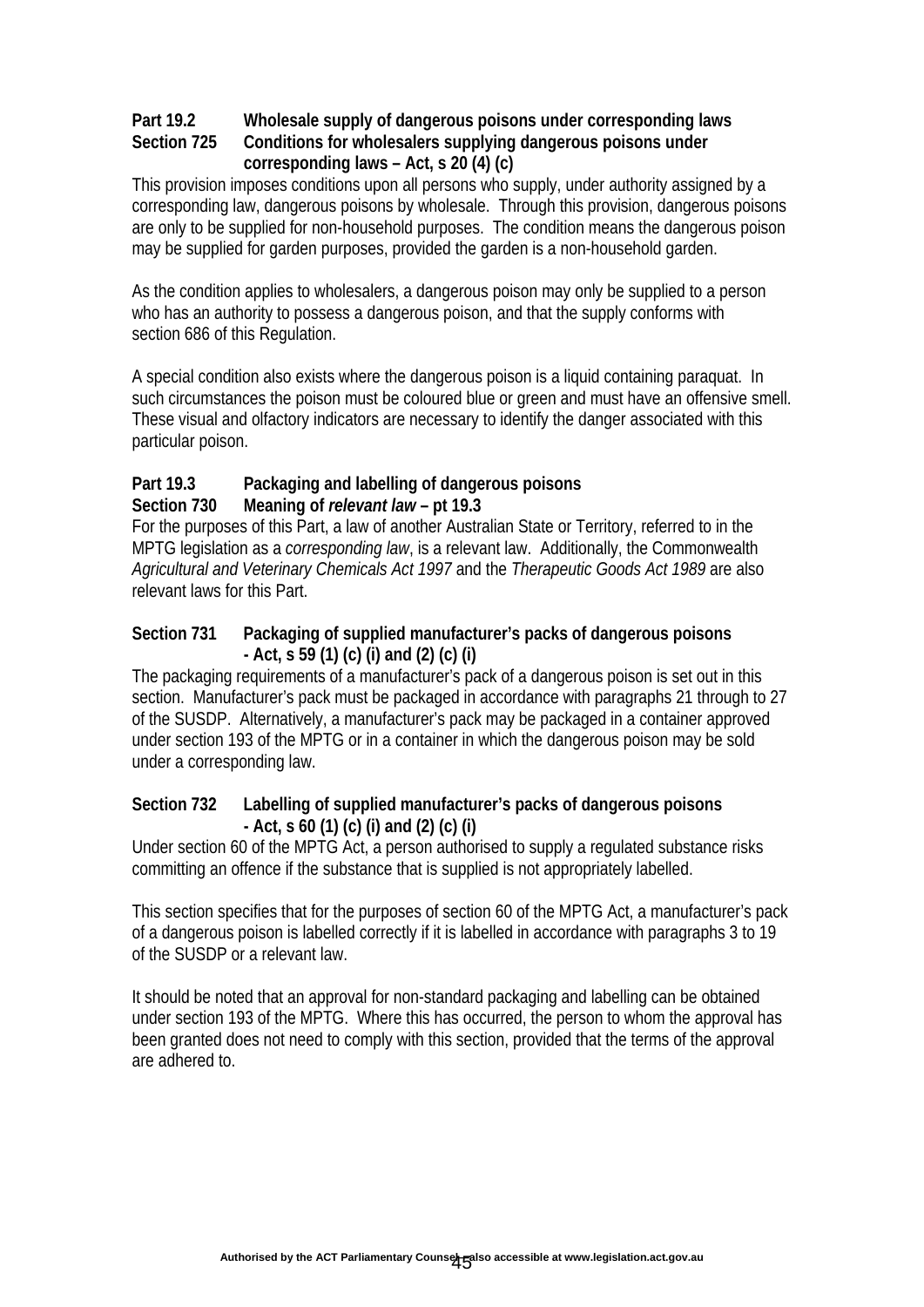**Part 19.2 Wholesale supply of dangerous poisons under corresponding laws**
**Section 725 Conditions for wholesalers supplying dangerous poisons under corresponding laws – Act, s 20 (4) (c)**

This provision imposes conditions upon all persons who supply, under authority assigned by a corresponding law, dangerous poisons by wholesale. Through this provision, dangerous poisons are only to be supplied for non-household purposes. The condition means the dangerous poison may be supplied for garden purposes, provided the garden is a non-household garden.

As the condition applies to wholesalers, a dangerous poison may only be supplied to a person who has an authority to possess a dangerous poison, and that the supply conforms with section 686 of this Regulation.

A special condition also exists where the dangerous poison is a liquid containing paraquat. In such circumstances the poison must be coloured blue or green and must have an offensive smell. These visual and olfactory indicators are necessary to identify the danger associated with this particular poison.

**Part 19.3 Packaging and labelling of dangerous poisons**
**Section 730 Meaning of *relevant law* – pt 19.3**

For the purposes of this Part, a law of another Australian State or Territory, referred to in the MPTG legislation as a *corresponding law*, is a relevant law. Additionally, the Commonwealth *Agricultural and Veterinary Chemicals Act 1997* and the *Therapeutic Goods Act 1989* are also relevant laws for this Part.

**Section 731 Packaging of supplied manufacturer's packs of dangerous poisons - Act, s 59 (1) (c) (i) and (2) (c) (i)**

The packaging requirements of a manufacturer's pack of a dangerous poison is set out in this section. Manufacturer's pack must be packaged in accordance with paragraphs 21 through to 27 of the SUSDP. Alternatively, a manufacturer's pack may be packaged in a container approved under section 193 of the MPTG or in a container in which the dangerous poison may be sold under a corresponding law.

**Section 732 Labelling of supplied manufacturer's packs of dangerous poisons - Act, s 60 (1) (c) (i) and (2) (c) (i)**

Under section 60 of the MPTG Act, a person authorised to supply a regulated substance risks committing an offence if the substance that is supplied is not appropriately labelled.

This section specifies that for the purposes of section 60 of the MPTG Act, a manufacturer's pack of a dangerous poison is labelled correctly if it is labelled in accordance with paragraphs 3 to 19 of the SUSDP or a relevant law.

It should be noted that an approval for non-standard packaging and labelling can be obtained under section 193 of the MPTG. Where this has occurred, the person to whom the approval has been granted does not need to comply with this section, provided that the terms of the approval are adhered to.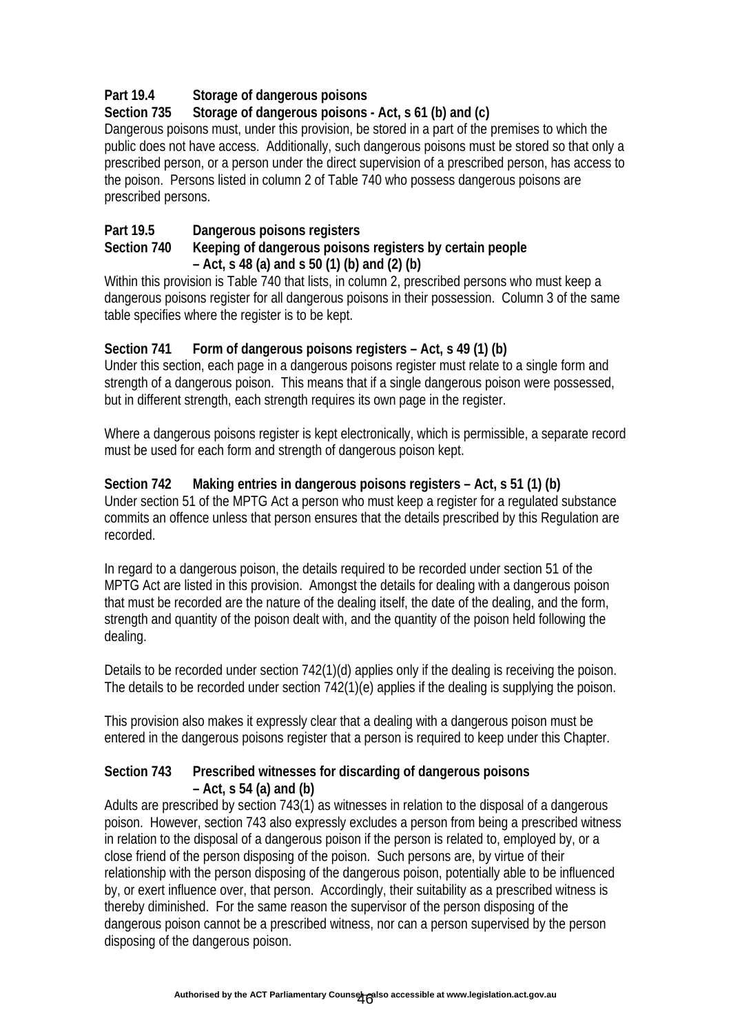**Part 19.4 Storage of dangerous poisons**

**Section 735 Storage of dangerous poisons - Act, s 61 (b) and (c)**

Dangerous poisons must, under this provision, be stored in a part of the premises to which the public does not have access. Additionally, such dangerous poisons must be stored so that only a prescribed person, or a person under the direct supervision of a prescribed person, has access to the poison. Persons listed in column 2 of Table 740 who possess dangerous poisons are prescribed persons.

**Part 19.5 Dangerous poisons registers**

**Section 740 Keeping of dangerous poisons registers by certain people – Act, s 48 (a) and s 50 (1) (b) and (2) (b)**

Within this provision is Table 740 that lists, in column 2, prescribed persons who must keep a dangerous poisons register for all dangerous poisons in their possession. Column 3 of the same table specifies where the register is to be kept.

**Section 741 Form of dangerous poisons registers – Act, s 49 (1) (b)**

Under this section, each page in a dangerous poisons register must relate to a single form and strength of a dangerous poison. This means that if a single dangerous poison were possessed, but in different strength, each strength requires its own page in the register.

Where a dangerous poisons register is kept electronically, which is permissible, a separate record must be used for each form and strength of dangerous poison kept.

**Section 742 Making entries in dangerous poisons registers – Act, s 51 (1) (b)**

Under section 51 of the MPTG Act a person who must keep a register for a regulated substance commits an offence unless that person ensures that the details prescribed by this Regulation are recorded.

In regard to a dangerous poison, the details required to be recorded under section 51 of the MPTG Act are listed in this provision. Amongst the details for dealing with a dangerous poison that must be recorded are the nature of the dealing itself, the date of the dealing, and the form, strength and quantity of the poison dealt with, and the quantity of the poison held following the dealing.

Details to be recorded under section 742(1)(d) applies only if the dealing is receiving the poison. The details to be recorded under section 742(1)(e) applies if the dealing is supplying the poison.

This provision also makes it expressly clear that a dealing with a dangerous poison must be entered in the dangerous poisons register that a person is required to keep under this Chapter.

**Section 743 Prescribed witnesses for discarding of dangerous poisons – Act, s 54 (a) and (b)**

Adults are prescribed by section 743(1) as witnesses in relation to the disposal of a dangerous poison. However, section 743 also expressly excludes a person from being a prescribed witness in relation to the disposal of a dangerous poison if the person is related to, employed by, or a close friend of the person disposing of the poison. Such persons are, by virtue of their relationship with the person disposing of the dangerous poison, potentially able to be influenced by, or exert influence over, that person. Accordingly, their suitability as a prescribed witness is thereby diminished. For the same reason the supervisor of the person disposing of the dangerous poison cannot be a prescribed witness, nor can a person supervised by the person disposing of the dangerous poison.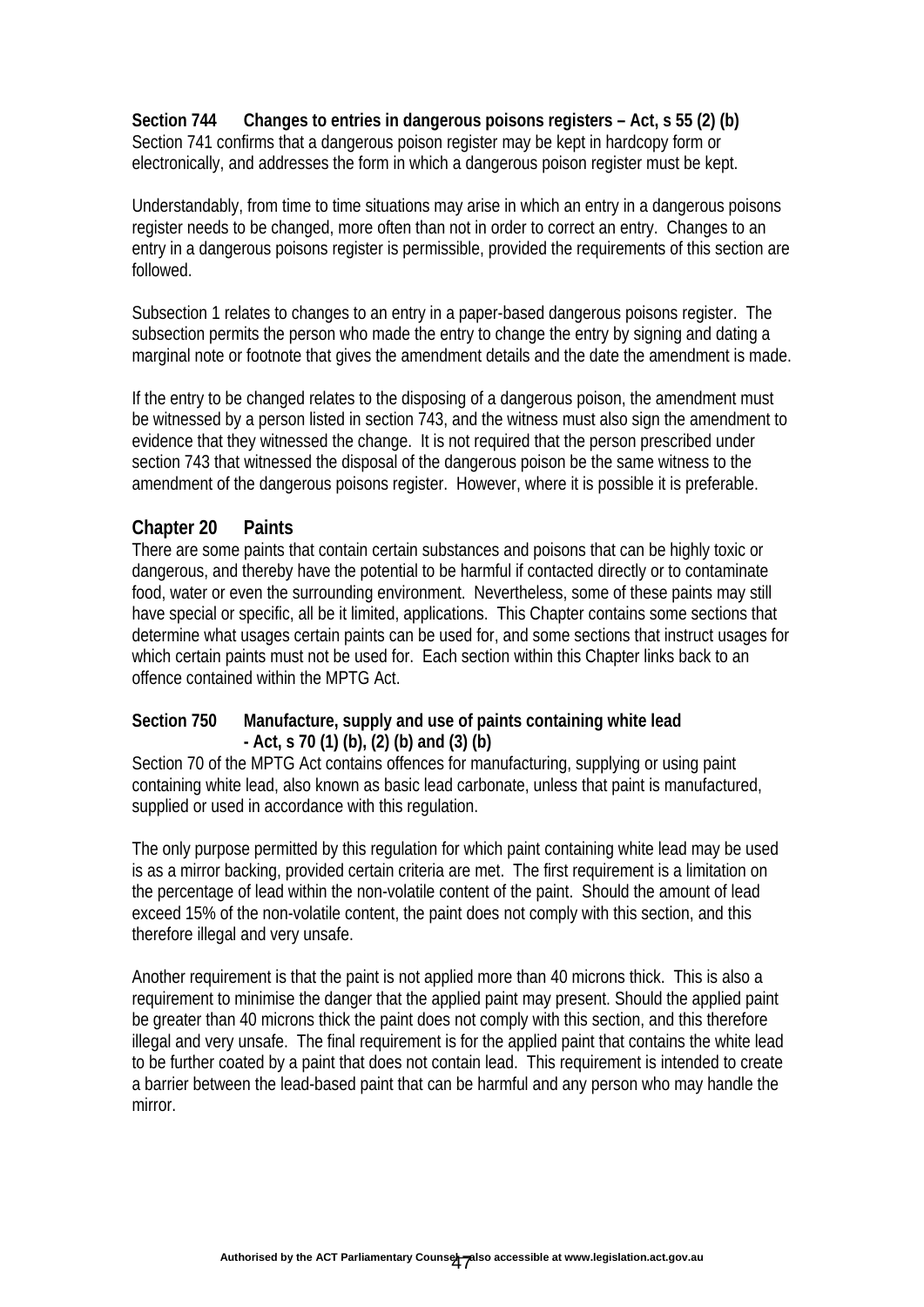**Section 744 Changes to entries in dangerous poisons registers – Act, s 55 (2) (b)**
Section 741 confirms that a dangerous poison register may be kept in hardcopy form or electronically, and addresses the form in which a dangerous poison register must be kept.

Understandably, from time to time situations may arise in which an entry in a dangerous poisons register needs to be changed, more often than not in order to correct an entry. Changes to an entry in a dangerous poisons register is permissible, provided the requirements of this section are followed.

Subsection 1 relates to changes to an entry in a paper-based dangerous poisons register. The subsection permits the person who made the entry to change the entry by signing and dating a marginal note or footnote that gives the amendment details and the date the amendment is made.

If the entry to be changed relates to the disposing of a dangerous poison, the amendment must be witnessed by a person listed in section 743, and the witness must also sign the amendment to evidence that they witnessed the change. It is not required that the person prescribed under section 743 that witnessed the disposal of the dangerous poison be the same witness to the amendment of the dangerous poisons register. However, where it is possible it is preferable.

## Chapter 20 Paints

There are some paints that contain certain substances and poisons that can be highly toxic or dangerous, and thereby have the potential to be harmful if contacted directly or to contaminate food, water or even the surrounding environment. Nevertheless, some of these paints may still have special or specific, all be it limited, applications. This Chapter contains some sections that determine what usages certain paints can be used for, and some sections that instruct usages for which certain paints must not be used for. Each section within this Chapter links back to an offence contained within the MPTG Act.

**Section 750 Manufacture, supply and use of paints containing white lead - Act, s 70 (1) (b), (2) (b) and (3) (b)**
Section 70 of the MPTG Act contains offences for manufacturing, supplying or using paint containing white lead, also known as basic lead carbonate, unless that paint is manufactured, supplied or used in accordance with this regulation.

The only purpose permitted by this regulation for which paint containing white lead may be used is as a mirror backing, provided certain criteria are met. The first requirement is a limitation on the percentage of lead within the non-volatile content of the paint. Should the amount of lead exceed 15% of the non-volatile content, the paint does not comply with this section, and this therefore illegal and very unsafe.

Another requirement is that the paint is not applied more than 40 microns thick. This is also a requirement to minimise the danger that the applied paint may present. Should the applied paint be greater than 40 microns thick the paint does not comply with this section, and this therefore illegal and very unsafe. The final requirement is for the applied paint that contains the white lead to be further coated by a paint that does not contain lead. This requirement is intended to create a barrier between the lead-based paint that can be harmful and any person who may handle the mirror.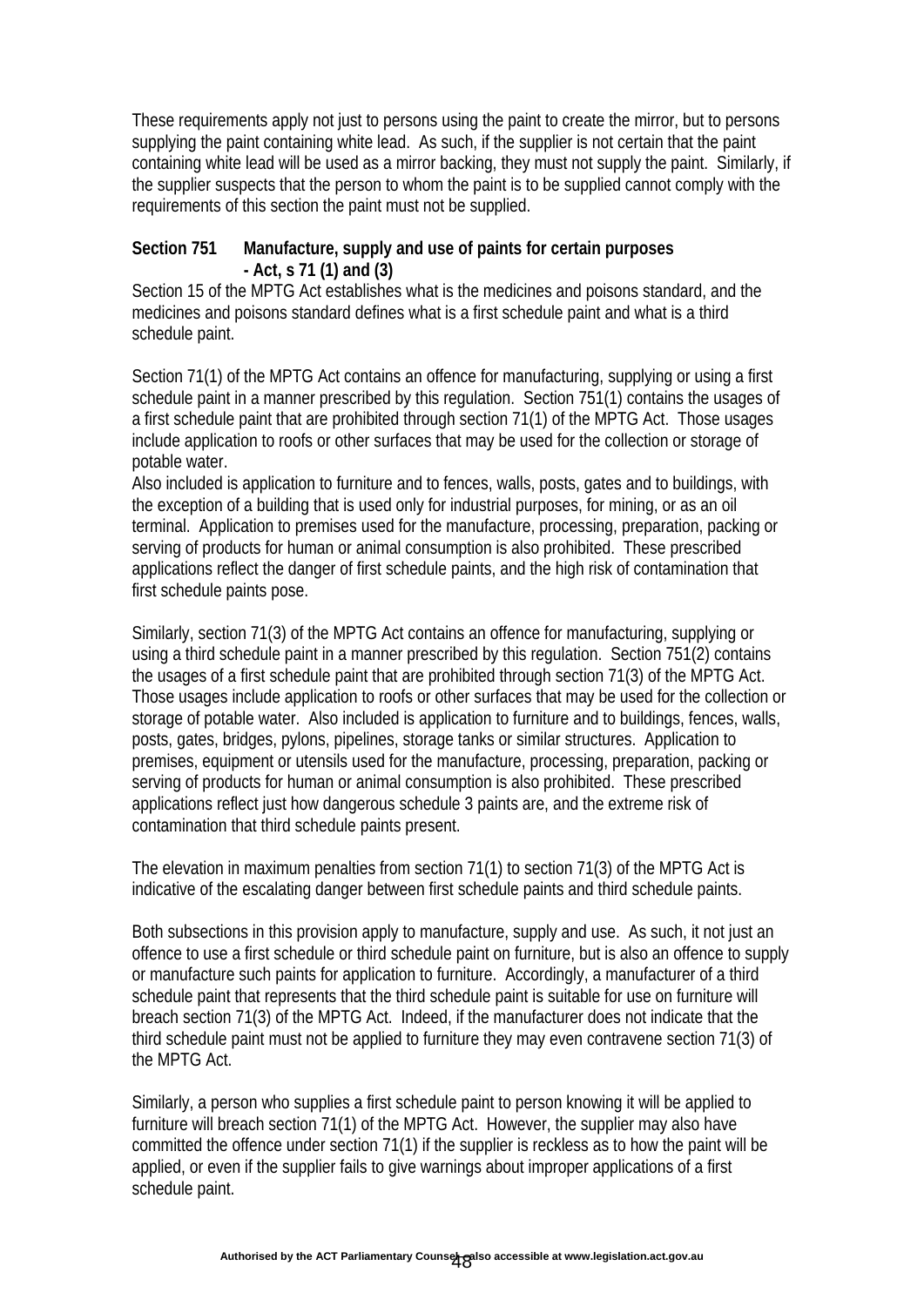These requirements apply not just to persons using the paint to create the mirror, but to persons supplying the paint containing white lead. As such, if the supplier is not certain that the paint containing white lead will be used as a mirror backing, they must not supply the paint. Similarly, if the supplier suspects that the person to whom the paint is to be supplied cannot comply with the requirements of this section the paint must not be supplied.

**Section 751 Manufacture, supply and use of paints for certain purposes - Act, s 71 (1) and (3)**

Section 15 of the MPTG Act establishes what is the medicines and poisons standard, and the medicines and poisons standard defines what is a first schedule paint and what is a third schedule paint.

Section 71(1) of the MPTG Act contains an offence for manufacturing, supplying or using a first schedule paint in a manner prescribed by this regulation. Section 751(1) contains the usages of a first schedule paint that are prohibited through section 71(1) of the MPTG Act. Those usages include application to roofs or other surfaces that may be used for the collection or storage of potable water.

Also included is application to furniture and to fences, walls, posts, gates and to buildings, with the exception of a building that is used only for industrial purposes, for mining, or as an oil terminal. Application to premises used for the manufacture, processing, preparation, packing or serving of products for human or animal consumption is also prohibited. These prescribed applications reflect the danger of first schedule paints, and the high risk of contamination that first schedule paints pose.

Similarly, section 71(3) of the MPTG Act contains an offence for manufacturing, supplying or using a third schedule paint in a manner prescribed by this regulation. Section 751(2) contains the usages of a first schedule paint that are prohibited through section 71(3) of the MPTG Act. Those usages include application to roofs or other surfaces that may be used for the collection or storage of potable water. Also included is application to furniture and to buildings, fences, walls, posts, gates, bridges, pylons, pipelines, storage tanks or similar structures. Application to premises, equipment or utensils used for the manufacture, processing, preparation, packing or serving of products for human or animal consumption is also prohibited. These prescribed applications reflect just how dangerous schedule 3 paints are, and the extreme risk of contamination that third schedule paints present.

The elevation in maximum penalties from section 71(1) to section 71(3) of the MPTG Act is indicative of the escalating danger between first schedule paints and third schedule paints.

Both subsections in this provision apply to manufacture, supply and use. As such, it not just an offence to use a first schedule or third schedule paint on furniture, but is also an offence to supply or manufacture such paints for application to furniture. Accordingly, a manufacturer of a third schedule paint that represents that the third schedule paint is suitable for use on furniture will breach section 71(3) of the MPTG Act. Indeed, if the manufacturer does not indicate that the third schedule paint must not be applied to furniture they may even contravene section 71(3) of the MPTG Act.

Similarly, a person who supplies a first schedule paint to person knowing it will be applied to furniture will breach section 71(1) of the MPTG Act. However, the supplier may also have committed the offence under section 71(1) if the supplier is reckless as to how the paint will be applied, or even if the supplier fails to give warnings about improper applications of a first schedule paint.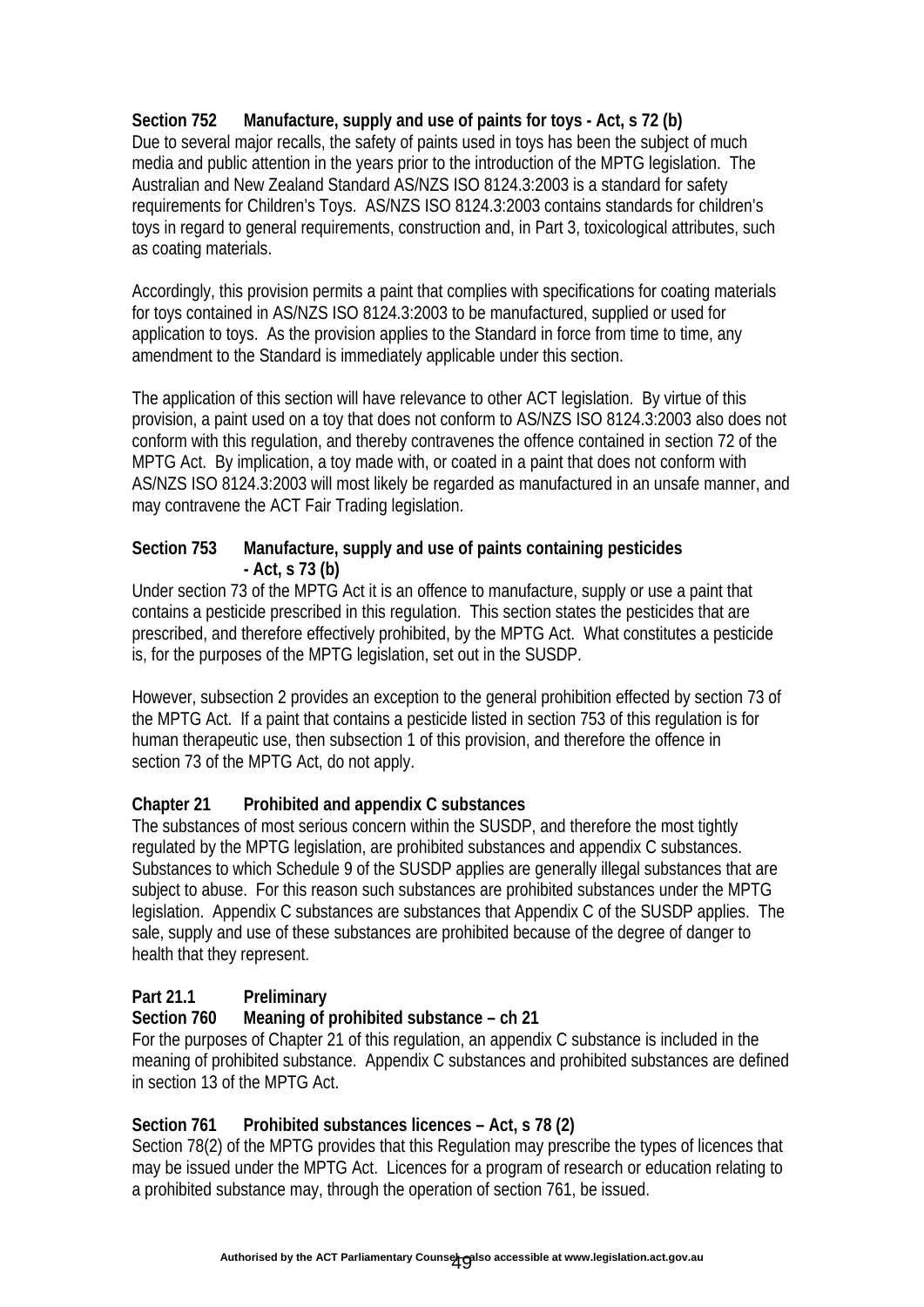**Section 752 Manufacture, supply and use of paints for toys - Act, s 72 (b)**

Due to several major recalls, the safety of paints used in toys has been the subject of much media and public attention in the years prior to the introduction of the MPTG legislation. The Australian and New Zealand Standard AS/NZS ISO 8124.3:2003 is a standard for safety requirements for Children's Toys. AS/NZS ISO 8124.3:2003 contains standards for children's toys in regard to general requirements, construction and, in Part 3, toxicological attributes, such as coating materials.

Accordingly, this provision permits a paint that complies with specifications for coating materials for toys contained in AS/NZS ISO 8124.3:2003 to be manufactured, supplied or used for application to toys. As the provision applies to the Standard in force from time to time, any amendment to the Standard is immediately applicable under this section.

The application of this section will have relevance to other ACT legislation. By virtue of this provision, a paint used on a toy that does not conform to AS/NZS ISO 8124.3:2003 also does not conform with this regulation, and thereby contravenes the offence contained in section 72 of the MPTG Act. By implication, a toy made with, or coated in a paint that does not conform with AS/NZS ISO 8124.3:2003 will most likely be regarded as manufactured in an unsafe manner, and may contravene the ACT Fair Trading legislation.

**Section 753 Manufacture, supply and use of paints containing pesticides - Act, s 73 (b)**

Under section 73 of the MPTG Act it is an offence to manufacture, supply or use a paint that contains a pesticide prescribed in this regulation. This section states the pesticides that are prescribed, and therefore effectively prohibited, by the MPTG Act. What constitutes a pesticide is, for the purposes of the MPTG legislation, set out in the SUSDP.

However, subsection 2 provides an exception to the general prohibition effected by section 73 of the MPTG Act. If a paint that contains a pesticide listed in section 753 of this regulation is for human therapeutic use, then subsection 1 of this provision, and therefore the offence in section 73 of the MPTG Act, do not apply.

**Chapter 21 Prohibited and appendix C substances**

The substances of most serious concern within the SUSDP, and therefore the most tightly regulated by the MPTG legislation, are prohibited substances and appendix C substances. Substances to which Schedule 9 of the SUSDP applies are generally illegal substances that are subject to abuse. For this reason such substances are prohibited substances under the MPTG legislation. Appendix C substances are substances that Appendix C of the SUSDP applies. The sale, supply and use of these substances are prohibited because of the degree of danger to health that they represent.

**Part 21.1 Preliminary**

**Section 760 Meaning of prohibited substance – ch 21**

For the purposes of Chapter 21 of this regulation, an appendix C substance is included in the meaning of prohibited substance. Appendix C substances and prohibited substances are defined in section 13 of the MPTG Act.

**Section 761 Prohibited substances licences – Act, s 78 (2)**

Section 78(2) of the MPTG provides that this Regulation may prescribe the types of licences that may be issued under the MPTG Act. Licences for a program of research or education relating to a prohibited substance may, through the operation of section 761, be issued.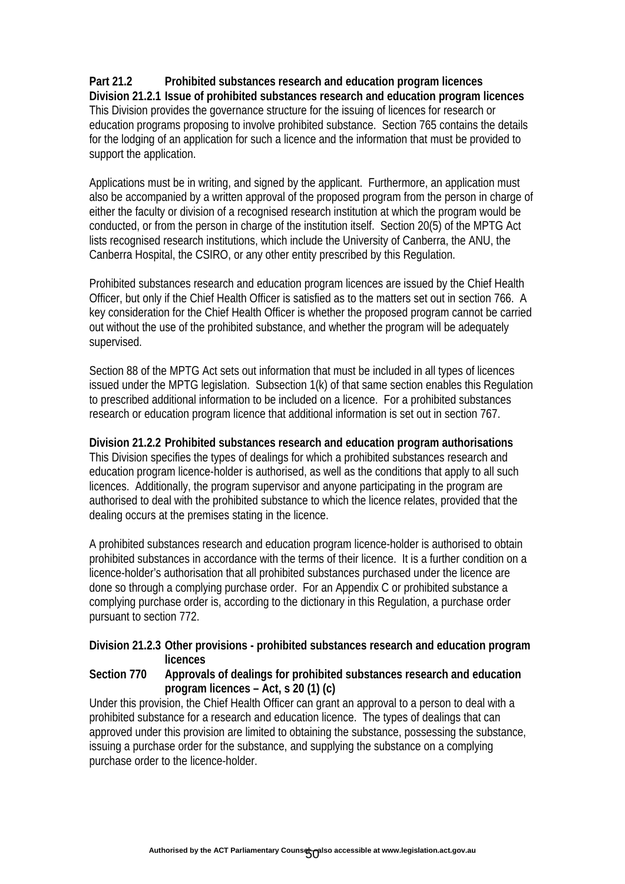**Part 21.2 Prohibited substances research and education program licences**

**Division 21.2.1 Issue of prohibited substances research and education program licences**

This Division provides the governance structure for the issuing of licences for research or education programs proposing to involve prohibited substance. Section 765 contains the details for the lodging of an application for such a licence and the information that must be provided to support the application.

Applications must be in writing, and signed by the applicant. Furthermore, an application must also be accompanied by a written approval of the proposed program from the person in charge of either the faculty or division of a recognised research institution at which the program would be conducted, or from the person in charge of the institution itself. Section 20(5) of the MPTG Act lists recognised research institutions, which include the University of Canberra, the ANU, the Canberra Hospital, the CSIRO, or any other entity prescribed by this Regulation.

Prohibited substances research and education program licences are issued by the Chief Health Officer, but only if the Chief Health Officer is satisfied as to the matters set out in section 766. A key consideration for the Chief Health Officer is whether the proposed program cannot be carried out without the use of the prohibited substance, and whether the program will be adequately supervised.

Section 88 of the MPTG Act sets out information that must be included in all types of licences issued under the MPTG legislation. Subsection 1(k) of that same section enables this Regulation to prescribed additional information to be included on a licence. For a prohibited substances research or education program licence that additional information is set out in section 767.

**Division 21.2.2 Prohibited substances research and education program authorisations**

This Division specifies the types of dealings for which a prohibited substances research and education program licence-holder is authorised, as well as the conditions that apply to all such licences. Additionally, the program supervisor and anyone participating in the program are authorised to deal with the prohibited substance to which the licence relates, provided that the dealing occurs at the premises stating in the licence.

A prohibited substances research and education program licence-holder is authorised to obtain prohibited substances in accordance with the terms of their licence. It is a further condition on a licence-holder's authorisation that all prohibited substances purchased under the licence are done so through a complying purchase order. For an Appendix C or prohibited substance a complying purchase order is, according to the dictionary in this Regulation, a purchase order pursuant to section 772.

**Division 21.2.3 Other provisions - prohibited substances research and education program licences**

**Section 770 Approvals of dealings for prohibited substances research and education program licences – Act, s 20 (1) (c)**

Under this provision, the Chief Health Officer can grant an approval to a person to deal with a prohibited substance for a research and education licence. The types of dealings that can approved under this provision are limited to obtaining the substance, possessing the substance, issuing a purchase order for the substance, and supplying the substance on a complying purchase order to the licence-holder.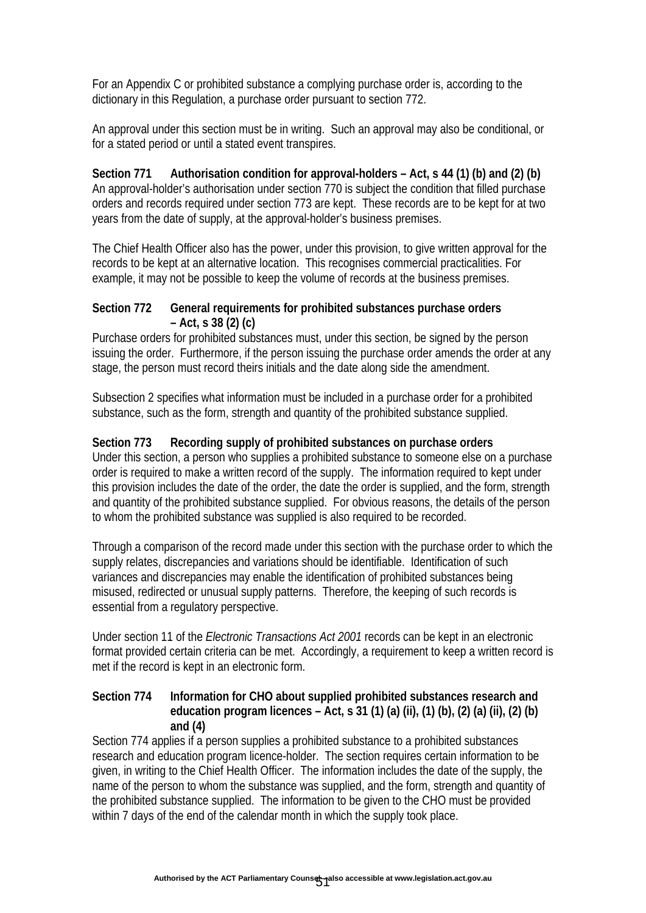For an Appendix C or prohibited substance a complying purchase order is, according to the dictionary in this Regulation, a purchase order pursuant to section 772.

An approval under this section must be in writing. Such an approval may also be conditional, or for a stated period or until a stated event transpires.

**Section 771 Authorisation condition for approval-holders – Act, s 44 (1) (b) and (2) (b)**
An approval-holder's authorisation under section 770 is subject the condition that filled purchase orders and records required under section 773 are kept. These records are to be kept for at two years from the date of supply, at the approval-holder's business premises.

The Chief Health Officer also has the power, under this provision, to give written approval for the records to be kept at an alternative location. This recognises commercial practicalities. For example, it may not be possible to keep the volume of records at the business premises.

**Section 772 General requirements for prohibited substances purchase orders – Act, s 38 (2) (c)**
Purchase orders for prohibited substances must, under this section, be signed by the person issuing the order. Furthermore, if the person issuing the purchase order amends the order at any stage, the person must record theirs initials and the date along side the amendment.

Subsection 2 specifies what information must be included in a purchase order for a prohibited substance, such as the form, strength and quantity of the prohibited substance supplied.

**Section 773 Recording supply of prohibited substances on purchase orders**
Under this section, a person who supplies a prohibited substance to someone else on a purchase order is required to make a written record of the supply. The information required to kept under this provision includes the date of the order, the date the order is supplied, and the form, strength and quantity of the prohibited substance supplied. For obvious reasons, the details of the person to whom the prohibited substance was supplied is also required to be recorded.

Through a comparison of the record made under this section with the purchase order to which the supply relates, discrepancies and variations should be identifiable. Identification of such variances and discrepancies may enable the identification of prohibited substances being misused, redirected or unusual supply patterns. Therefore, the keeping of such records is essential from a regulatory perspective.

Under section 11 of the *Electronic Transactions Act 2001* records can be kept in an electronic format provided certain criteria can be met. Accordingly, a requirement to keep a written record is met if the record is kept in an electronic form.

**Section 774 Information for CHO about supplied prohibited substances research and education program licences – Act, s 31 (1) (a) (ii), (1) (b), (2) (a) (ii), (2) (b) and (4)**
Section 774 applies if a person supplies a prohibited substance to a prohibited substances research and education program licence-holder. The section requires certain information to be given, in writing to the Chief Health Officer. The information includes the date of the supply, the name of the person to whom the substance was supplied, and the form, strength and quantity of the prohibited substance supplied. The information to be given to the CHO must be provided within 7 days of the end of the calendar month in which the supply took place.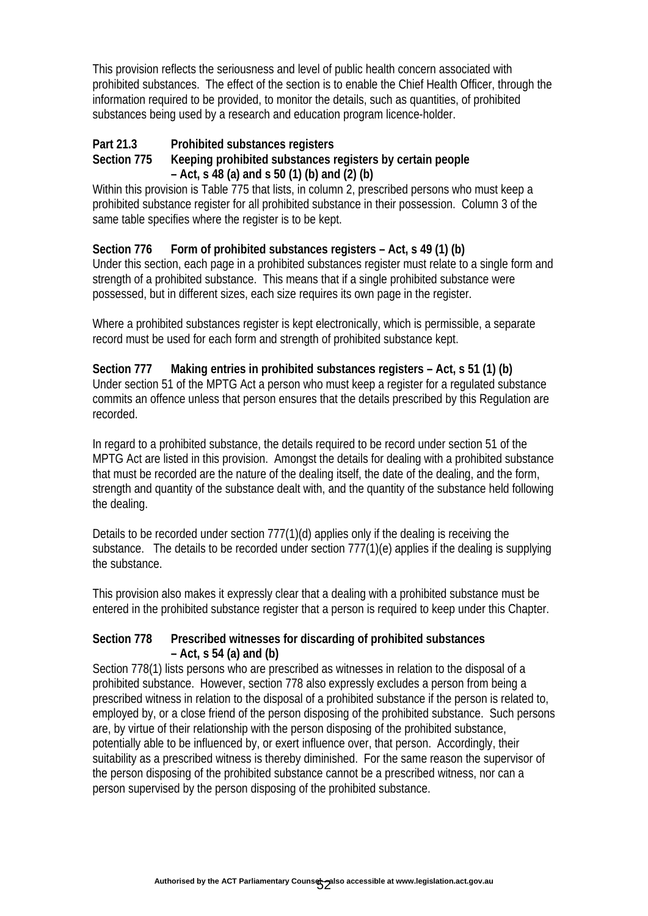This provision reflects the seriousness and level of public health concern associated with prohibited substances. The effect of the section is to enable the Chief Health Officer, through the information required to be provided, to monitor the details, such as quantities, of prohibited substances being used by a research and education program licence-holder.

**Part 21.3 Prohibited substances registers**

**Section 775 Keeping prohibited substances registers by certain people – Act, s 48 (a) and s 50 (1) (b) and (2) (b)**

Within this provision is Table 775 that lists, in column 2, prescribed persons who must keep a prohibited substance register for all prohibited substance in their possession. Column 3 of the same table specifies where the register is to be kept.

**Section 776 Form of prohibited substances registers – Act, s 49 (1) (b)**

Under this section, each page in a prohibited substances register must relate to a single form and strength of a prohibited substance. This means that if a single prohibited substance were possessed, but in different sizes, each size requires its own page in the register.

Where a prohibited substances register is kept electronically, which is permissible, a separate record must be used for each form and strength of prohibited substance kept.

**Section 777 Making entries in prohibited substances registers – Act, s 51 (1) (b)**

Under section 51 of the MPTG Act a person who must keep a register for a regulated substance commits an offence unless that person ensures that the details prescribed by this Regulation are recorded.

In regard to a prohibited substance, the details required to be record under section 51 of the MPTG Act are listed in this provision. Amongst the details for dealing with a prohibited substance that must be recorded are the nature of the dealing itself, the date of the dealing, and the form, strength and quantity of the substance dealt with, and the quantity of the substance held following the dealing.

Details to be recorded under section 777(1)(d) applies only if the dealing is receiving the substance. The details to be recorded under section 777(1)(e) applies if the dealing is supplying the substance.

This provision also makes it expressly clear that a dealing with a prohibited substance must be entered in the prohibited substance register that a person is required to keep under this Chapter.

**Section 778 Prescribed witnesses for discarding of prohibited substances – Act, s 54 (a) and (b)**

Section 778(1) lists persons who are prescribed as witnesses in relation to the disposal of a prohibited substance. However, section 778 also expressly excludes a person from being a prescribed witness in relation to the disposal of a prohibited substance if the person is related to, employed by, or a close friend of the person disposing of the prohibited substance. Such persons are, by virtue of their relationship with the person disposing of the prohibited substance, potentially able to be influenced by, or exert influence over, that person. Accordingly, their suitability as a prescribed witness is thereby diminished. For the same reason the supervisor of the person disposing of the prohibited substance cannot be a prescribed witness, nor can a person supervised by the person disposing of the prohibited substance.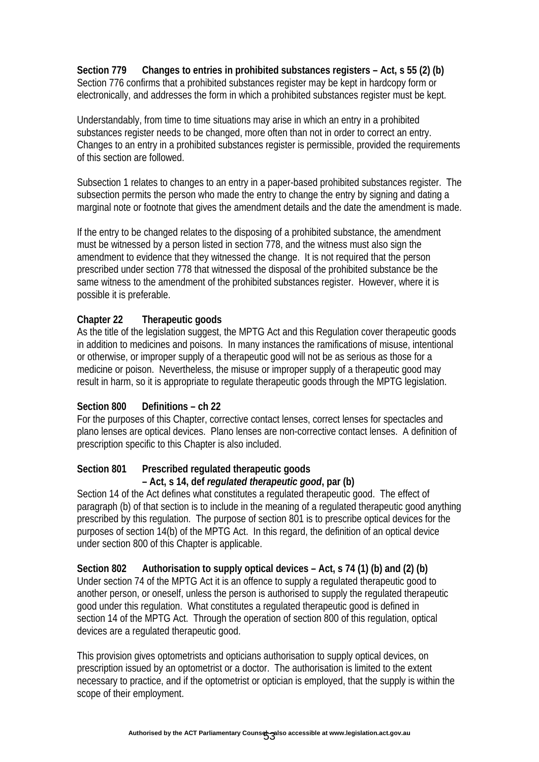**Section 779 Changes to entries in prohibited substances registers – Act, s 55 (2) (b)**

Section 776 confirms that a prohibited substances register may be kept in hardcopy form or electronically, and addresses the form in which a prohibited substances register must be kept.

Understandably, from time to time situations may arise in which an entry in a prohibited substances register needs to be changed, more often than not in order to correct an entry. Changes to an entry in a prohibited substances register is permissible, provided the requirements of this section are followed.

Subsection 1 relates to changes to an entry in a paper-based prohibited substances register. The subsection permits the person who made the entry to change the entry by signing and dating a marginal note or footnote that gives the amendment details and the date the amendment is made.

If the entry to be changed relates to the disposing of a prohibited substance, the amendment must be witnessed by a person listed in section 778, and the witness must also sign the amendment to evidence that they witnessed the change. It is not required that the person prescribed under section 778 that witnessed the disposal of the prohibited substance be the same witness to the amendment of the prohibited substances register. However, where it is possible it is preferable.

**Chapter 22 Therapeutic goods**

As the title of the legislation suggest, the MPTG Act and this Regulation cover therapeutic goods in addition to medicines and poisons. In many instances the ramifications of misuse, intentional or otherwise, or improper supply of a therapeutic good will not be as serious as those for a medicine or poison. Nevertheless, the misuse or improper supply of a therapeutic good may result in harm, so it is appropriate to regulate therapeutic goods through the MPTG legislation.

**Section 800 Definitions – ch 22**

For the purposes of this Chapter, corrective contact lenses, correct lenses for spectacles and plano lenses are optical devices. Plano lenses are non-corrective contact lenses. A definition of prescription specific to this Chapter is also included.

**Section 801 Prescribed regulated therapeutic goods – Act, s 14, def *regulated therapeutic good*, par (b)**

Section 14 of the Act defines what constitutes a regulated therapeutic good. The effect of paragraph (b) of that section is to include in the meaning of a regulated therapeutic good anything prescribed by this regulation. The purpose of section 801 is to prescribe optical devices for the purposes of section 14(b) of the MPTG Act. In this regard, the definition of an optical device under section 800 of this Chapter is applicable.

**Section 802 Authorisation to supply optical devices – Act, s 74 (1) (b) and (2) (b)**

Under section 74 of the MPTG Act it is an offence to supply a regulated therapeutic good to another person, or oneself, unless the person is authorised to supply the regulated therapeutic good under this regulation. What constitutes a regulated therapeutic good is defined in section 14 of the MPTG Act. Through the operation of section 800 of this regulation, optical devices are a regulated therapeutic good.

This provision gives optometrists and opticians authorisation to supply optical devices, on prescription issued by an optometrist or a doctor. The authorisation is limited to the extent necessary to practice, and if the optometrist or optician is employed, that the supply is within the scope of their employment.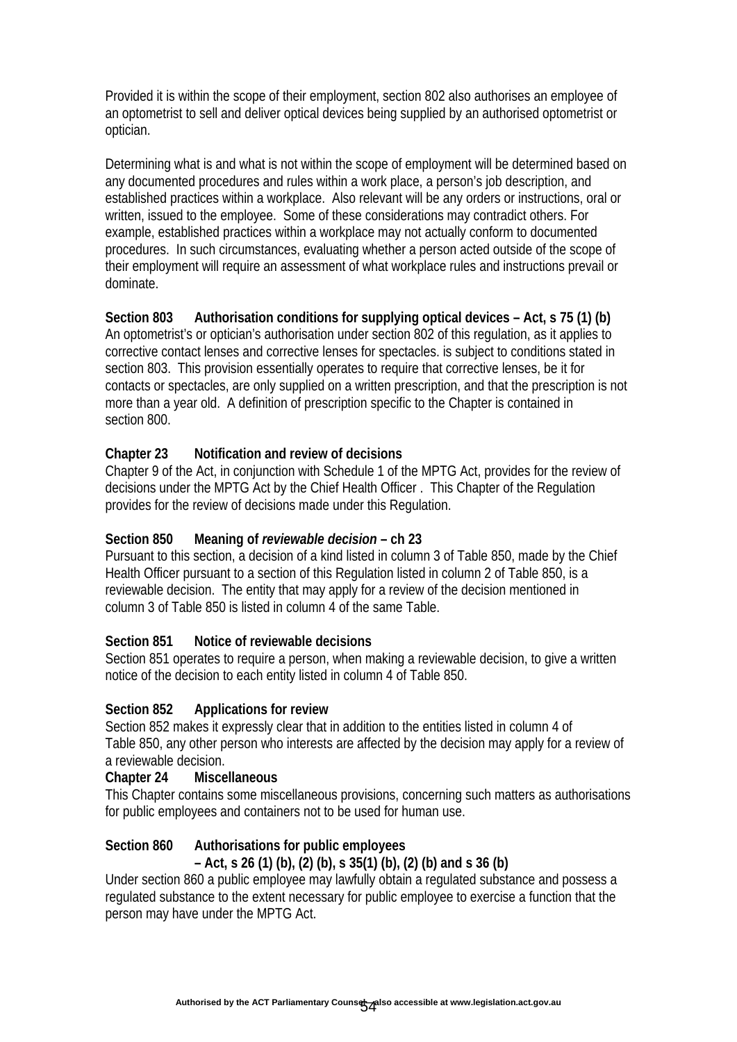Provided it is within the scope of their employment, section 802 also authorises an employee of an optometrist to sell and deliver optical devices being supplied by an authorised optometrist or optician.

Determining what is and what is not within the scope of employment will be determined based on any documented procedures and rules within a work place, a person's job description, and established practices within a workplace. Also relevant will be any orders or instructions, oral or written, issued to the employee. Some of these considerations may contradict others. For example, established practices within a workplace may not actually conform to documented procedures. In such circumstances, evaluating whether a person acted outside of the scope of their employment will require an assessment of what workplace rules and instructions prevail or dominate.

**Section 803 Authorisation conditions for supplying optical devices – Act, s 75 (1) (b)**

An optometrist's or optician's authorisation under section 802 of this regulation, as it applies to corrective contact lenses and corrective lenses for spectacles. is subject to conditions stated in section 803. This provision essentially operates to require that corrective lenses, be it for contacts or spectacles, are only supplied on a written prescription, and that the prescription is not more than a year old. A definition of prescription specific to the Chapter is contained in section 800.

**Chapter 23 Notification and review of decisions**

Chapter 9 of the Act, in conjunction with Schedule 1 of the MPTG Act, provides for the review of decisions under the MPTG Act by the Chief Health Officer . This Chapter of the Regulation provides for the review of decisions made under this Regulation.

**Section 850 Meaning of *reviewable decision* – ch 23**

Pursuant to this section, a decision of a kind listed in column 3 of Table 850, made by the Chief Health Officer pursuant to a section of this Regulation listed in column 2 of Table 850, is a reviewable decision. The entity that may apply for a review of the decision mentioned in column 3 of Table 850 is listed in column 4 of the same Table.

**Section 851 Notice of reviewable decisions**

Section 851 operates to require a person, when making a reviewable decision, to give a written notice of the decision to each entity listed in column 4 of Table 850.

**Section 852 Applications for review**

Section 852 makes it expressly clear that in addition to the entities listed in column 4 of Table 850, any other person who interests are affected by the decision may apply for a review of a reviewable decision.

**Chapter 24 Miscellaneous**

This Chapter contains some miscellaneous provisions, concerning such matters as authorisations for public employees and containers not to be used for human use.

**Section 860 Authorisations for public employees – Act, s 26 (1) (b), (2) (b), s 35(1) (b), (2) (b) and s 36 (b)**

Under section 860 a public employee may lawfully obtain a regulated substance and possess a regulated substance to the extent necessary for public employee to exercise a function that the person may have under the MPTG Act.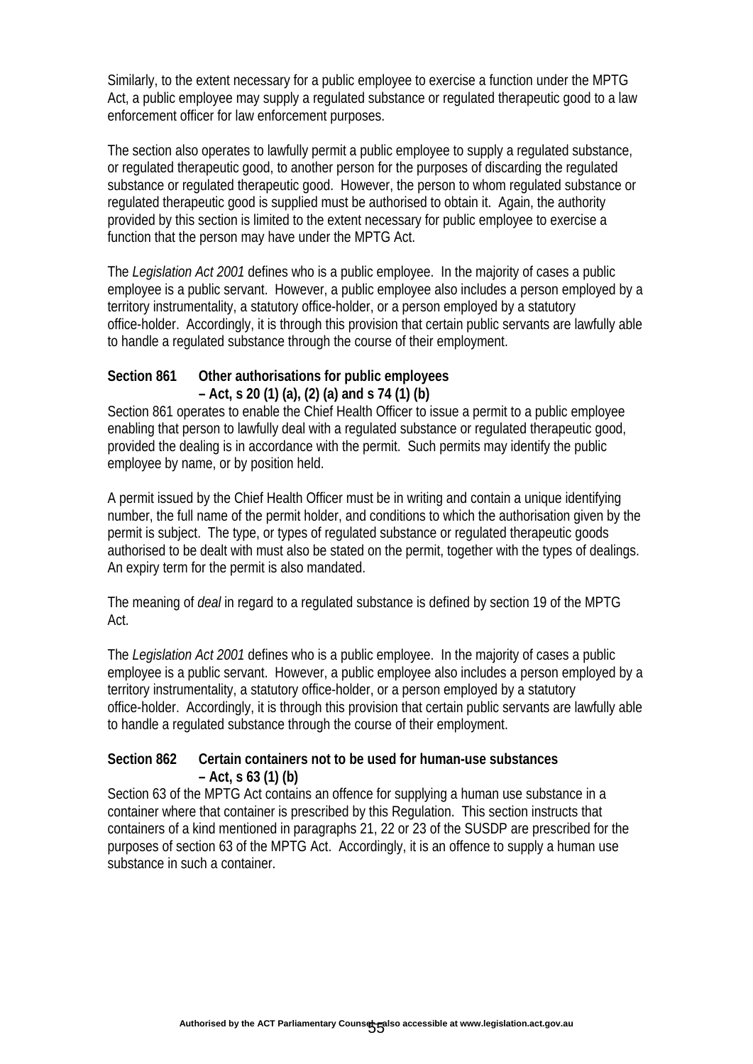Similarly, to the extent necessary for a public employee to exercise a function under the MPTG Act, a public employee may supply a regulated substance or regulated therapeutic good to a law enforcement officer for law enforcement purposes.

The section also operates to lawfully permit a public employee to supply a regulated substance, or regulated therapeutic good, to another person for the purposes of discarding the regulated substance or regulated therapeutic good. However, the person to whom regulated substance or regulated therapeutic good is supplied must be authorised to obtain it. Again, the authority provided by this section is limited to the extent necessary for public employee to exercise a function that the person may have under the MPTG Act.

The *Legislation Act 2001* defines who is a public employee. In the majority of cases a public employee is a public servant. However, a public employee also includes a person employed by a territory instrumentality, a statutory office-holder, or a person employed by a statutory office-holder. Accordingly, it is through this provision that certain public servants are lawfully able to handle a regulated substance through the course of their employment.

**Section 861 Other authorisations for public employees – Act, s 20 (1) (a), (2) (a) and s 74 (1) (b)**

Section 861 operates to enable the Chief Health Officer to issue a permit to a public employee enabling that person to lawfully deal with a regulated substance or regulated therapeutic good, provided the dealing is in accordance with the permit. Such permits may identify the public employee by name, or by position held.

A permit issued by the Chief Health Officer must be in writing and contain a unique identifying number, the full name of the permit holder, and conditions to which the authorisation given by the permit is subject. The type, or types of regulated substance or regulated therapeutic goods authorised to be dealt with must also be stated on the permit, together with the types of dealings. An expiry term for the permit is also mandated.

The meaning of *deal* in regard to a regulated substance is defined by section 19 of the MPTG Act.

The *Legislation Act 2001* defines who is a public employee. In the majority of cases a public employee is a public servant. However, a public employee also includes a person employed by a territory instrumentality, a statutory office-holder, or a person employed by a statutory office-holder. Accordingly, it is through this provision that certain public servants are lawfully able to handle a regulated substance through the course of their employment.

**Section 862 Certain containers not to be used for human-use substances – Act, s 63 (1) (b)**

Section 63 of the MPTG Act contains an offence for supplying a human use substance in a container where that container is prescribed by this Regulation. This section instructs that containers of a kind mentioned in paragraphs 21, 22 or 23 of the SUSDP are prescribed for the purposes of section 63 of the MPTG Act. Accordingly, it is an offence to supply a human use substance in such a container.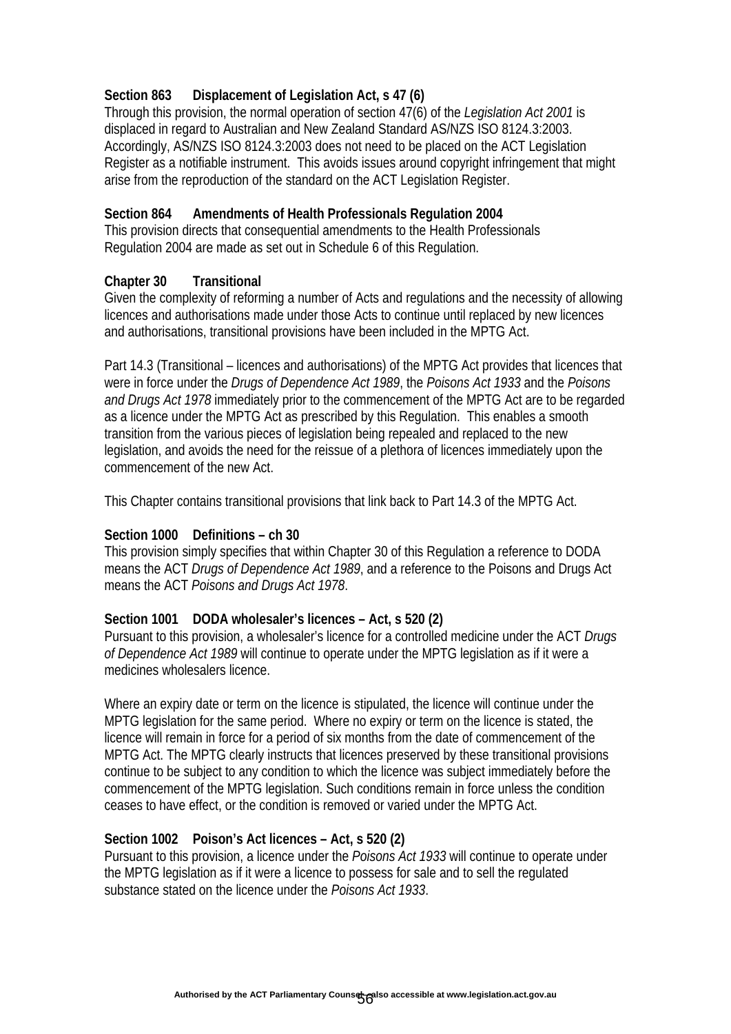**Section 863 Displacement of Legislation Act, s 47 (6)**
Through this provision, the normal operation of section 47(6) of the *Legislation Act 2001* is displaced in regard to Australian and New Zealand Standard AS/NZS ISO 8124.3:2003. Accordingly, AS/NZS ISO 8124.3:2003 does not need to be placed on the ACT Legislation Register as a notifiable instrument. This avoids issues around copyright infringement that might arise from the reproduction of the standard on the ACT Legislation Register.

**Section 864 Amendments of Health Professionals Regulation 2004**
This provision directs that consequential amendments to the Health Professionals Regulation 2004 are made as set out in Schedule 6 of this Regulation.

**Chapter 30 Transitional**
Given the complexity of reforming a number of Acts and regulations and the necessity of allowing licences and authorisations made under those Acts to continue until replaced by new licences and authorisations, transitional provisions have been included in the MPTG Act.

Part 14.3 (Transitional – licences and authorisations) of the MPTG Act provides that licences that were in force under the *Drugs of Dependence Act 1989*, the *Poisons Act 1933* and the *Poisons and Drugs Act 1978* immediately prior to the commencement of the MPTG Act are to be regarded as a licence under the MPTG Act as prescribed by this Regulation. This enables a smooth transition from the various pieces of legislation being repealed and replaced to the new legislation, and avoids the need for the reissue of a plethora of licences immediately upon the commencement of the new Act.

This Chapter contains transitional provisions that link back to Part 14.3 of the MPTG Act.

**Section 1000 Definitions – ch 30**
This provision simply specifies that within Chapter 30 of this Regulation a reference to DODA means the ACT *Drugs of Dependence Act 1989*, and a reference to the Poisons and Drugs Act means the ACT *Poisons and Drugs Act 1978*.

**Section 1001 DODA wholesaler's licences – Act, s 520 (2)**
Pursuant to this provision, a wholesaler's licence for a controlled medicine under the ACT *Drugs of Dependence Act 1989* will continue to operate under the MPTG legislation as if it were a medicines wholesalers licence.

Where an expiry date or term on the licence is stipulated, the licence will continue under the MPTG legislation for the same period. Where no expiry or term on the licence is stated, the licence will remain in force for a period of six months from the date of commencement of the MPTG Act. The MPTG clearly instructs that licences preserved by these transitional provisions continue to be subject to any condition to which the licence was subject immediately before the commencement of the MPTG legislation. Such conditions remain in force unless the condition ceases to have effect, or the condition is removed or varied under the MPTG Act.

**Section 1002 Poison's Act licences – Act, s 520 (2)**
Pursuant to this provision, a licence under the *Poisons Act 1933* will continue to operate under the MPTG legislation as if it were a licence to possess for sale and to sell the regulated substance stated on the licence under the *Poisons Act 1933*.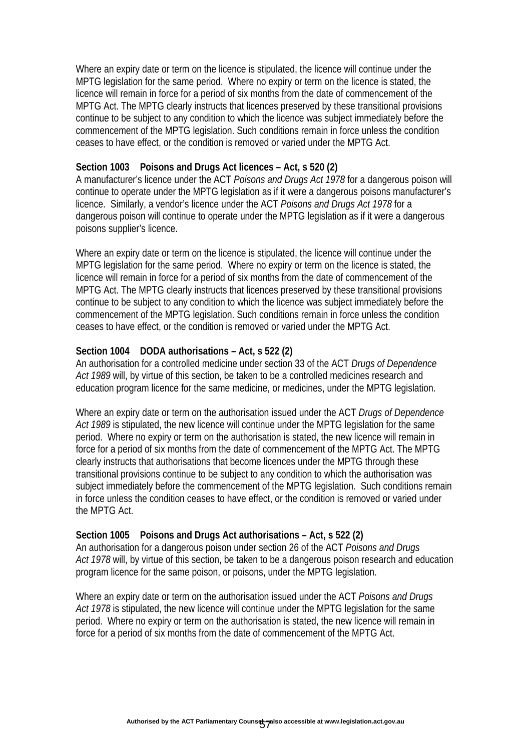Where an expiry date or term on the licence is stipulated, the licence will continue under the MPTG legislation for the same period. Where no expiry or term on the licence is stated, the licence will remain in force for a period of six months from the date of commencement of the MPTG Act. The MPTG clearly instructs that licences preserved by these transitional provisions continue to be subject to any condition to which the licence was subject immediately before the commencement of the MPTG legislation. Such conditions remain in force unless the condition ceases to have effect, or the condition is removed or varied under the MPTG Act.

**Section 1003 Poisons and Drugs Act licences – Act, s 520 (2)**
A manufacturer's licence under the ACT *Poisons and Drugs Act 1978* for a dangerous poison will continue to operate under the MPTG legislation as if it were a dangerous poisons manufacturer's licence. Similarly, a vendor's licence under the ACT *Poisons and Drugs Act 1978* for a dangerous poison will continue to operate under the MPTG legislation as if it were a dangerous poisons supplier's licence.

Where an expiry date or term on the licence is stipulated, the licence will continue under the MPTG legislation for the same period. Where no expiry or term on the licence is stated, the licence will remain in force for a period of six months from the date of commencement of the MPTG Act. The MPTG clearly instructs that licences preserved by these transitional provisions continue to be subject to any condition to which the licence was subject immediately before the commencement of the MPTG legislation. Such conditions remain in force unless the condition ceases to have effect, or the condition is removed or varied under the MPTG Act.

**Section 1004 DODA authorisations – Act, s 522 (2)**
An authorisation for a controlled medicine under section 33 of the ACT *Drugs of Dependence Act 1989* will, by virtue of this section, be taken to be a controlled medicines research and education program licence for the same medicine, or medicines, under the MPTG legislation.

Where an expiry date or term on the authorisation issued under the ACT *Drugs of Dependence Act 1989* is stipulated, the new licence will continue under the MPTG legislation for the same period. Where no expiry or term on the authorisation is stated, the new licence will remain in force for a period of six months from the date of commencement of the MPTG Act. The MPTG clearly instructs that authorisations that become licences under the MPTG through these transitional provisions continue to be subject to any condition to which the authorisation was subject immediately before the commencement of the MPTG legislation. Such conditions remain in force unless the condition ceases to have effect, or the condition is removed or varied under the MPTG Act.

**Section 1005 Poisons and Drugs Act authorisations – Act, s 522 (2)**
An authorisation for a dangerous poison under section 26 of the ACT *Poisons and Drugs Act 1978* will, by virtue of this section, be taken to be a dangerous poison research and education program licence for the same poison, or poisons, under the MPTG legislation.

Where an expiry date or term on the authorisation issued under the ACT *Poisons and Drugs Act 1978* is stipulated, the new licence will continue under the MPTG legislation for the same period. Where no expiry or term on the authorisation is stated, the new licence will remain in force for a period of six months from the date of commencement of the MPTG Act.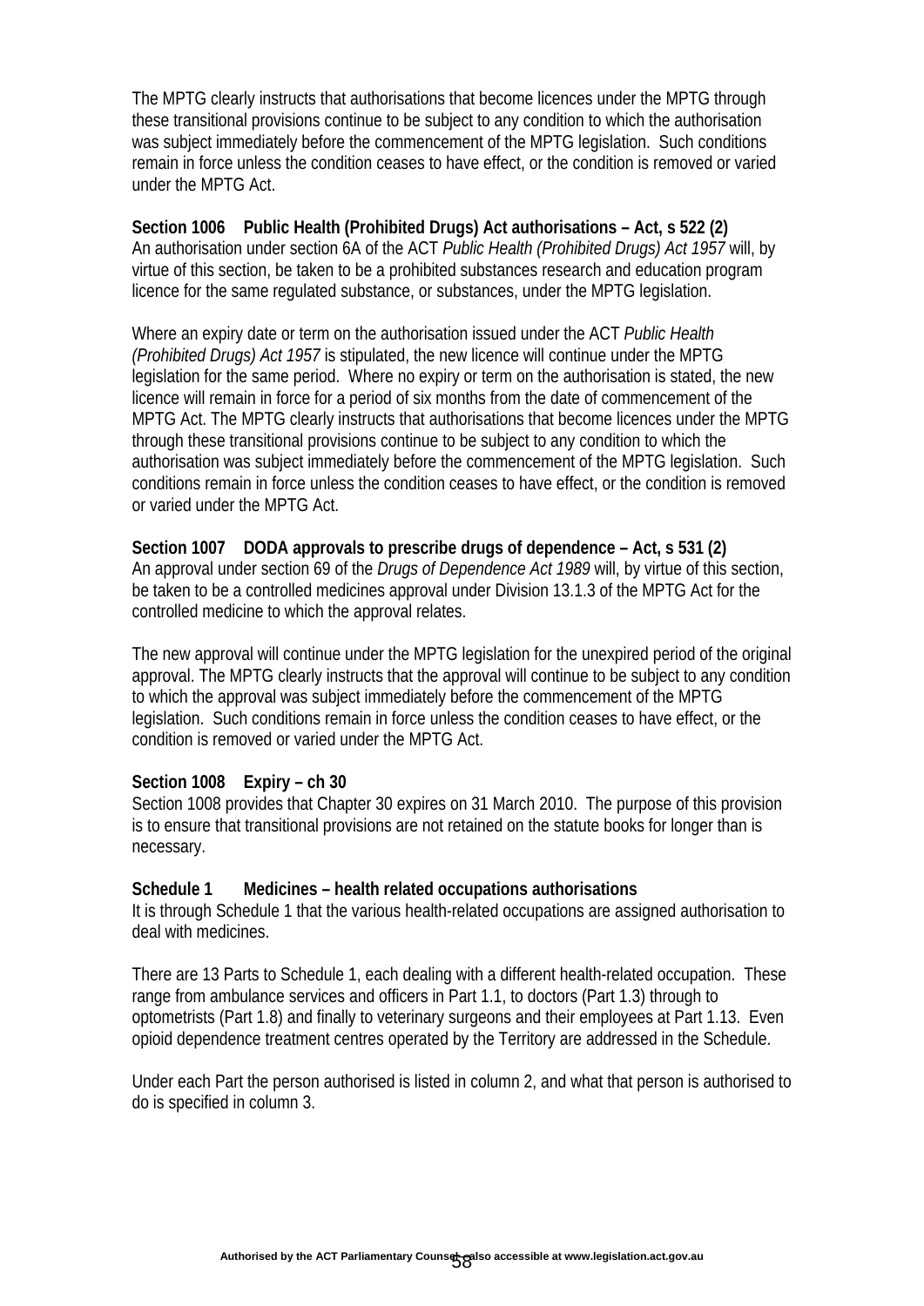The MPTG clearly instructs that authorisations that become licences under the MPTG through these transitional provisions continue to be subject to any condition to which the authorisation was subject immediately before the commencement of the MPTG legislation. Such conditions remain in force unless the condition ceases to have effect, or the condition is removed or varied under the MPTG Act.

**Section 1006 Public Health (Prohibited Drugs) Act authorisations – Act, s 522 (2)**
An authorisation under section 6A of the ACT *Public Health (Prohibited Drugs) Act 1957* will, by virtue of this section, be taken to be a prohibited substances research and education program licence for the same regulated substance, or substances, under the MPTG legislation.

Where an expiry date or term on the authorisation issued under the ACT *Public Health (Prohibited Drugs) Act 1957* is stipulated, the new licence will continue under the MPTG legislation for the same period. Where no expiry or term on the authorisation is stated, the new licence will remain in force for a period of six months from the date of commencement of the MPTG Act. The MPTG clearly instructs that authorisations that become licences under the MPTG through these transitional provisions continue to be subject to any condition to which the authorisation was subject immediately before the commencement of the MPTG legislation. Such conditions remain in force unless the condition ceases to have effect, or the condition is removed or varied under the MPTG Act.

**Section 1007 DODA approvals to prescribe drugs of dependence – Act, s 531 (2)**
An approval under section 69 of the *Drugs of Dependence Act 1989* will, by virtue of this section, be taken to be a controlled medicines approval under Division 13.1.3 of the MPTG Act for the controlled medicine to which the approval relates.

The new approval will continue under the MPTG legislation for the unexpired period of the original approval. The MPTG clearly instructs that the approval will continue to be subject to any condition to which the approval was subject immediately before the commencement of the MPTG legislation. Such conditions remain in force unless the condition ceases to have effect, or the condition is removed or varied under the MPTG Act.

**Section 1008 Expiry – ch 30**
Section 1008 provides that Chapter 30 expires on 31 March 2010. The purpose of this provision is to ensure that transitional provisions are not retained on the statute books for longer than is necessary.

**Schedule 1 Medicines – health related occupations authorisations**
It is through Schedule 1 that the various health-related occupations are assigned authorisation to deal with medicines.

There are 13 Parts to Schedule 1, each dealing with a different health-related occupation. These range from ambulance services and officers in Part 1.1, to doctors (Part 1.3) through to optometrists (Part 1.8) and finally to veterinary surgeons and their employees at Part 1.13. Even opioid dependence treatment centres operated by the Territory are addressed in the Schedule.

Under each Part the person authorised is listed in column 2, and what that person is authorised to do is specified in column 3.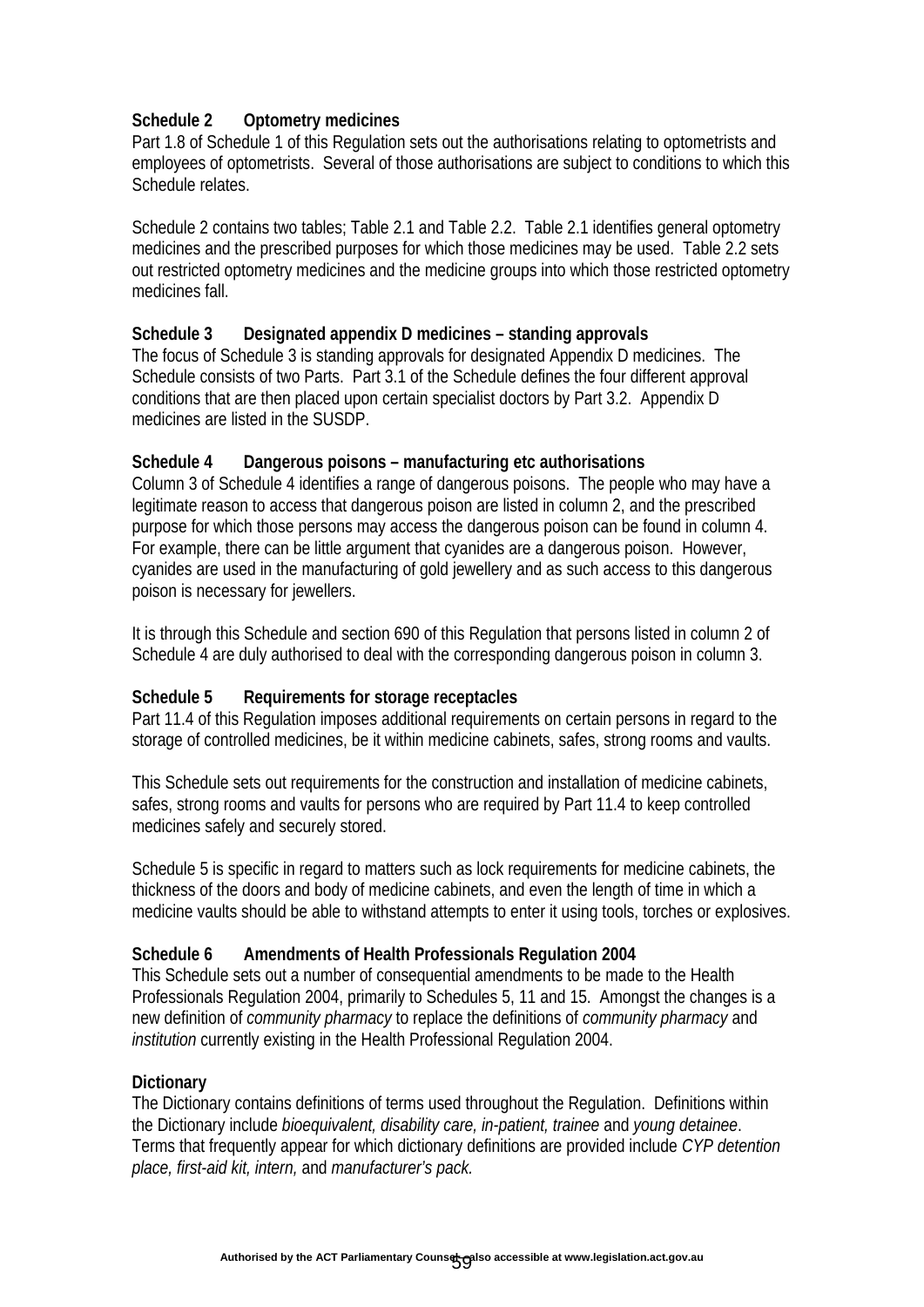**Schedule 2 Optometry medicines**

Part 1.8 of Schedule 1 of this Regulation sets out the authorisations relating to optometrists and employees of optometrists. Several of those authorisations are subject to conditions to which this Schedule relates.

Schedule 2 contains two tables; Table 2.1 and Table 2.2. Table 2.1 identifies general optometry medicines and the prescribed purposes for which those medicines may be used. Table 2.2 sets out restricted optometry medicines and the medicine groups into which those restricted optometry medicines fall.

**Schedule 3 Designated appendix D medicines – standing approvals**

The focus of Schedule 3 is standing approvals for designated Appendix D medicines. The Schedule consists of two Parts. Part 3.1 of the Schedule defines the four different approval conditions that are then placed upon certain specialist doctors by Part 3.2. Appendix D medicines are listed in the SUSDP.

**Schedule 4 Dangerous poisons – manufacturing etc authorisations**

Column 3 of Schedule 4 identifies a range of dangerous poisons. The people who may have a legitimate reason to access that dangerous poison are listed in column 2, and the prescribed purpose for which those persons may access the dangerous poison can be found in column 4. For example, there can be little argument that cyanides are a dangerous poison. However, cyanides are used in the manufacturing of gold jewellery and as such access to this dangerous poison is necessary for jewellers.

It is through this Schedule and section 690 of this Regulation that persons listed in column 2 of Schedule 4 are duly authorised to deal with the corresponding dangerous poison in column 3.

**Schedule 5 Requirements for storage receptacles**

Part 11.4 of this Regulation imposes additional requirements on certain persons in regard to the storage of controlled medicines, be it within medicine cabinets, safes, strong rooms and vaults.

This Schedule sets out requirements for the construction and installation of medicine cabinets, safes, strong rooms and vaults for persons who are required by Part 11.4 to keep controlled medicines safely and securely stored.

Schedule 5 is specific in regard to matters such as lock requirements for medicine cabinets, the thickness of the doors and body of medicine cabinets, and even the length of time in which a medicine vaults should be able to withstand attempts to enter it using tools, torches or explosives.

**Schedule 6 Amendments of Health Professionals Regulation 2004**

This Schedule sets out a number of consequential amendments to be made to the Health Professionals Regulation 2004, primarily to Schedules 5, 11 and 15. Amongst the changes is a new definition of *community pharmacy* to replace the definitions of *community pharmacy* and *institution* currently existing in the Health Professional Regulation 2004.

**Dictionary**

The Dictionary contains definitions of terms used throughout the Regulation. Definitions within the Dictionary include *bioequivalent, disability care, in-patient, trainee* and *young detainee*. Terms that frequently appear for which dictionary definitions are provided include *CYP detention place, first-aid kit, intern,* and *manufacturer's pack.*